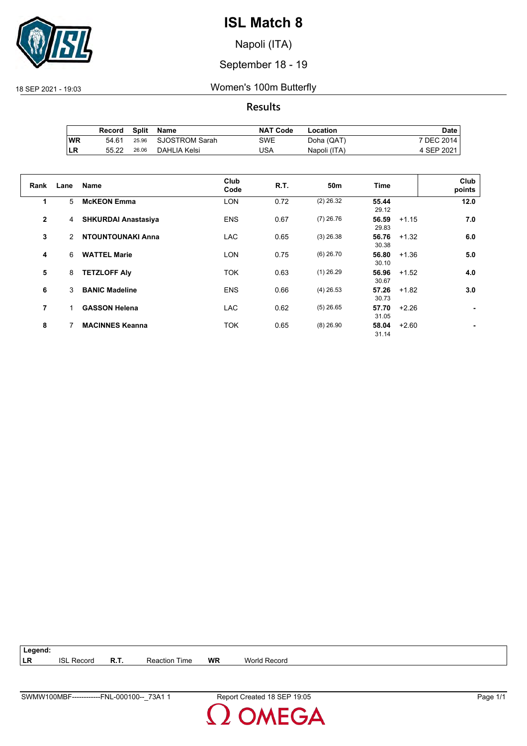# ISL Match 8

Napoli (ITA)

September 18 - 19

18 SEP 2021 - 19:03

## Women's 100m Butterfly

### Results

| | Record | Split | Name | NAT Code | Location | Date |
|---|---|---|---|---|---|---|
| WR | 54.61 | 25.96 | SJOSTROM Sarah | SWE | Doha (QAT) | 7 DEC 2014 |
| LR | 55.22 | 26.06 | DAHLIA Kelsi | USA | Napoli (ITA) | 4 SEP 2021 |

| Rank | Lane | Name | Club Code | R.T. | 50m | Time | | Club points |
|---|---|---|---|---|---|---|---|---|
| 1 | 5 | **McKEON Emma** | LON | 0.72 | (2) 26.32 | **55.44** 29.12 | | **12.0** |
| 2 | 4 | **SHKURDAI Anastasiya** | ENS | 0.67 | (7) 26.76 | **56.59** 29.83 | +1.15 | **7.0** |
| 3 | 2 | **NTOUNTOUNAKI Anna** | LAC | 0.65 | (3) 26.38 | **56.76** 30.38 | +1.32 | **6.0** |
| 4 | 6 | **WATTEL Marie** | LON | 0.75 | (6) 26.70 | **56.80** 30.10 | +1.36 | **5.0** |
| 5 | 8 | **TETZLOFF Aly** | TOK | 0.63 | (1) 26.29 | **56.96** 30.67 | +1.52 | **4.0** |
| 6 | 3 | **BANIC Madeline** | ENS | 0.66 | (4) 26.53 | **57.26** 30.73 | +1.82 | **3.0** |
| 7 | 1 | **GASSON Helena** | LAC | 0.62 | (5) 26.65 | **57.70** 31.05 | +2.26 | **-** |
| 8 | 7 | **MACINNES Keanna** | TOK | 0.65 | (8) 26.90 | **58.04** 31.14 | +2.60 | **-** |

**Legend:**

| | | | | | |
|---|---|---|---|---|---|
| **LR** | ISL Record | **R.T.** | Reaction Time | **WR** | World Record |

SWMW100MBF------------FNL-000100--_73A1 1 Report Created 18 SEP 19:05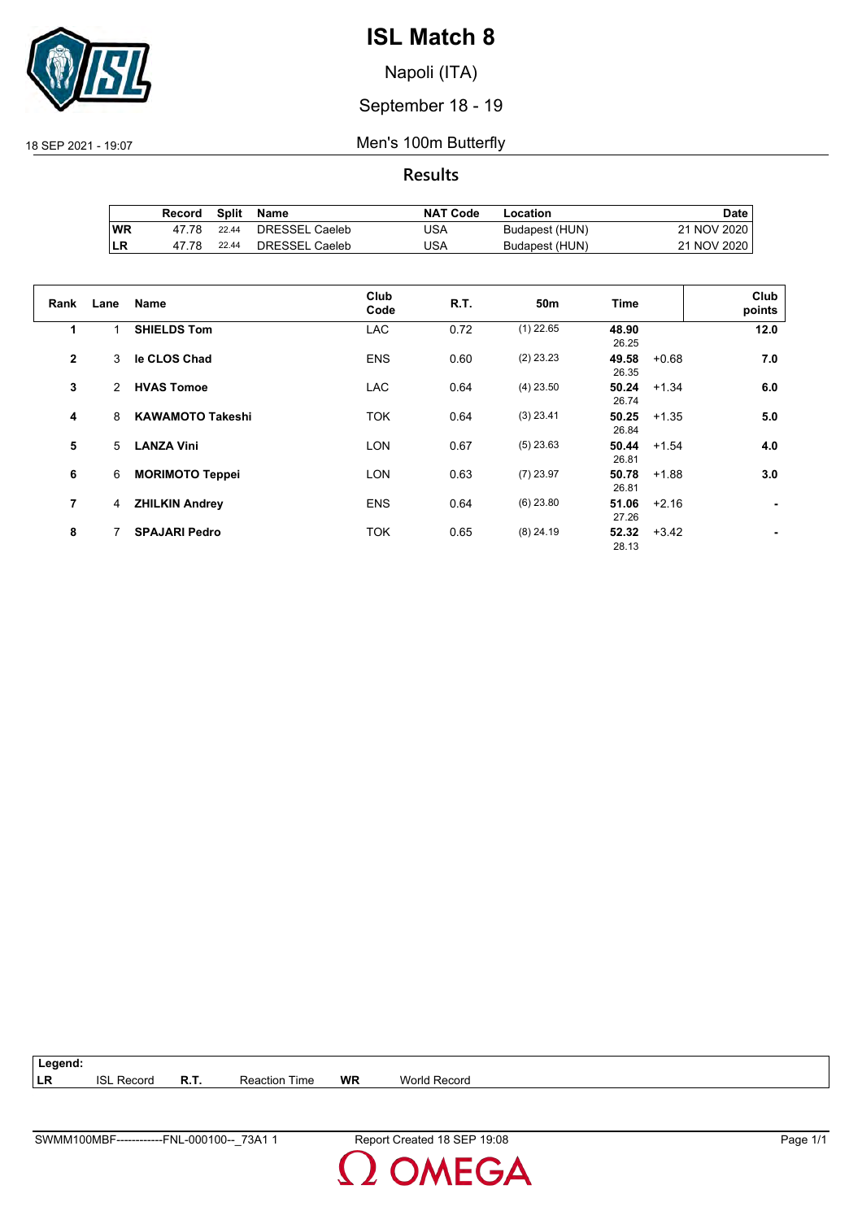# ISL Match 8

Napoli (ITA)

September 18 - 19

18 SEP 2021 - 19:07

## Men's 100m Butterfly

### Results

| | Record | Split | Name | NAT Code | Location | Date |
|---|---|---|---|---|---|---|
| WR | 47.78 | 22.44 | DRESSEL Caeleb | USA | Budapest (HUN) | 21 NOV 2020 |
| LR | 47.78 | 22.44 | DRESSEL Caeleb | USA | Budapest (HUN) | 21 NOV 2020 |

| Rank | Lane | Name | Club Code | R.T. | 50m | Time | | Club points |
|---|---|---|---|---|---|---|---|---|
| 1 | 1 | **SHIELDS Tom** | LAC | 0.72 | (1) 22.65 | **48.90** 26.25 | | **12.0** |
| 2 | 3 | **le CLOS Chad** | ENS | 0.60 | (2) 23.23 | **49.58** 26.35 | +0.68 | **7.0** |
| 3 | 2 | **HVAS Tomoe** | LAC | 0.64 | (4) 23.50 | **50.24** 26.74 | +1.34 | **6.0** |
| 4 | 8 | **KAWAMOTO Takeshi** | TOK | 0.64 | (3) 23.41 | **50.25** 26.84 | +1.35 | **5.0** |
| 5 | 5 | **LANZA Vini** | LON | 0.67 | (5) 23.63 | **50.44** 26.81 | +1.54 | **4.0** |
| 6 | 6 | **MORIMOTO Teppei** | LON | 0.63 | (7) 23.97 | **50.78** 26.81 | +1.88 | **3.0** |
| 7 | 4 | **ZHILKIN Andrey** | ENS | 0.64 | (6) 23.80 | **51.06** 27.26 | +2.16 | **-** |
| 8 | 7 | **SPAJARI Pedro** | TOK | 0.65 | (8) 24.19 | **52.32** 28.13 | +3.42 | **-** |

**Legend:**

| | | | | | |
|---|---|---|---|---|---|
| **LR** | ISL Record | **R.T.** | Reaction Time | **WR** | World Record |

SWMM100MBF------------FNL-000100--_73A1 1 Report Created 18 SEP 19:08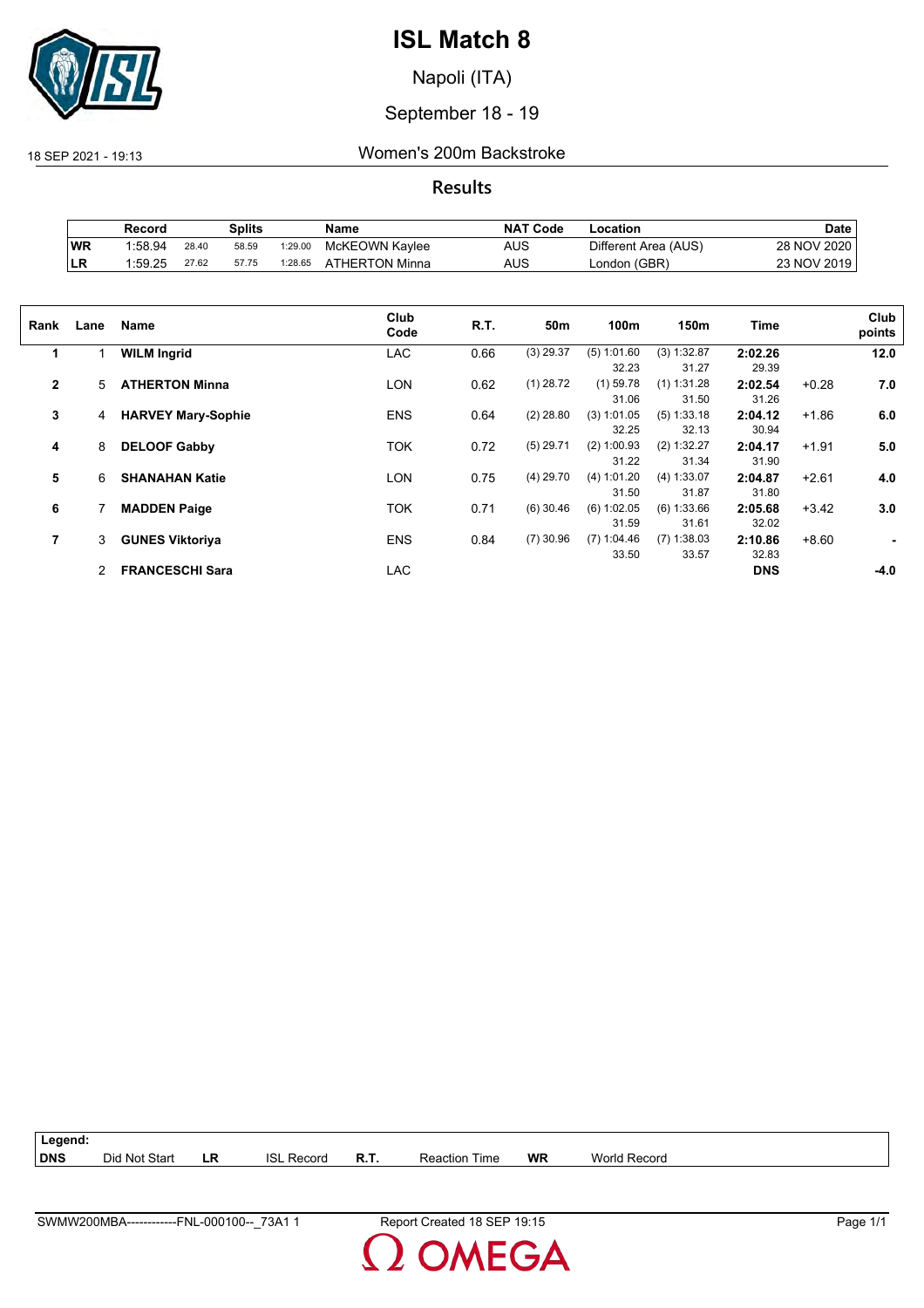# ISL Match 8

Napoli (ITA)

September 18 - 19

18 SEP 2021 - 19:13

## Women's 200m Backstroke

### Results

| | Record | Splits | | | Name | NAT Code | Location | Date |
|---|---|---|---|---|---|---|---|---|
| WR | 1:58.94 | 28.40 | 58.59 | 1:29.00 | McKEOWN Kaylee | AUS | Different Area (AUS) | 28 NOV 2020 |
| LR | 1:59.25 | 27.62 | 57.75 | 1:28.65 | ATHERTON Minna | AUS | London (GBR) | 23 NOV 2019 |

| Rank | Lane | Name | Club Code | R.T. | 50m | 100m | 150m | Time | | Club points |
|---|---|---|---|---|---|---|---|---|---|---|
| 1 | 1 | **WILM Ingrid** | LAC | 0.66 | (3) 29.37 | (5) 1:01.60<br>32.23 | (3) 1:32.87<br>31.27 | **2:02.26**<br>29.39 | | **12.0** |
| 2 | 5 | **ATHERTON Minna** | LON | 0.62 | (1) 28.72 | (1) 59.78<br>31.06 | (1) 1:31.28<br>31.50 | **2:02.54**<br>31.26 | +0.28 | **7.0** |
| 3 | 4 | **HARVEY Mary-Sophie** | ENS | 0.64 | (2) 28.80 | (3) 1:01.05<br>32.25 | (5) 1:33.18<br>32.13 | **2:04.12**<br>30.94 | +1.86 | **6.0** |
| 4 | 8 | **DELOOF Gabby** | TOK | 0.72 | (5) 29.71 | (2) 1:00.93<br>31.22 | (2) 1:32.27<br>31.34 | **2:04.17**<br>31.90 | +1.91 | **5.0** |
| 5 | 6 | **SHANAHAN Katie** | LON | 0.75 | (4) 29.70 | (4) 1:01.20<br>31.50 | (4) 1:33.07<br>31.87 | **2:04.87**<br>31.80 | +2.61 | **4.0** |
| 6 | 7 | **MADDEN Paige** | TOK | 0.71 | (6) 30.46 | (6) 1:02.05<br>31.59 | (6) 1:33.66<br>31.61 | **2:05.68**<br>32.02 | +3.42 | **3.0** |
| 7 | 3 | **GUNES Viktoriya** | ENS | 0.84 | (7) 30.96 | (7) 1:04.46<br>33.50 | (7) 1:38.03<br>33.57 | **2:10.86**<br>32.83 | +8.60 | **-** |
| | 2 | **FRANCESCHI Sara** | LAC | | | | | **DNS** | | **-4.0** |

| Legend: | | | | | | | |
|---|---|---|---|---|---|---|---|
| **DNS** | Did Not Start | **LR** | ISL Record | **R.T.** | Reaction Time | **WR** | World Record |

SWMW200MBA------------FNL-000100--_73A1 1 Report Created 18 SEP 19:15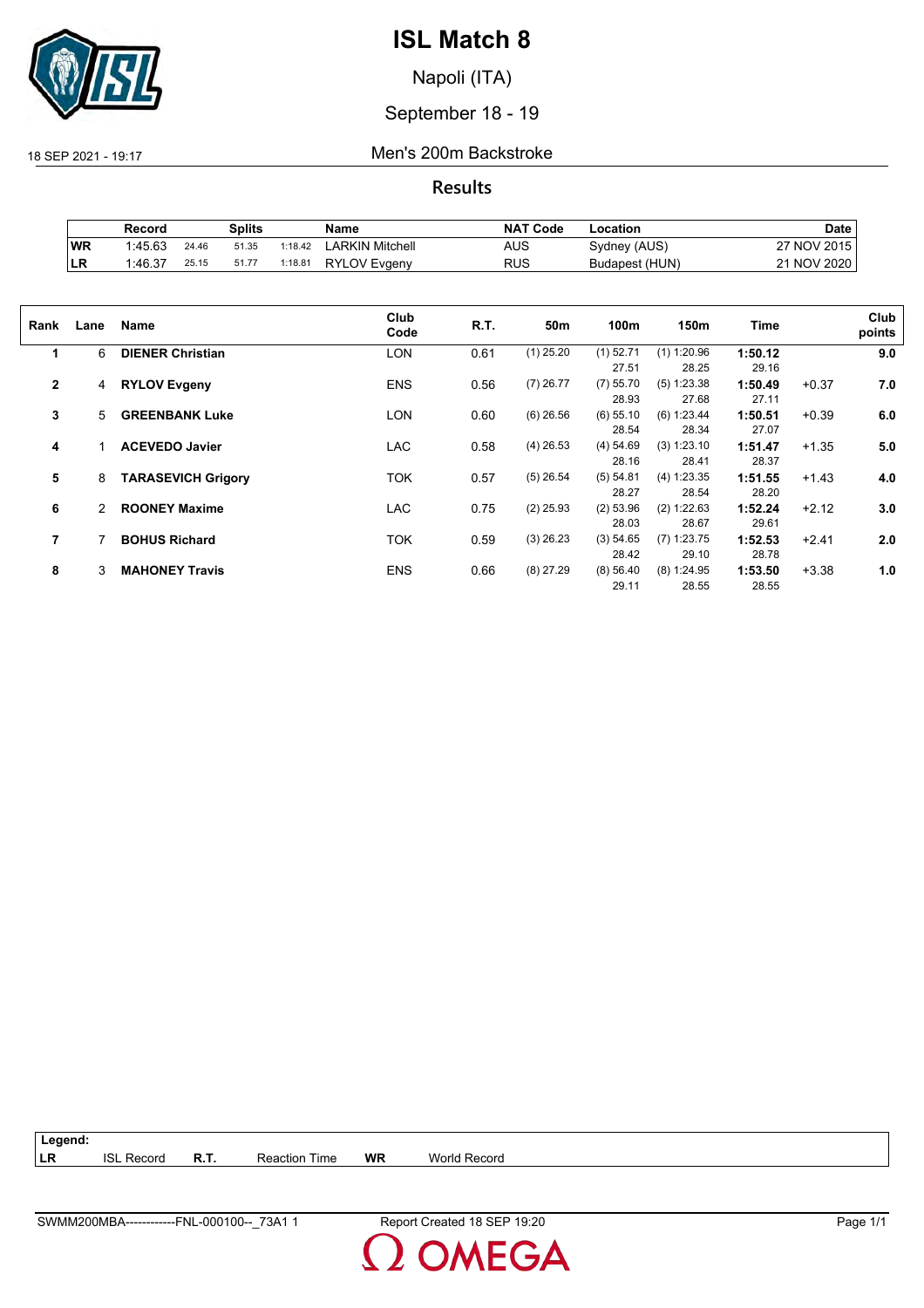# ISL Match 8

Napoli (ITA)

September 18 - 19

18 SEP 2021 - 19:17

## Men's 200m Backstroke

### Results

| | Record | Splits | | | Name | NAT Code | Location | Date |
|---|---|---|---|---|---|---|---|---|
| WR | 1:45.63 | 24.46 | 51.35 | 1:18.42 | LARKIN Mitchell | AUS | Sydney (AUS) | 27 NOV 2015 |
| LR | 1:46.37 | 25.15 | 51.77 | 1:18.81 | RYLOV Evgeny | RUS | Budapest (HUN) | 21 NOV 2020 |

| Rank | Lane | Name | Club Code | R.T. | 50m | 100m | 150m | Time | | Club points |
|---|---|---|---|---|---|---|---|---|---|---|
| 1 | 6 | **DIENER Christian** | LON | 0.61 | (1) 25.20 | (1) 52.71<br>27.51 | (1) 1:20.96<br>28.25 | **1:50.12**<br>29.16 | | **9.0** |
| 2 | 4 | **RYLOV Evgeny** | ENS | 0.56 | (7) 26.77 | (7) 55.70<br>28.93 | (5) 1:23.38<br>27.68 | **1:50.49**<br>27.11 | +0.37 | **7.0** |
| 3 | 5 | **GREENBANK Luke** | LON | 0.60 | (6) 26.56 | (6) 55.10<br>28.54 | (6) 1:23.44<br>28.34 | **1:50.51**<br>27.07 | +0.39 | **6.0** |
| 4 | 1 | **ACEVEDO Javier** | LAC | 0.58 | (4) 26.53 | (4) 54.69<br>28.16 | (3) 1:23.10<br>28.41 | **1:51.47**<br>28.37 | +1.35 | **5.0** |
| 5 | 8 | **TARASEVICH Grigory** | TOK | 0.57 | (5) 26.54 | (5) 54.81<br>28.27 | (4) 1:23.35<br>28.54 | **1:51.55**<br>28.20 | +1.43 | **4.0** |
| 6 | 2 | **ROONEY Maxime** | LAC | 0.75 | (2) 25.93 | (2) 53.96<br>28.03 | (2) 1:22.63<br>28.67 | **1:52.24**<br>29.61 | +2.12 | **3.0** |
| 7 | 7 | **BOHUS Richard** | TOK | 0.59 | (3) 26.23 | (3) 54.65<br>28.42 | (7) 1:23.75<br>29.10 | **1:52.53**<br>28.78 | +2.41 | **2.0** |
| 8 | 3 | **MAHONEY Travis** | ENS | 0.66 | (8) 27.29 | (8) 56.40<br>29.11 | (8) 1:24.95<br>28.55 | **1:53.50**<br>28.55 | +3.38 | **1.0** |

**Legend:**

| | | | | | |
|---|---|---|---|---|---|
| **LR** | ISL Record | **R.T.** | Reaction Time | **WR** | World Record |

SWMM200MBA------------FNL-000100--_73A1 1 Report Created 18 SEP 19:20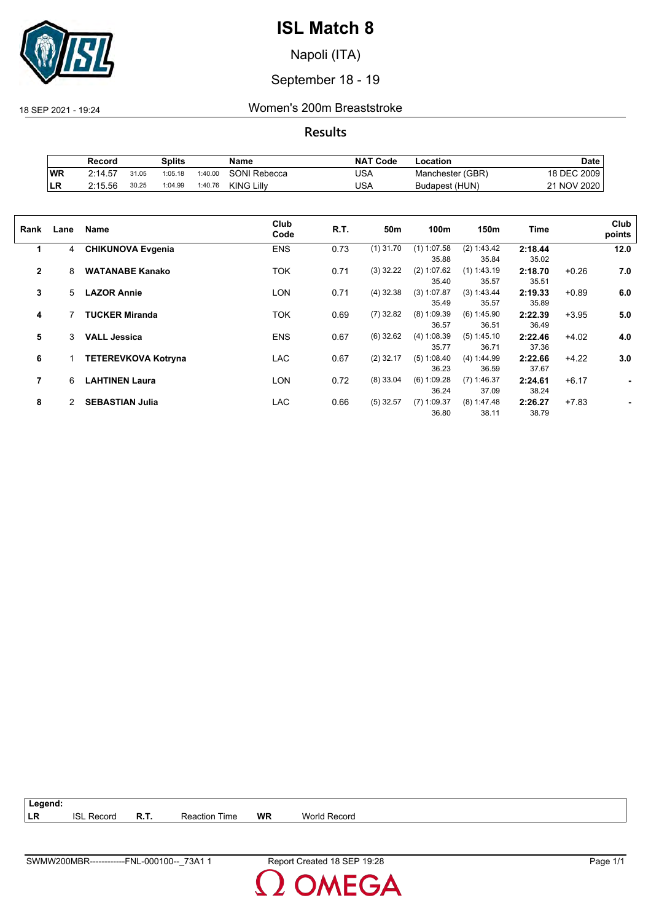# ISL Match 8

Napoli (ITA)

September 18 - 19

18 SEP 2021 - 19:24

## Women's 200m Breaststroke

### Results

| | Record | Splits | | | Name | NAT Code | Location | Date |
|---|---|---|---|---|---|---|---|---|
| WR | 2:14.57 | 31.05 | 1:05.18 | 1:40.00 | SONI Rebecca | USA | Manchester (GBR) | 18 DEC 2009 |
| LR | 2:15.56 | 30.25 | 1:04.99 | 1:40.76 | KING Lilly | USA | Budapest (HUN) | 21 NOV 2020 |

| Rank | Lane | Name | Club Code | R.T. | 50m | 100m | 150m | Time | | Club points |
|---|---|---|---|---|---|---|---|---|---|---|
| 1 | 4 | **CHIKUNOVA Evgenia** | ENS | 0.73 | (1) 31.70 | (1) 1:07.58 35.88 | (2) 1:43.42 35.84 | **2:18.44** 35.02 | | **12.0** |
| 2 | 8 | **WATANABE Kanako** | TOK | 0.71 | (3) 32.22 | (2) 1:07.62 35.40 | (1) 1:43.19 35.57 | **2:18.70** 35.51 | +0.26 | **7.0** |
| 3 | 5 | **LAZOR Annie** | LON | 0.71 | (4) 32.38 | (3) 1:07.87 35.49 | (3) 1:43.44 35.57 | **2:19.33** 35.89 | +0.89 | **6.0** |
| 4 | 7 | **TUCKER Miranda** | TOK | 0.69 | (7) 32.82 | (8) 1:09.39 36.57 | (6) 1:45.90 36.51 | **2:22.39** 36.49 | +3.95 | **5.0** |
| 5 | 3 | **VALL Jessica** | ENS | 0.67 | (6) 32.62 | (4) 1:08.39 35.77 | (5) 1:45.10 36.71 | **2:22.46** 37.36 | +4.02 | **4.0** |
| 6 | 1 | **TETEREVKOVA Kotryna** | LAC | 0.67 | (2) 32.17 | (5) 1:08.40 36.23 | (4) 1:44.99 36.59 | **2:22.66** 37.67 | +4.22 | **3.0** |
| 7 | 6 | **LAHTINEN Laura** | LON | 0.72 | (8) 33.04 | (6) 1:09.28 36.24 | (7) 1:46.37 37.09 | **2:24.61** 38.24 | +6.17 | **-** |
| 8 | 2 | **SEBASTIAN Julia** | LAC | 0.66 | (5) 32.57 | (7) 1:09.37 36.80 | (8) 1:47.48 38.11 | **2:26.27** 38.79 | +7.83 | **-** |

**Legend:**

| | | | | | |
|---|---|---|---|---|---|
| **LR** | ISL Record | **R.T.** | Reaction Time | **WR** | World Record |

SWMW200MBR------------FNL-000100--_73A1 1 Report Created 18 SEP 19:28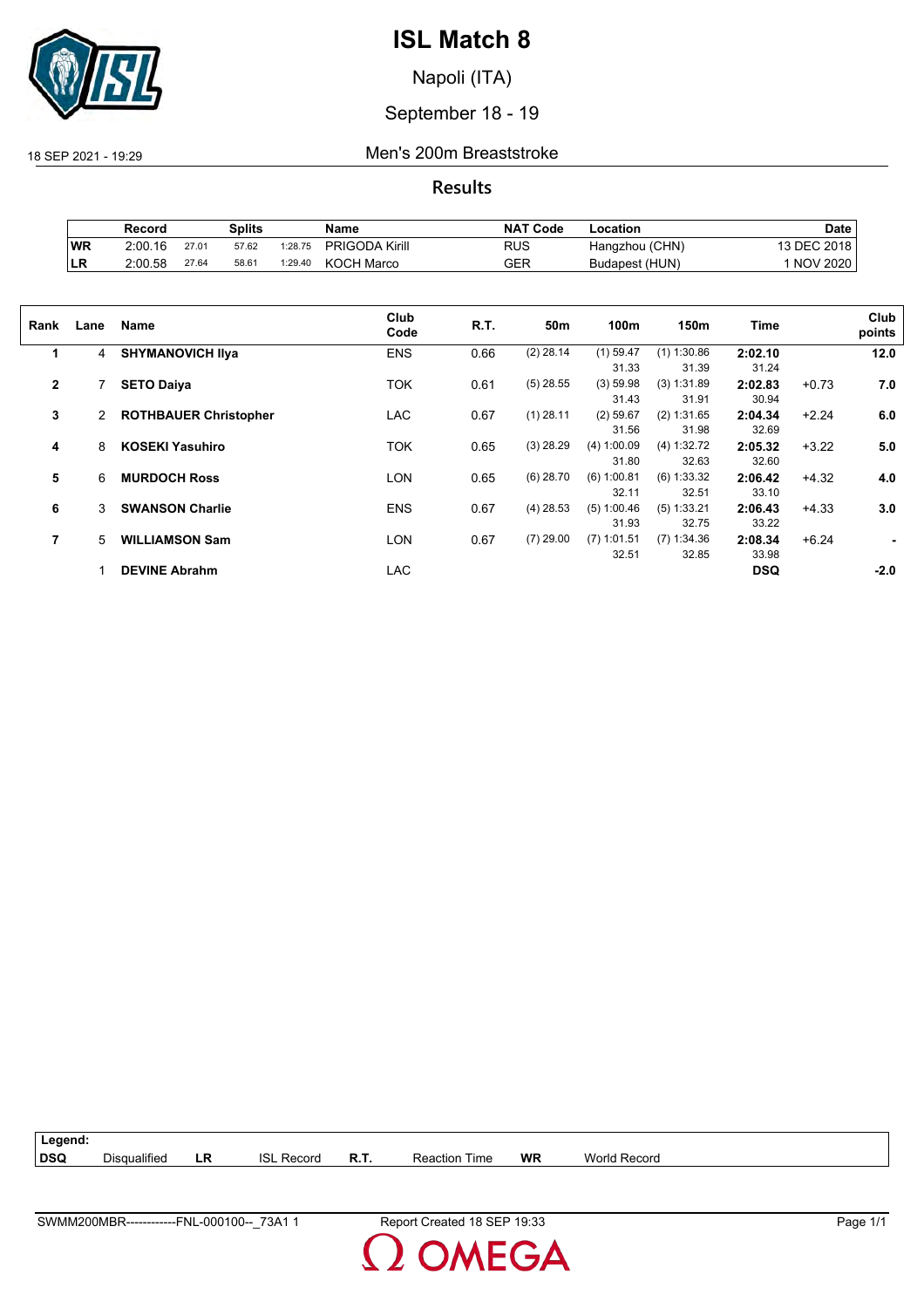# ISL Match 8

Napoli (ITA)

September 18 - 19

18 SEP 2021 - 19:29

## Men's 200m Breaststroke

### Results

| | Record | Splits | | | Name | NAT Code | Location | Date |
|---|---|---|---|---|---|---|---|---|
| WR | 2:00.16 | 27.01 | 57.62 | 1:28.75 | PRIGODA Kirill | RUS | Hangzhou (CHN) | 13 DEC 2018 |
| LR | 2:00.58 | 27.64 | 58.61 | 1:29.40 | KOCH Marco | GER | Budapest (HUN) | 1 NOV 2020 |

| Rank | Lane | Name | Club Code | R.T. | 50m | 100m | 150m | Time | | Club points |
|---|---|---|---|---|---|---|---|---|---|---|
| 1 | 4 | **SHYMANOVICH Ilya** | ENS | 0.66 | (2) 28.14 | (1) 59.47<br>31.33 | (1) 1:30.86<br>31.39 | **2:02.10**<br>31.24 | | **12.0** |
| 2 | 7 | **SETO Daiya** | TOK | 0.61 | (5) 28.55 | (3) 59.98<br>31.43 | (3) 1:31.89<br>31.91 | **2:02.83**<br>30.94 | +0.73 | **7.0** |
| 3 | 2 | **ROTHBAUER Christopher** | LAC | 0.67 | (1) 28.11 | (2) 59.67<br>31.56 | (2) 1:31.65<br>31.98 | **2:04.34**<br>32.69 | +2.24 | **6.0** |
| 4 | 8 | **KOSEKI Yasuhiro** | TOK | 0.65 | (3) 28.29 | (4) 1:00.09<br>31.80 | (4) 1:32.72<br>32.63 | **2:05.32**<br>32.60 | +3.22 | **5.0** |
| 5 | 6 | **MURDOCH Ross** | LON | 0.65 | (6) 28.70 | (6) 1:00.81<br>32.11 | (6) 1:33.32<br>32.51 | **2:06.42**<br>33.10 | +4.32 | **4.0** |
| 6 | 3 | **SWANSON Charlie** | ENS | 0.67 | (4) 28.53 | (5) 1:00.46<br>31.93 | (5) 1:33.21<br>32.75 | **2:06.43**<br>33.22 | +4.33 | **3.0** |
| 7 | 5 | **WILLIAMSON Sam** | LON | 0.67 | (7) 29.00 | (7) 1:01.51<br>32.51 | (7) 1:34.36<br>32.85 | **2:08.34**<br>33.98 | +6.24 | **-** |
| | 1 | **DEVINE Abrahm** | LAC | | | | | **DSQ** | | **-2.0** |

| Legend: | | | | | | | |
|---|---|---|---|---|---|---|---|
| **DSQ** | Disqualified | **LR** | ISL Record | **R.T.** | Reaction Time | **WR** | World Record |

SWMM200MBR------------FNL-000100--_73A1 1 Report Created 18 SEP 19:33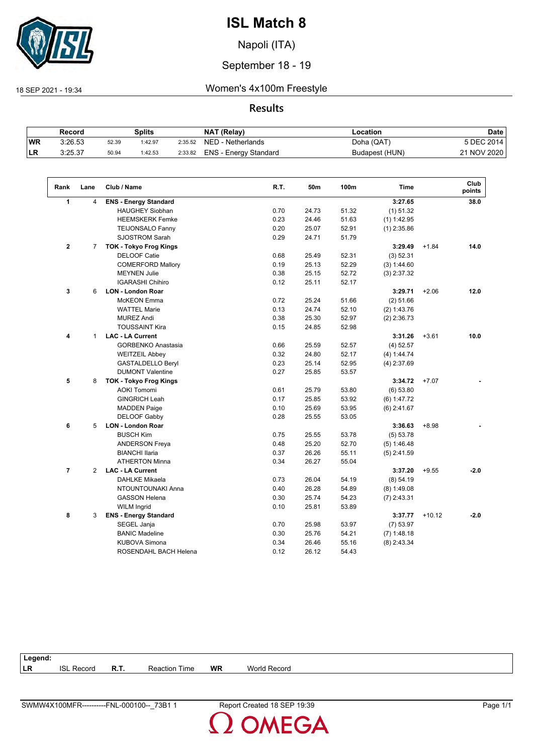# ISL Match 8

Napoli (ITA)

September 18 - 19

18 SEP 2021 - 19:34

## Women's 4x100m Freestyle

### Results

| | Record | Splits | | | NAT (Relay) | Location | Date |
|---|---|---|---|---|---|---|---|
| WR | 3:26.53 | 52.39 | 1:42.97 | 2:35.52 | NED - Netherlands | Doha (QAT) | 5 DEC 2014 |
| LR | 3:25.37 | 50.94 | 1:42.53 | 2:33.82 | ENS - Energy Standard | Budapest (HUN) | 21 NOV 2020 |

| Rank | Lane | Club / Name | R.T. | 50m | 100m | Time | | Club points |
|---|---|---|---|---|---|---|---|---|
| **1** | 4 | **ENS - Energy Standard** | | | | **3:27.65** | | **38.0** |
| | | HAUGHEY Siobhan | 0.70 | 24.73 | 51.32 | (1) 51.32 | | |
| | | HEEMSKERK Femke | 0.23 | 24.46 | 51.63 | (1) 1:42.95 | | |
| | | TEIJONSALO Fanny | 0.20 | 25.07 | 52.91 | (1) 2:35.86 | | |
| | | SJOSTROM Sarah | 0.29 | 24.71 | 51.79 | | | |
| **2** | 7 | **TOK - Tokyo Frog Kings** | | | | **3:29.49** | +1.84 | **14.0** |
| | | DELOOF Catie | 0.68 | 25.49 | 52.31 | (3) 52.31 | | |
| | | COMERFORD Mallory | 0.19 | 25.13 | 52.29 | (3) 1:44.60 | | |
| | | MEYNEN Julie | 0.38 | 25.15 | 52.72 | (3) 2:37.32 | | |
| | | IGARASHI Chihiro | 0.12 | 25.11 | 52.17 | | | |
| **3** | 6 | **LON - London Roar** | | | | **3:29.71** | +2.06 | **12.0** |
| | | McKEON Emma | 0.72 | 25.24 | 51.66 | (2) 51.66 | | |
| | | WATTEL Marie | 0.13 | 24.74 | 52.10 | (2) 1:43.76 | | |
| | | MUREZ Andi | 0.38 | 25.30 | 52.97 | (2) 2:36.73 | | |
| | | TOUSSAINT Kira | 0.15 | 24.85 | 52.98 | | | |
| **4** | 1 | **LAC - LA Current** | | | | **3:31.26** | +3.61 | **10.0** |
| | | GORBENKO Anastasia | 0.66 | 25.59 | 52.57 | (4) 52.57 | | |
| | | WEITZEIL Abbey | 0.32 | 24.80 | 52.17 | (4) 1:44.74 | | |
| | | GASTALDELLO Beryl | 0.23 | 25.14 | 52.95 | (4) 2:37.69 | | |
| | | DUMONT Valentine | 0.27 | 25.85 | 53.57 | | | |
| **5** | 8 | **TOK - Tokyo Frog Kings** | | | | **3:34.72** | +7.07 | **-** |
| | | AOKI Tomomi | 0.61 | 25.79 | 53.80 | (6) 53.80 | | |
| | | GINGRICH Leah | 0.17 | 25.85 | 53.92 | (6) 1:47.72 | | |
| | | MADDEN Paige | 0.10 | 25.69 | 53.95 | (6) 2:41.67 | | |
| | | DELOOF Gabby | 0.28 | 25.55 | 53.05 | | | |
| **6** | 5 | **LON - London Roar** | | | | **3:36.63** | +8.98 | **-** |
| | | BUSCH Kim | 0.75 | 25.55 | 53.78 | (5) 53.78 | | |
| | | ANDERSON Freya | 0.48 | 25.20 | 52.70 | (5) 1:46.48 | | |
| | | BIANCHI Ilaria | 0.37 | 26.26 | 55.11 | (5) 2:41.59 | | |
| | | ATHERTON Minna | 0.34 | 26.27 | 55.04 | | | |
| **7** | 2 | **LAC - LA Current** | | | | **3:37.20** | +9.55 | **-2.0** |
| | | DAHLKE Mikaela | 0.73 | 26.04 | 54.19 | (8) 54.19 | | |
| | | NTOUNTOUNAKI Anna | 0.40 | 26.28 | 54.89 | (8) 1:49.08 | | |
| | | GASSON Helena | 0.30 | 25.74 | 54.23 | (7) 2:43.31 | | |
| | | WILM Ingrid | 0.10 | 25.81 | 53.89 | | | |
| **8** | 3 | **ENS - Energy Standard** | | | | **3:37.77** | +10.12 | **-2.0** |
| | | SEGEL Janja | 0.70 | 25.98 | 53.97 | (7) 53.97 | | |
| | | BANIC Madeline | 0.30 | 25.76 | 54.21 | (7) 1:48.18 | | |
| | | KUBOVA Simona | 0.34 | 26.46 | 55.16 | (8) 2:43.34 | | |
| | | ROSENDAHL BACH Helena | 0.12 | 26.12 | 54.43 | | | |

**Legend:**

| | | | | | |
|---|---|---|---|---|---|
| **LR** | ISL Record | **R.T.** | Reaction Time | **WR** | World Record |

SWMW4X100MFR----------FNL-000100--_73B1 1 Report Created 18 SEP 19:39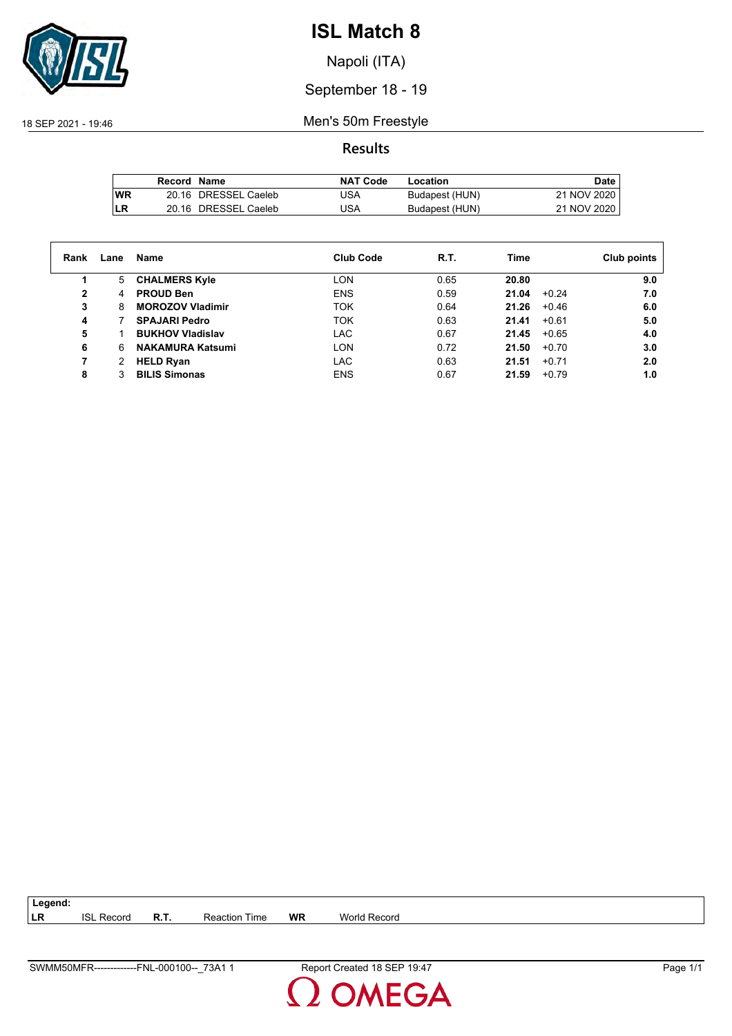# ISL Match 8

Napoli (ITA)

September 18 - 19

18 SEP 2021 - 19:46

## Men's 50m Freestyle

### Results

| | Record | Name | NAT Code | Location | Date |
|---|---|---|---|---|---|
| WR | 20.16 | DRESSEL Caeleb | USA | Budapest (HUN) | 21 NOV 2020 |
| LR | 20.16 | DRESSEL Caeleb | USA | Budapest (HUN) | 21 NOV 2020 |

| Rank | Lane | Name | Club Code | R.T. | Time | | Club points |
|---|---|---|---|---|---|---|---|
| **1** | 5 | **CHALMERS Kyle** | LON | 0.65 | **20.80** | | **9.0** |
| **2** | 4 | **PROUD Ben** | ENS | 0.59 | **21.04** | +0.24 | **7.0** |
| **3** | 8 | **MOROZOV Vladimir** | TOK | 0.64 | **21.26** | +0.46 | **6.0** |
| **4** | 7 | **SPAJARI Pedro** | TOK | 0.63 | **21.41** | +0.61 | **5.0** |
| **5** | 1 | **BUKHOV Vladislav** | LAC | 0.67 | **21.45** | +0.65 | **4.0** |
| **6** | 6 | **NAKAMURA Katsumi** | LON | 0.72 | **21.50** | +0.70 | **3.0** |
| **7** | 2 | **HELD Ryan** | LAC | 0.63 | **21.51** | +0.71 | **2.0** |
| **8** | 3 | **BILIS Simonas** | ENS | 0.67 | **21.59** | +0.79 | **1.0** |

**Legend:**

| | | | | | |
|---|---|---|---|---|---|
| **LR** | ISL Record | **R.T.** | Reaction Time | **WR** | World Record |

SWMM50MFR-------------FNL-000100--_73A1 1 Report Created 18 SEP 19:47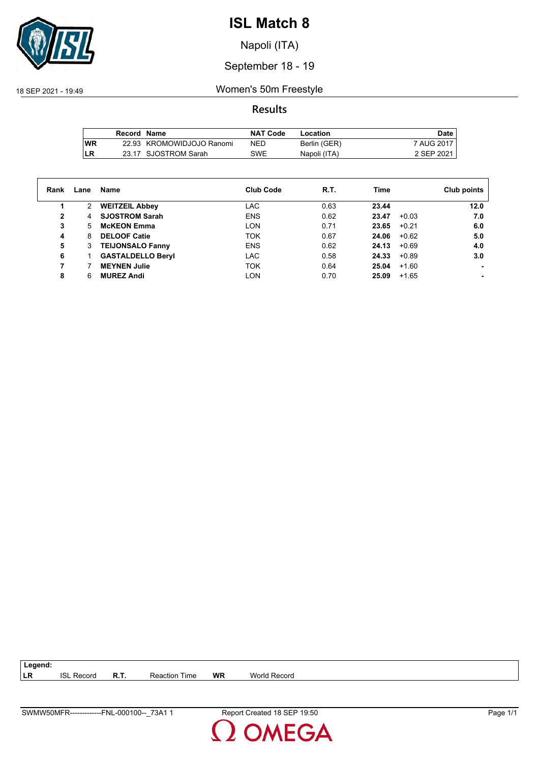# ISL Match 8

Napoli (ITA)

September 18 - 19

18 SEP 2021 - 19:49

## Women's 50m Freestyle

### Results

| | Record | Name | NAT Code | Location | Date |
|---|---|---|---|---|---|
| WR | 22.93 | KROMOWIDJOJO Ranomi | NED | Berlin (GER) | 7 AUG 2017 |
| LR | 23.17 | SJOSTROM Sarah | SWE | Napoli (ITA) | 2 SEP 2021 |

| Rank | Lane | Name | Club Code | R.T. | Time | | Club points |
|---|---|---|---|---|---|---|---|
| 1 | 2 | **WEITZEIL Abbey** | LAC | 0.63 | **23.44** | | **12.0** |
| 2 | 4 | **SJOSTROM Sarah** | ENS | 0.62 | **23.47** | +0.03 | **7.0** |
| 3 | 5 | **McKEON Emma** | LON | 0.71 | **23.65** | +0.21 | **6.0** |
| 4 | 8 | **DELOOF Catie** | TOK | 0.67 | **24.06** | +0.62 | **5.0** |
| 5 | 3 | **TEIJONSALO Fanny** | ENS | 0.62 | **24.13** | +0.69 | **4.0** |
| 6 | 1 | **GASTALDELLO Beryl** | LAC | 0.58 | **24.33** | +0.89 | **3.0** |
| 7 | 7 | **MEYNEN Julie** | TOK | 0.64 | **25.04** | +1.60 | **-** |
| 8 | 6 | **MUREZ Andi** | LON | 0.70 | **25.09** | +1.65 | **-** |

**Legend:**

| | | | | | |
|---|---|---|---|---|---|
| **LR** | ISL Record | **R.T.** | Reaction Time | **WR** | World Record |

SWMW50MFR-------------FNL-000100--_73A1 1 — Report Created 18 SEP 19:50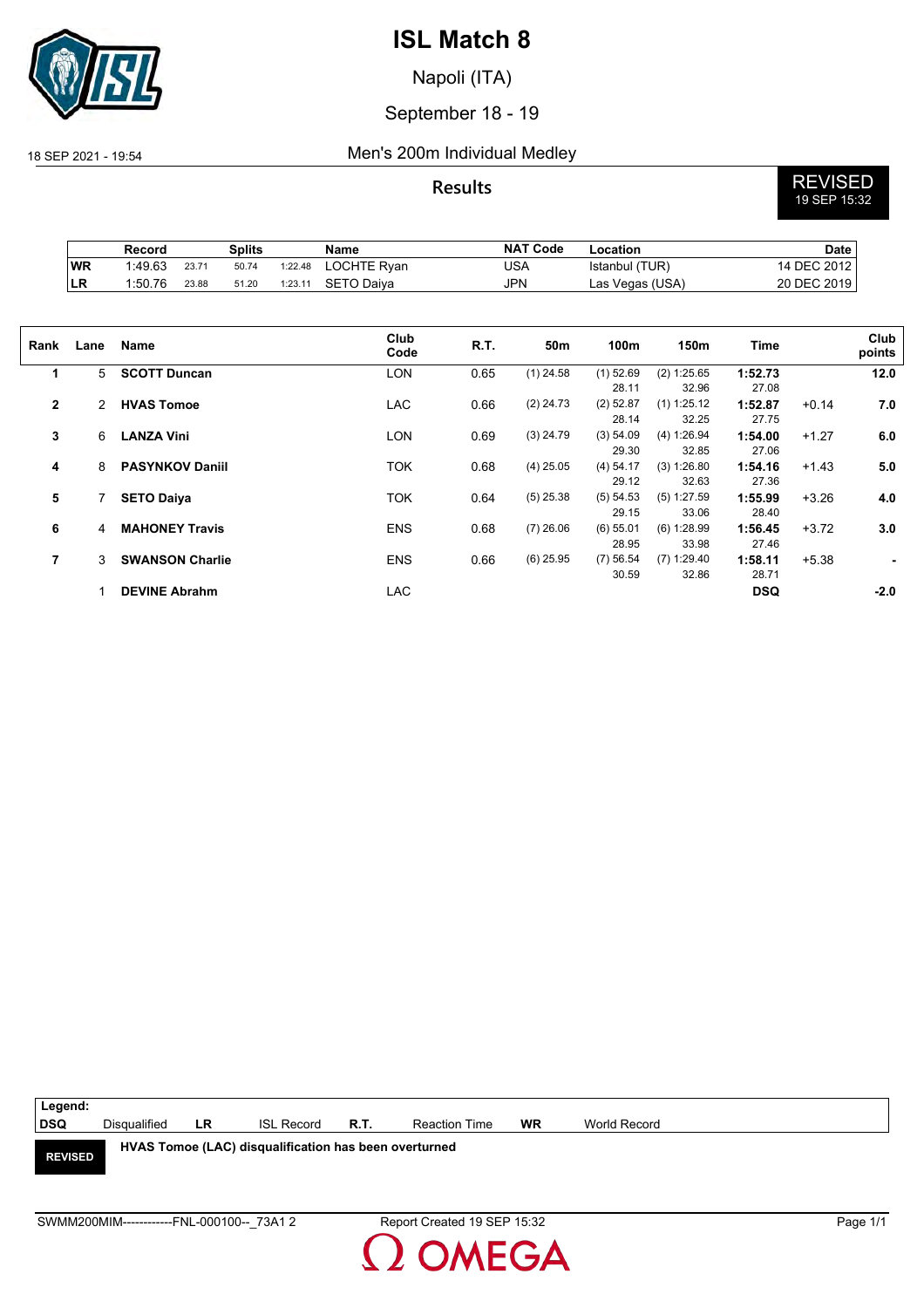# ISL Match 8

Napoli (ITA)

September 18 - 19

18 SEP 2021 - 19:54

## Men's 200m Individual Medley

**Results**

REVISED 19 SEP 15:32

| | Record | Splits | | | Name | NAT Code | Location | Date |
|---|---|---|---|---|---|---|---|---|
| WR | 1:49.63 | 23.71 | 50.74 | 1:22.48 | LOCHTE Ryan | USA | Istanbul (TUR) | 14 DEC 2012 |
| LR | 1:50.76 | 23.88 | 51.20 | 1:23.11 | SETO Daiya | JPN | Las Vegas (USA) | 20 DEC 2019 |

| Rank | Lane | Name | Club Code | R.T. | 50m | 100m | 150m | Time | | Club points |
|---|---|---|---|---|---|---|---|---|---|---|
| 1 | 5 | **SCOTT Duncan** | LON | 0.65 | (1) 24.58 | (1) 52.69 | (2) 1:25.65 | **1:52.73** | | **12.0** |
| | | | | | | 28.11 | 32.96 | 27.08 | | |
| 2 | 2 | **HVAS Tomoe** | LAC | 0.66 | (2) 24.73 | (2) 52.87 | (1) 1:25.12 | **1:52.87** | +0.14 | **7.0** |
| | | | | | | 28.14 | 32.25 | 27.75 | | |
| 3 | 6 | **LANZA Vini** | LON | 0.69 | (3) 24.79 | (3) 54.09 | (4) 1:26.94 | **1:54.00** | +1.27 | **6.0** |
| | | | | | | 29.30 | 32.85 | 27.06 | | |
| 4 | 8 | **PASYNKOV Daniil** | TOK | 0.68 | (4) 25.05 | (4) 54.17 | (3) 1:26.80 | **1:54.16** | +1.43 | **5.0** |
| | | | | | | 29.12 | 32.63 | 27.36 | | |
| 5 | 7 | **SETO Daiya** | TOK | 0.64 | (5) 25.38 | (5) 54.53 | (5) 1:27.59 | **1:55.99** | +3.26 | **4.0** |
| | | | | | | 29.15 | 33.06 | 28.40 | | |
| 6 | 4 | **MAHONEY Travis** | ENS | 0.68 | (7) 26.06 | (6) 55.01 | (6) 1:28.99 | **1:56.45** | +3.72 | **3.0** |
| | | | | | | 28.95 | 33.98 | 27.46 | | |
| 7 | 3 | **SWANSON Charlie** | ENS | 0.66 | (6) 25.95 | (7) 56.54 | (7) 1:29.40 | **1:58.11** | +5.38 | **-** |
| | | | | | | 30.59 | 32.86 | 28.71 | | |
| | 1 | **DEVINE Abrahm** | LAC | | | | | **DSQ** | | **-2.0** |

**Legend:**

| | | | | | | | |
|---|---|---|---|---|---|---|---|
| **DSQ** | Disqualified | **LR** | ISL Record | **R.T.** | Reaction Time | **WR** | World Record |

**REVISED** **HVAS Tomoe (LAC) disqualification has been overturned**

SWMM200MIM------------FNL-000100--_73A1 2 Report Created 19 SEP 15:32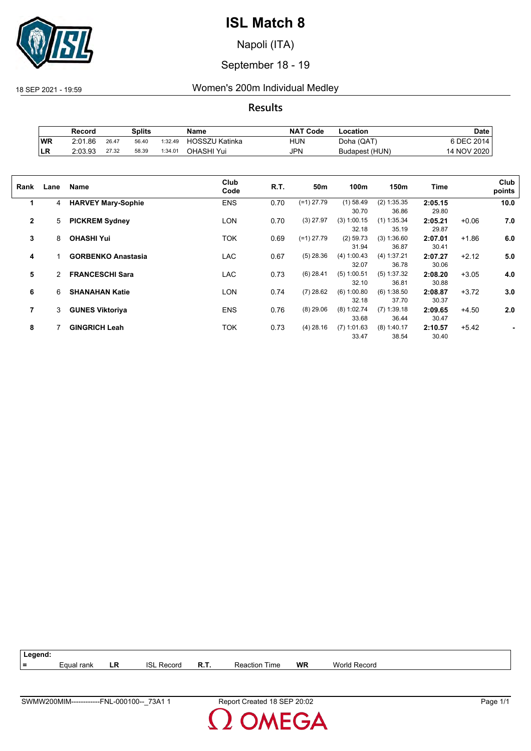# ISL Match 8

Napoli (ITA)

September 18 - 19

18 SEP 2021 - 19:59

## Women's 200m Individual Medley

### Results

| | Record | Splits | | | Name | NAT Code | Location | Date |
|---|---|---|---|---|---|---|---|---|
| WR | 2:01.86 | 26.47 | 56.40 | 1:32.49 | HOSSZU Katinka | HUN | Doha (QAT) | 6 DEC 2014 |
| LR | 2:03.93 | 27.32 | 58.39 | 1:34.01 | OHASHI Yui | JPN | Budapest (HUN) | 14 NOV 2020 |

| Rank | Lane | Name | Club Code | R.T. | 50m | 100m | 150m | Time | | Club points |
|---|---|---|---|---|---|---|---|---|---|---|
| 1 | 4 | **HARVEY Mary-Sophie** | ENS | 0.70 | (=1) 27.79 | (1) 58.49<br>30.70 | (2) 1:35.35<br>36.86 | **2:05.15**<br>29.80 | | **10.0** |
| 2 | 5 | **PICKREM Sydney** | LON | 0.70 | (3) 27.97 | (3) 1:00.15<br>32.18 | (1) 1:35.34<br>35.19 | **2:05.21**<br>29.87 | +0.06 | **7.0** |
| 3 | 8 | **OHASHI Yui** | TOK | 0.69 | (=1) 27.79 | (2) 59.73<br>31.94 | (3) 1:36.60<br>36.87 | **2:07.01**<br>30.41 | +1.86 | **6.0** |
| 4 | 1 | **GORBENKO Anastasia** | LAC | 0.67 | (5) 28.36 | (4) 1:00.43<br>32.07 | (4) 1:37.21<br>36.78 | **2:07.27**<br>30.06 | +2.12 | **5.0** |
| 5 | 2 | **FRANCESCHI Sara** | LAC | 0.73 | (6) 28.41 | (5) 1:00.51<br>32.10 | (5) 1:37.32<br>36.81 | **2:08.20**<br>30.88 | +3.05 | **4.0** |
| 6 | 6 | **SHANAHAN Katie** | LON | 0.74 | (7) 28.62 | (6) 1:00.80<br>32.18 | (6) 1:38.50<br>37.70 | **2:08.87**<br>30.37 | +3.72 | **3.0** |
| 7 | 3 | **GUNES Viktoriya** | ENS | 0.76 | (8) 29.06 | (8) 1:02.74<br>33.68 | (7) 1:39.18<br>36.44 | **2:09.65**<br>30.47 | +4.50 | **2.0** |
| 8 | 7 | **GINGRICH Leah** | TOK | 0.73 | (4) 28.16 | (7) 1:01.63<br>33.47 | (8) 1:40.17<br>38.54 | **2:10.57**<br>30.40 | +5.42 | **-** |

**Legend:**

| = | Equal rank | LR | ISL Record | R.T. | Reaction Time | WR | World Record |
|---|---|---|---|---|---|---|---|

SWMW200MIM------------FNL-000100--_73A1 1 Report Created 18 SEP 20:02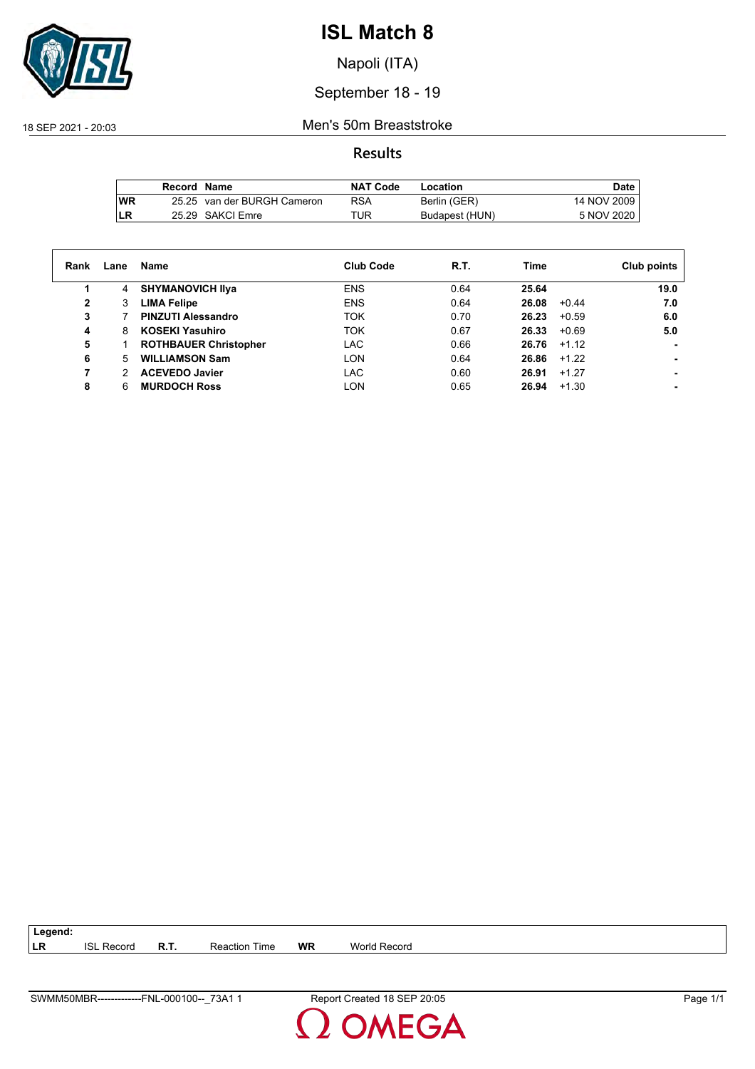# ISL Match 8

Napoli (ITA)

September 18 - 19

18 SEP 2021 - 20:03

## Men's 50m Breaststroke

### Results

| | Record | Name | NAT Code | Location | Date |
|---|---|---|---|---|---|
| WR | 25.25 | van der BURGH Cameron | RSA | Berlin (GER) | 14 NOV 2009 |
| LR | 25.29 | SAKCI Emre | TUR | Budapest (HUN) | 5 NOV 2020 |

| Rank | Lane | Name | Club Code | R.T. | Time | | Club points |
|---|---|---|---|---|---|---|---|
| 1 | 4 | **SHYMANOVICH Ilya** | ENS | 0.64 | **25.64** | | **19.0** |
| 2 | 3 | **LIMA Felipe** | ENS | 0.64 | **26.08** | +0.44 | **7.0** |
| 3 | 7 | **PINZUTI Alessandro** | TOK | 0.70 | **26.23** | +0.59 | **6.0** |
| 4 | 8 | **KOSEKI Yasuhiro** | TOK | 0.67 | **26.33** | +0.69 | **5.0** |
| 5 | 1 | **ROTHBAUER Christopher** | LAC | 0.66 | **26.76** | +1.12 | **-** |
| 6 | 5 | **WILLIAMSON Sam** | LON | 0.64 | **26.86** | +1.22 | **-** |
| 7 | 2 | **ACEVEDO Javier** | LAC | 0.60 | **26.91** | +1.27 | **-** |
| 8 | 6 | **MURDOCH Ross** | LON | 0.65 | **26.94** | +1.30 | **-** |

**Legend:**

| | | | | | |
|---|---|---|---|---|---|
| LR | ISL Record | R.T. | Reaction Time | WR | World Record |

SWMM50MBR-------------FNL-000100--_73A1 1 Report Created 18 SEP 20:05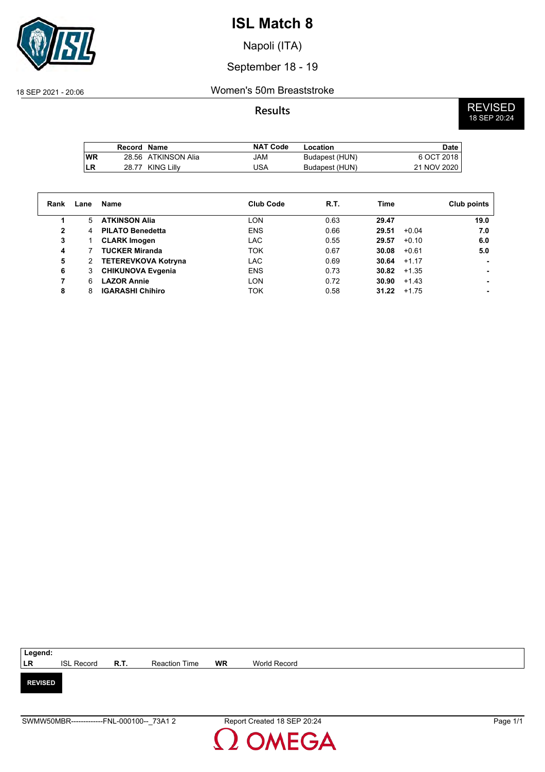# ISL Match 8

Napoli (ITA)

September 18 - 19

18 SEP 2021 - 20:06

## Women's 50m Breaststroke

**Results**

**REVISED**
18 SEP 20:24

| | Record | Name | NAT Code | Location | Date |
|---|---|---|---|---|---|
| WR | 28.56 | ATKINSON Alia | JAM | Budapest (HUN) | 6 OCT 2018 |
| LR | 28.77 | KING Lilly | USA | Budapest (HUN) | 21 NOV 2020 |

| Rank | Lane | Name | Club Code | R.T. | Time | | Club points |
|---|---|---|---|---|---|---|---|
| 1 | 5 | **ATKINSON Alia** | LON | 0.63 | **29.47** | | **19.0** |
| 2 | 4 | **PILATO Benedetta** | ENS | 0.66 | **29.51** | +0.04 | **7.0** |
| 3 | 1 | **CLARK Imogen** | LAC | 0.55 | **29.57** | +0.10 | **6.0** |
| 4 | 7 | **TUCKER Miranda** | TOK | 0.67 | **30.08** | +0.61 | **5.0** |
| 5 | 2 | **TETEREVKOVA Kotryna** | LAC | 0.69 | **30.64** | +1.17 | **-** |
| 6 | 3 | **CHIKUNOVA Evgenia** | ENS | 0.73 | **30.82** | +1.35 | **-** |
| 7 | 6 | **LAZOR Annie** | LON | 0.72 | **30.90** | +1.43 | **-** |
| 8 | 8 | **IGARASHI Chihiro** | TOK | 0.58 | **31.22** | +1.75 | **-** |

**Legend:**

| | | | | | |
|---|---|---|---|---|---|
| **LR** | ISL Record | **R.T.** | Reaction Time | **WR** | World Record |

**REVISED**

SWMW50MBR-------------FNL-000100--_73A1 2 Report Created 18 SEP 20:24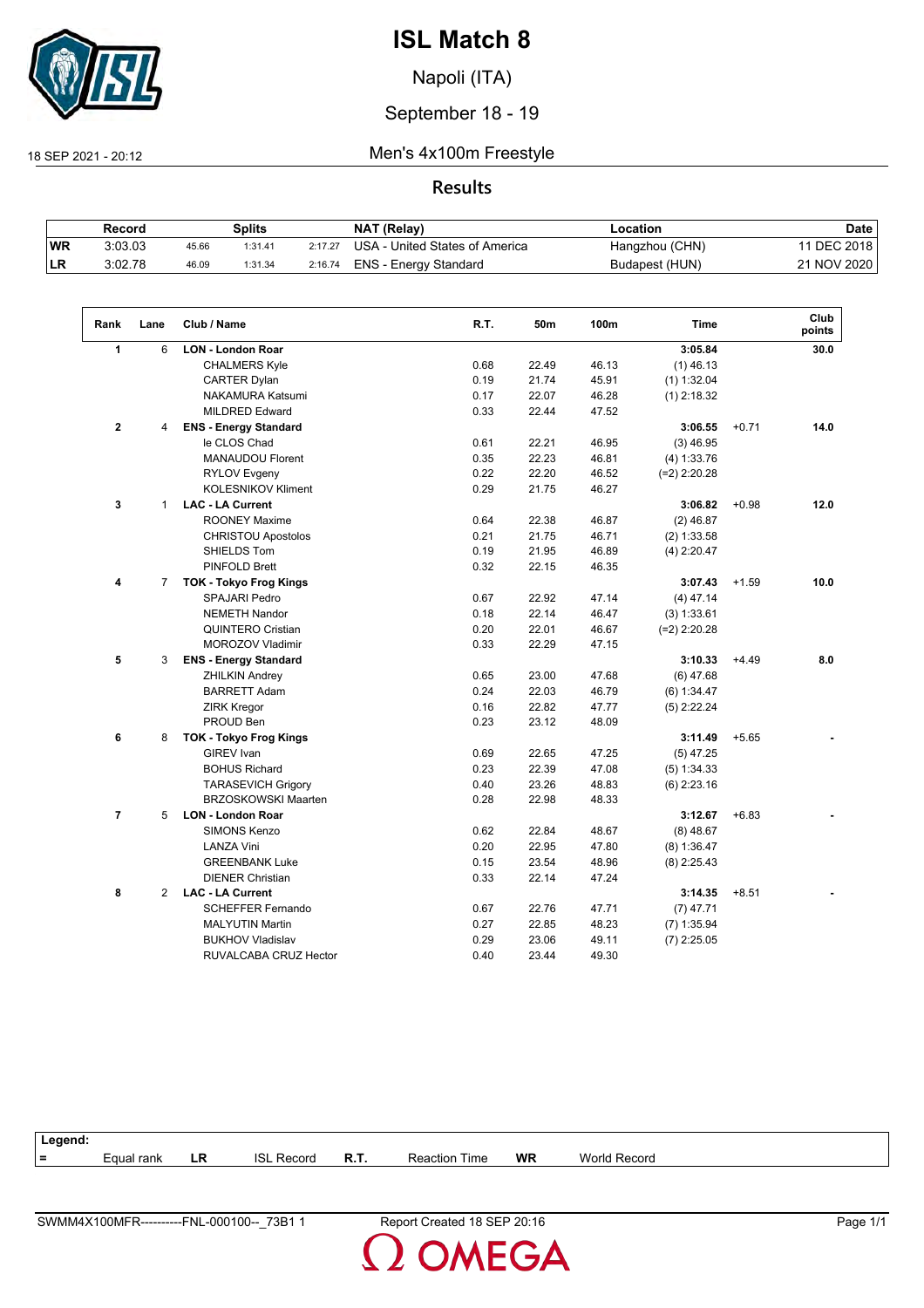# ISL Match 8

Napoli (ITA)

September 18 - 19

18 SEP 2021 - 20:12

## Men's 4x100m Freestyle

### Results

| | Record | Splits | | | NAT (Relay) | Location | Date |
|---|---|---|---|---|---|---|---|
| WR | 3:03.03 | 45.66 | 1:31.41 | 2:17.27 | USA - United States of America | Hangzhou (CHN) | 11 DEC 2018 |
| LR | 3:02.78 | 46.09 | 1:31.34 | 2:16.74 | ENS - Energy Standard | Budapest (HUN) | 21 NOV 2020 |

| Rank | Lane | Club / Name | R.T. | 50m | 100m | Time | | Club points |
|---|---|---|---|---|---|---|---|---|
| 1 | 6 | **LON - London Roar** | | | | **3:05.84** | | **30.0** |
| | | CHALMERS Kyle | 0.68 | 22.49 | 46.13 | (1) 46.13 | | |
| | | CARTER Dylan | 0.19 | 21.74 | 45.91 | (1) 1:32.04 | | |
| | | NAKAMURA Katsumi | 0.17 | 22.07 | 46.28 | (1) 2:18.32 | | |
| | | MILDRED Edward | 0.33 | 22.44 | 47.52 | | | |
| 2 | 4 | **ENS - Energy Standard** | | | | **3:06.55** | +0.71 | **14.0** |
| | | le CLOS Chad | 0.61 | 22.21 | 46.95 | (3) 46.95 | | |
| | | MANAUDOU Florent | 0.35 | 22.23 | 46.81 | (4) 1:33.76 | | |
| | | RYLOV Evgeny | 0.22 | 22.20 | 46.52 | (=2) 2:20.28 | | |
| | | KOLESNIKOV Kliment | 0.29 | 21.75 | 46.27 | | | |
| 3 | 1 | **LAC - LA Current** | | | | **3:06.82** | +0.98 | **12.0** |
| | | ROONEY Maxime | 0.64 | 22.38 | 46.87 | (2) 46.87 | | |
| | | CHRISTOU Apostolos | 0.21 | 21.75 | 46.71 | (2) 1:33.58 | | |
| | | SHIELDS Tom | 0.19 | 21.95 | 46.89 | (4) 2:20.47 | | |
| | | PINFOLD Brett | 0.32 | 22.15 | 46.35 | | | |
| 4 | 7 | **TOK - Tokyo Frog Kings** | | | | **3:07.43** | +1.59 | **10.0** |
| | | SPAJARI Pedro | 0.67 | 22.92 | 47.14 | (4) 47.14 | | |
| | | NEMETH Nandor | 0.18 | 22.14 | 46.47 | (3) 1:33.61 | | |
| | | QUINTERO Cristian | 0.20 | 22.01 | 46.67 | (=2) 2:20.28 | | |
| | | MOROZOV Vladimir | 0.33 | 22.29 | 47.15 | | | |
| 5 | 3 | **ENS - Energy Standard** | | | | **3:10.33** | +4.49 | **8.0** |
| | | ZHILKIN Andrey | 0.65 | 23.00 | 47.68 | (6) 47.68 | | |
| | | BARRETT Adam | 0.24 | 22.03 | 46.79 | (6) 1:34.47 | | |
| | | ZIRK Kregor | 0.16 | 22.82 | 47.77 | (5) 2:22.24 | | |
| | | PROUD Ben | 0.23 | 23.12 | 48.09 | | | |
| 6 | 8 | **TOK - Tokyo Frog Kings** | | | | **3:11.49** | +5.65 | **-** |
| | | GIREV Ivan | 0.69 | 22.65 | 47.25 | (5) 47.25 | | |
| | | BOHUS Richard | 0.23 | 22.39 | 47.08 | (5) 1:34.33 | | |
| | | TARASEVICH Grigory | 0.40 | 23.26 | 48.83 | (6) 2:23.16 | | |
| | | BRZOSKOWSKI Maarten | 0.28 | 22.98 | 48.33 | | | |
| 7 | 5 | **LON - London Roar** | | | | **3:12.67** | +6.83 | **-** |
| | | SIMONS Kenzo | 0.62 | 22.84 | 48.67 | (8) 48.67 | | |
| | | LANZA Vini | 0.20 | 22.95 | 47.80 | (8) 1:36.47 | | |
| | | GREENBANK Luke | 0.15 | 23.54 | 48.96 | (8) 2:25.43 | | |
| | | DIENER Christian | 0.33 | 22.14 | 47.24 | | | |
| 8 | 2 | **LAC - LA Current** | | | | **3:14.35** | +8.51 | **-** |
| | | SCHEFFER Fernando | 0.67 | 22.76 | 47.71 | (7) 47.71 | | |
| | | MALYUTIN Martin | 0.27 | 22.85 | 48.23 | (7) 1:35.94 | | |
| | | BUKHOV Vladislav | 0.29 | 23.06 | 49.11 | (7) 2:25.05 | | |
| | | RUVALCABA CRUZ Hector | 0.40 | 23.44 | 49.30 | | | |

**Legend:**

| = | Equal rank | LR | ISL Record | R.T. | Reaction Time | WR | World Record |
|---|---|---|---|---|---|---|---|

SWMM4X100MFR----------FNL-000100--_73B1 1 Report Created 18 SEP 20:16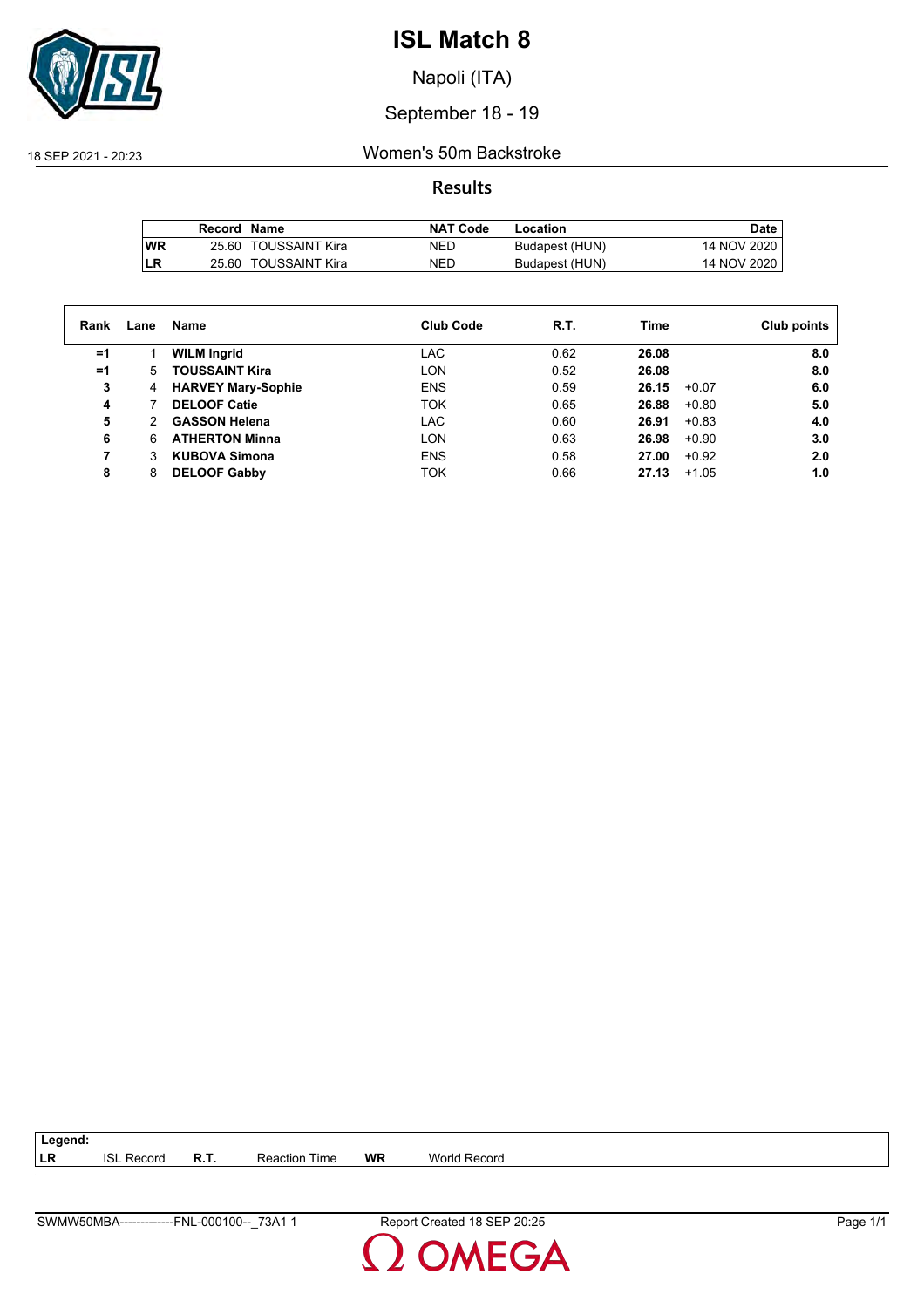# ISL Match 8

Napoli (ITA)

September 18 - 19

18 SEP 2021 - 20:23

## Women's 50m Backstroke

### Results

| | Record | Name | NAT Code | Location | Date |
|---|---|---|---|---|---|
| WR | 25.60 | TOUSSAINT Kira | NED | Budapest (HUN) | 14 NOV 2020 |
| LR | 25.60 | TOUSSAINT Kira | NED | Budapest (HUN) | 14 NOV 2020 |

| Rank | Lane | Name | Club Code | R.T. | Time | | Club points |
|---|---|---|---|---|---|---|---|
| =1 | 1 | **WILM Ingrid** | LAC | 0.62 | **26.08** | | **8.0** |
| =1 | 5 | **TOUSSAINT Kira** | LON | 0.52 | **26.08** | | **8.0** |
| 3 | 4 | **HARVEY Mary-Sophie** | ENS | 0.59 | **26.15** | +0.07 | **6.0** |
| 4 | 7 | **DELOOF Catie** | TOK | 0.65 | **26.88** | +0.80 | **5.0** |
| 5 | 2 | **GASSON Helena** | LAC | 0.60 | **26.91** | +0.83 | **4.0** |
| 6 | 6 | **ATHERTON Minna** | LON | 0.63 | **26.98** | +0.90 | **3.0** |
| 7 | 3 | **KUBOVA Simona** | ENS | 0.58 | **27.00** | +0.92 | **2.0** |
| 8 | 8 | **DELOOF Gabby** | TOK | 0.66 | **27.13** | +1.05 | **1.0** |

**Legend:**

| | | | | | |
|---|---|---|---|---|---|
| **LR** | ISL Record | **R.T.** | Reaction Time | **WR** | World Record |

SWMW50MBA-------------FNL-000100--_73A1 1 Report Created 18 SEP 20:25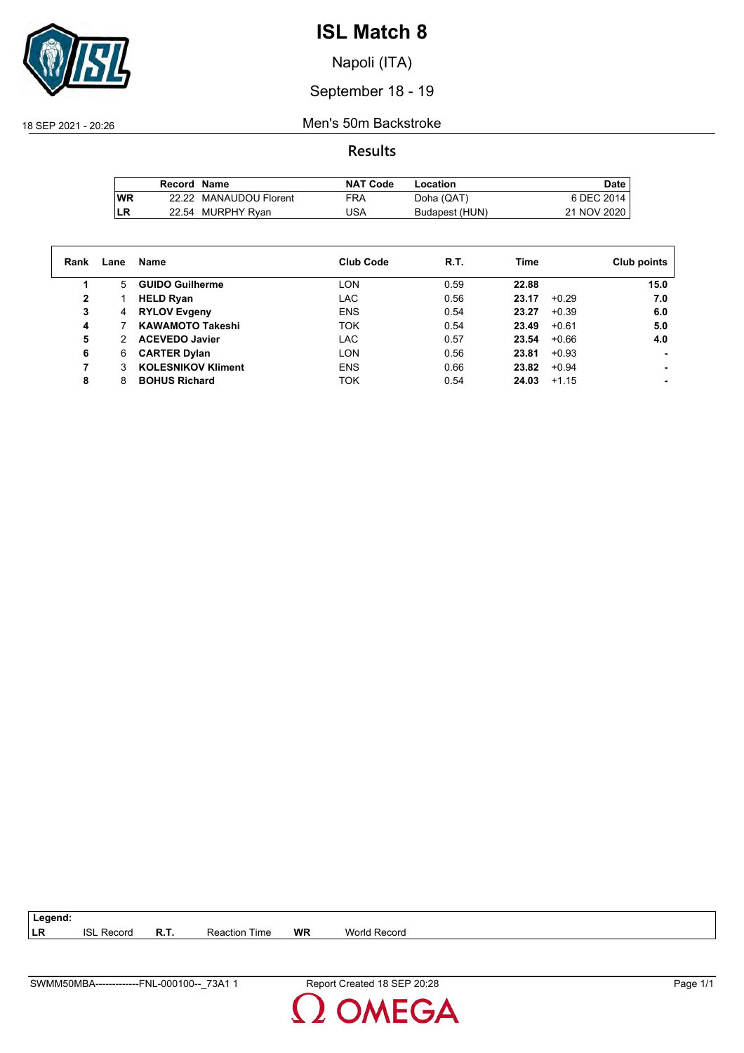# ISL Match 8

Napoli (ITA)

September 18 - 19

18 SEP 2021 - 20:26

## Men's 50m Backstroke

### Results

| | Record | Name | NAT Code | Location | Date |
|---|---|---|---|---|---|
| WR | 22.22 | MANAUDOU Florent | FRA | Doha (QAT) | 6 DEC 2014 |
| LR | 22.54 | MURPHY Ryan | USA | Budapest (HUN) | 21 NOV 2020 |

| Rank | Lane | Name | Club Code | R.T. | Time | | Club points |
|---|---|---|---|---|---|---|---|
| **1** | 5 | **GUIDO Guilherme** | LON | 0.59 | **22.88** | | **15.0** |
| **2** | 1 | **HELD Ryan** | LAC | 0.56 | **23.17** | +0.29 | **7.0** |
| **3** | 4 | **RYLOV Evgeny** | ENS | 0.54 | **23.27** | +0.39 | **6.0** |
| **4** | 7 | **KAWAMOTO Takeshi** | TOK | 0.54 | **23.49** | +0.61 | **5.0** |
| **5** | 2 | **ACEVEDO Javier** | LAC | 0.57 | **23.54** | +0.66 | **4.0** |
| **6** | 6 | **CARTER Dylan** | LON | 0.56 | **23.81** | +0.93 | **-** |
| **7** | 3 | **KOLESNIKOV Kliment** | ENS | 0.66 | **23.82** | +0.94 | **-** |
| **8** | 8 | **BOHUS Richard** | TOK | 0.54 | **24.03** | +1.15 | **-** |

**Legend:**

| | | | | | |
|---|---|---|---|---|---|
| **LR** | ISL Record | **R.T.** | Reaction Time | **WR** | World Record |

SWMM50MBA-------------FNL-000100--_73A1 1 Report Created 18 SEP 20:28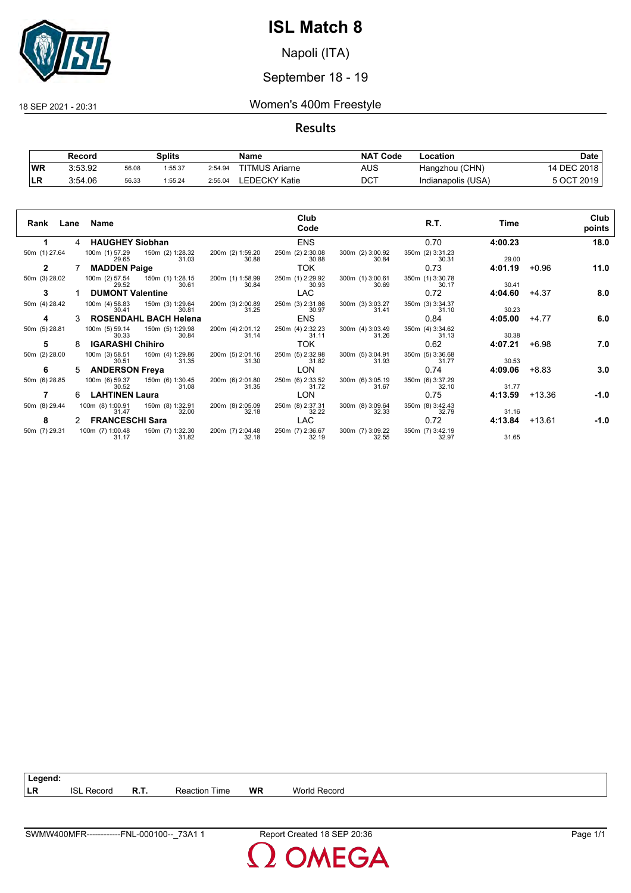# ISL Match 8

Napoli (ITA)

September 18 - 19

18 SEP 2021 - 20:31

## Women's 400m Freestyle

### Results

| | Record | Splits | | | Name | NAT Code | Location | Date |
|---|---|---|---|---|---|---|---|---|
| WR | 3:53.92 | 56.08 | 1:55.37 | 2:54.94 | TITMUS Ariarne | AUS | Hangzhou (CHN) | 14 DEC 2018 |
| LR | 3:54.06 | 56.33 | 1:55.24 | 2:55.04 | LEDECKY Katie | DCT | Indianapolis (USA) | 5 OCT 2019 |

| Rank | Lane | Name | Club Code | R.T. | Time | | Club points |
|---|---|---|---|---|---|---|---|
| 1 | 4 | HAUGHEY Siobhan | ENS | 0.70 | 4:00.23 | | 18.0 |
| | | 50m (1) 27.64; 100m (1) 57.29 (29.65); 150m (2) 1:28.32 (31.03); 200m (2) 1:59.20 (30.88); 250m (2) 2:30.08 (30.88); 300m (2) 3:00.92 (30.84); 350m (2) 3:31.23 (30.31); (29.00) | | | | | |
| 2 | 7 | MADDEN Paige | TOK | 0.73 | 4:01.19 | +0.96 | 11.0 |
| | | 50m (3) 28.02; 100m (2) 57.54 (29.52); 150m (1) 1:28.15 (30.61); 200m (1) 1:58.99 (30.84); 250m (1) 2:29.92 (30.93); 300m (1) 3:00.61 (30.69); 350m (1) 3:30.78 (30.17); (30.41) | | | | | |
| 3 | 1 | DUMONT Valentine | LAC | 0.72 | 4:04.60 | +4.37 | 8.0 |
| | | 50m (4) 28.42; 100m (4) 58.83 (30.41); 150m (3) 1:29.64 (30.81); 200m (3) 2:00.89 (31.25); 250m (3) 2:31.86 (30.97); 300m (3) 3:03.27 (31.41); 350m (3) 3:34.37 (31.10); (30.23) | | | | | |
| 4 | 3 | ROSENDAHL BACH Helena | ENS | 0.84 | 4:05.00 | +4.77 | 6.0 |
| | | 50m (5) 28.81; 100m (5) 59.14 (30.33); 150m (5) 1:29.98 (30.84); 200m (4) 2:01.12 (31.14); 250m (4) 2:32.23 (31.11); 300m (4) 3:03.49 (31.26); 350m (4) 3:34.62 (31.13); (30.38) | | | | | |
| 5 | 8 | IGARASHI Chihiro | TOK | 0.62 | 4:07.21 | +6.98 | 7.0 |
| | | 50m (2) 28.00; 100m (3) 58.51 (30.51); 150m (4) 1:29.86 (31.35); 200m (5) 2:01.16 (31.30); 250m (5) 2:32.98 (31.82); 300m (5) 3:04.91 (31.93); 350m (5) 3:36.68 (31.77); (30.53) | | | | | |
| 6 | 5 | ANDERSON Freya | LON | 0.74 | 4:09.06 | +8.83 | 3.0 |
| | | 50m (6) 28.85; 100m (6) 59.37 (30.52); 150m (6) 1:30.45 (31.08); 200m (6) 2:01.80 (31.35); 250m (6) 2:33.52 (31.72); 300m (6) 3:05.19 (31.67); 350m (6) 3:37.29 (32.10); (31.77) | | | | | |
| 7 | 6 | LAHTINEN Laura | LON | 0.75 | 4:13.59 | +13.36 | -1.0 |
| | | 50m (8) 29.44; 100m (8) 1:00.91 (31.47); 150m (8) 1:32.91 (32.00); 200m (8) 2:05.09 (32.18); 250m (8) 2:37.31 (32.22); 300m (8) 3:09.64 (32.33); 350m (8) 3:42.43 (32.79); (31.16) | | | | | |
| 8 | 2 | FRANCESCHI Sara | LAC | 0.72 | 4:13.84 | +13.61 | -1.0 |
| | | 50m (7) 29.31; 100m (7) 1:00.48 (31.17); 150m (7) 1:32.30 (31.82); 200m (7) 2:04.48 (32.18); 250m (7) 2:36.67 (32.19); 300m (7) 3:09.22 (32.55); 350m (7) 3:42.19 (32.97); (31.65) | | | | | |

**Legend:**

| | | | | | |
|---|---|---|---|---|---|
| LR | ISL Record | R.T. | Reaction Time | WR | World Record |

SWMW400MFR------------FNL-000100--_73A1 1 — Report Created 18 SEP 20:36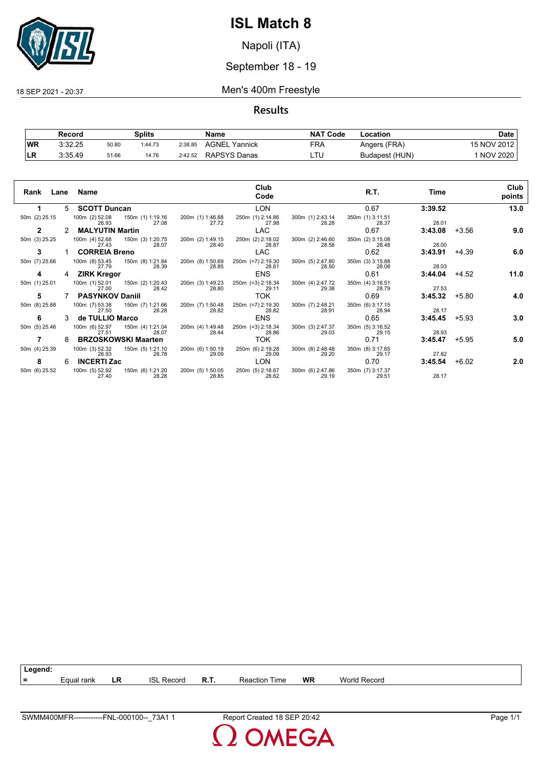# ISL Match 8

Napoli (ITA)

September 18 - 19

18 SEP 2021 - 20:37

## Men's 400m Freestyle

### Results

| | Record | Splits | | | Name | NAT Code | Location | Date |
|---|---|---|---|---|---|---|---|---|
| WR | 3:32.25 | 50.80 | 1:44.73 | 2:38.85 | AGNEL Yannick | FRA | Angers (FRA) | 15 NOV 2012 |
| LR | 3:35.49 | 51.66 | 14.76 | 2:42.52 | RAPSYS Danas | LTU | Budapest (HUN) | 1 NOV 2020 |

| Rank | Lane | Name | Club Code | R.T. | Time | | Club points |
|---|---|---|---|---|---|---|---|
| 1 | 5 | SCOTT Duncan | LON | 0.67 | 3:39.52 | | 13.0 |
| 50m (2) 25.15 | 100m (2) 52.08 / 26.93 | 150m (1) 1:19.16 / 27.08 | 200m (1) 1:46.88 / 27.72 | 250m (1) 2:14.86 / 27.98 | 300m (1) 2:43.14 / 28.28 | 350m (1) 3:11.51 / 28.37 | 28.01 |
| 2 | 2 | MALYUTIN Martin | LAC | 0.67 | 3:43.08 | +3.56 | 9.0 |
| 50m (3) 25.25 | 100m (4) 52.68 / 27.43 | 150m (3) 1:20.75 / 28.07 | 200m (2) 1:49.15 / 28.40 | 250m (2) 2:18.02 / 28.87 | 300m (2) 2:46.60 / 28.58 | 350m (2) 3:15.08 / 28.48 | 28.00 |
| 3 | 1 | CORREIA Breno | LAC | 0.62 | 3:43.91 | +4.39 | 6.0 |
| 50m (7) 25.66 | 100m (8) 53.45 / 27.79 | 150m (8) 1:21.84 / 28.39 | 200m (8) 1:50.69 / 28.85 | 250m (=7) 2:19.30 / 28.61 | 300m (5) 2:47.80 / 28.50 | 350m (3) 3:15.88 / 28.08 | 28.03 |
| 4 | 4 | ZIRK Kregor | ENS | 0.61 | 3:44.04 | +4.52 | 11.0 |
| 50m (1) 25.01 | 100m (1) 52.01 / 27.00 | 150m (2) 1:20.43 / 28.42 | 200m (3) 1:49.23 / 28.80 | 250m (=3) 2:18.34 / 29.11 | 300m (4) 2:47.72 / 29.38 | 350m (4) 3:16.51 / 28.79 | 27.53 |
| 5 | 7 | PASYNKOV Daniil | TOK | 0.69 | 3:45.32 | +5.80 | 4.0 |
| 50m (8) 25.88 | 100m (7) 53.38 / 27.50 | 150m (7) 1:21.66 / 28.28 | 200m (7) 1:50.48 / 28.82 | 250m (=7) 2:19.30 / 28.82 | 300m (7) 2:48.21 / 28.91 | 350m (6) 3:17.15 / 28.94 | 28.17 |
| 6 | 3 | de TULLIO Marco | ENS | 0.65 | 3:45.45 | +5.93 | 3.0 |
| 50m (5) 25.46 | 100m (6) 52.97 / 27.51 | 150m (4) 1:21.04 / 28.07 | 200m (4) 1:49.48 / 28.44 | 250m (=3) 2:18.34 / 28.86 | 300m (3) 2:47.37 / 29.03 | 350m (5) 3:16.52 / 29.15 | 28.93 |
| 7 | 8 | BRZOSKOWSKI Maarten | TOK | 0.71 | 3:45.47 | +5.95 | 5.0 |
| 50m (4) 25.39 | 100m (3) 52.32 / 26.93 | 150m (5) 1:21.10 / 28.78 | 200m (6) 1:50.19 / 29.09 | 250m (6) 2:19.28 / 29.09 | 300m (8) 2:48.48 / 29.20 | 350m (8) 3:17.65 / 29.17 | 27.82 |
| 8 | 6 | INCERTI Zac | LON | 0.70 | 3:45.54 | +6.02 | 2.0 |
| 50m (6) 25.52 | 100m (5) 52.92 / 27.40 | 150m (6) 1:21.20 / 28.28 | 200m (5) 1:50.05 / 28.85 | 250m (5) 2:18.67 / 28.62 | 300m (6) 2:47.86 / 29.19 | 350m (7) 3:17.37 / 29.51 | 28.17 |

**Legend:**

| = | Equal rank | LR | ISL Record | R.T. | Reaction Time | WR | World Record |
|---|---|---|---|---|---|---|---|

SWMM400MFR------------FNL-000100--_73A1 1 — Report Created 18 SEP 20:42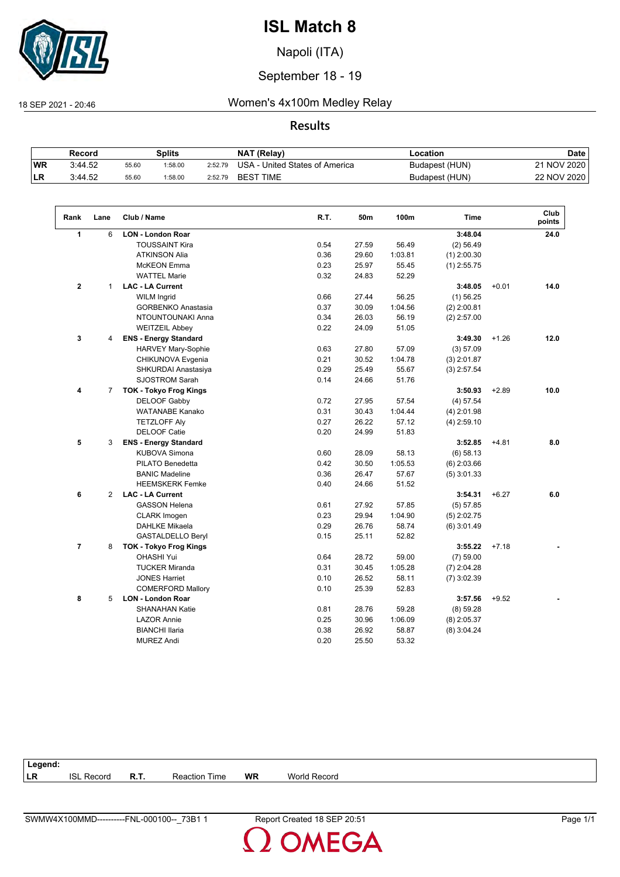# ISL Match 8

Napoli (ITA)

September 18 - 19

18 SEP 2021 - 20:46

## Women's 4x100m Medley Relay

### Results

| | Record | Splits | | | NAT (Relay) | Location | Date |
|---|---|---|---|---|---|---|---|
| WR | 3:44.52 | 55.60 | 1:58.00 | 2:52.79 | USA - United States of America | Budapest (HUN) | 21 NOV 2020 |
| LR | 3:44.52 | 55.60 | 1:58.00 | 2:52.79 | BEST TIME | Budapest (HUN) | 22 NOV 2020 |

| Rank | Lane | Club / Name | R.T. | 50m | 100m | Time | | Club points |
|---|---|---|---|---|---|---|---|---|
| **1** | 6 | **LON - London Roar** | | | | **3:48.04** | | **24.0** |
| | | TOUSSAINT Kira | 0.54 | 27.59 | 56.49 | (2) 56.49 | | |
| | | ATKINSON Alia | 0.36 | 29.60 | 1:03.81 | (1) 2:00.30 | | |
| | | McKEON Emma | 0.23 | 25.97 | 55.45 | (1) 2:55.75 | | |
| | | WATTEL Marie | 0.32 | 24.83 | 52.29 | | | |
| **2** | 1 | **LAC - LA Current** | | | | **3:48.05** | +0.01 | **14.0** |
| | | WILM Ingrid | 0.66 | 27.44 | 56.25 | (1) 56.25 | | |
| | | GORBENKO Anastasia | 0.37 | 30.09 | 1:04.56 | (2) 2:00.81 | | |
| | | NTOUNTOUNAKI Anna | 0.34 | 26.03 | 56.19 | (2) 2:57.00 | | |
| | | WEITZEIL Abbey | 0.22 | 24.09 | 51.05 | | | |
| **3** | 4 | **ENS - Energy Standard** | | | | **3:49.30** | +1.26 | **12.0** |
| | | HARVEY Mary-Sophie | 0.63 | 27.80 | 57.09 | (3) 57.09 | | |
| | | CHIKUNOVA Evgenia | 0.21 | 30.52 | 1:04.78 | (3) 2:01.87 | | |
| | | SHKURDAI Anastasiya | 0.29 | 25.49 | 55.67 | (3) 2:57.54 | | |
| | | SJOSTROM Sarah | 0.14 | 24.66 | 51.76 | | | |
| **4** | 7 | **TOK - Tokyo Frog Kings** | | | | **3:50.93** | +2.89 | **10.0** |
| | | DELOOF Gabby | 0.72 | 27.95 | 57.54 | (4) 57.54 | | |
| | | WATANABE Kanako | 0.31 | 30.43 | 1:04.44 | (4) 2:01.98 | | |
| | | TETZLOFF Aly | 0.27 | 26.22 | 57.12 | (4) 2:59.10 | | |
| | | DELOOF Catie | 0.20 | 24.99 | 51.83 | | | |
| **5** | 3 | **ENS - Energy Standard** | | | | **3:52.85** | +4.81 | **8.0** |
| | | KUBOVA Simona | 0.60 | 28.09 | 58.13 | (6) 58.13 | | |
| | | PILATO Benedetta | 0.42 | 30.50 | 1:05.53 | (6) 2:03.66 | | |
| | | BANIC Madeline | 0.36 | 26.47 | 57.67 | (5) 3:01.33 | | |
| | | HEEMSKERK Femke | 0.40 | 24.66 | 51.52 | | | |
| **6** | 2 | **LAC - LA Current** | | | | **3:54.31** | +6.27 | **6.0** |
| | | GASSON Helena | 0.61 | 27.92 | 57.85 | (5) 57.85 | | |
| | | CLARK Imogen | 0.23 | 29.94 | 1:04.90 | (5) 2:02.75 | | |
| | | DAHLKE Mikaela | 0.29 | 26.76 | 58.74 | (6) 3:01.49 | | |
| | | GASTALDELLO Beryl | 0.15 | 25.11 | 52.82 | | | |
| **7** | 8 | **TOK - Tokyo Frog Kings** | | | | **3:55.22** | +7.18 | **-** |
| | | OHASHI Yui | 0.64 | 28.72 | 59.00 | (7) 59.00 | | |
| | | TUCKER Miranda | 0.31 | 30.45 | 1:05.28 | (7) 2:04.28 | | |
| | | JONES Harriet | 0.10 | 26.52 | 58.11 | (7) 3:02.39 | | |
| | | COMERFORD Mallory | 0.10 | 25.39 | 52.83 | | | |
| **8** | 5 | **LON - London Roar** | | | | **3:57.56** | +9.52 | **-** |
| | | SHANAHAN Katie | 0.81 | 28.76 | 59.28 | (8) 59.28 | | |
| | | LAZOR Annie | 0.25 | 30.96 | 1:06.09 | (8) 2:05.37 | | |
| | | BIANCHI Ilaria | 0.38 | 26.92 | 58.87 | (8) 3:04.24 | | |
| | | MUREZ Andi | 0.20 | 25.50 | 53.32 | | | |

**Legend:**

| | | | | | |
|---|---|---|---|---|---|
| LR | ISL Record | R.T. | Reaction Time | WR | World Record |

SWMW4X100MMD----------FNL-000100--_73B1 1 — Report Created 18 SEP 20:51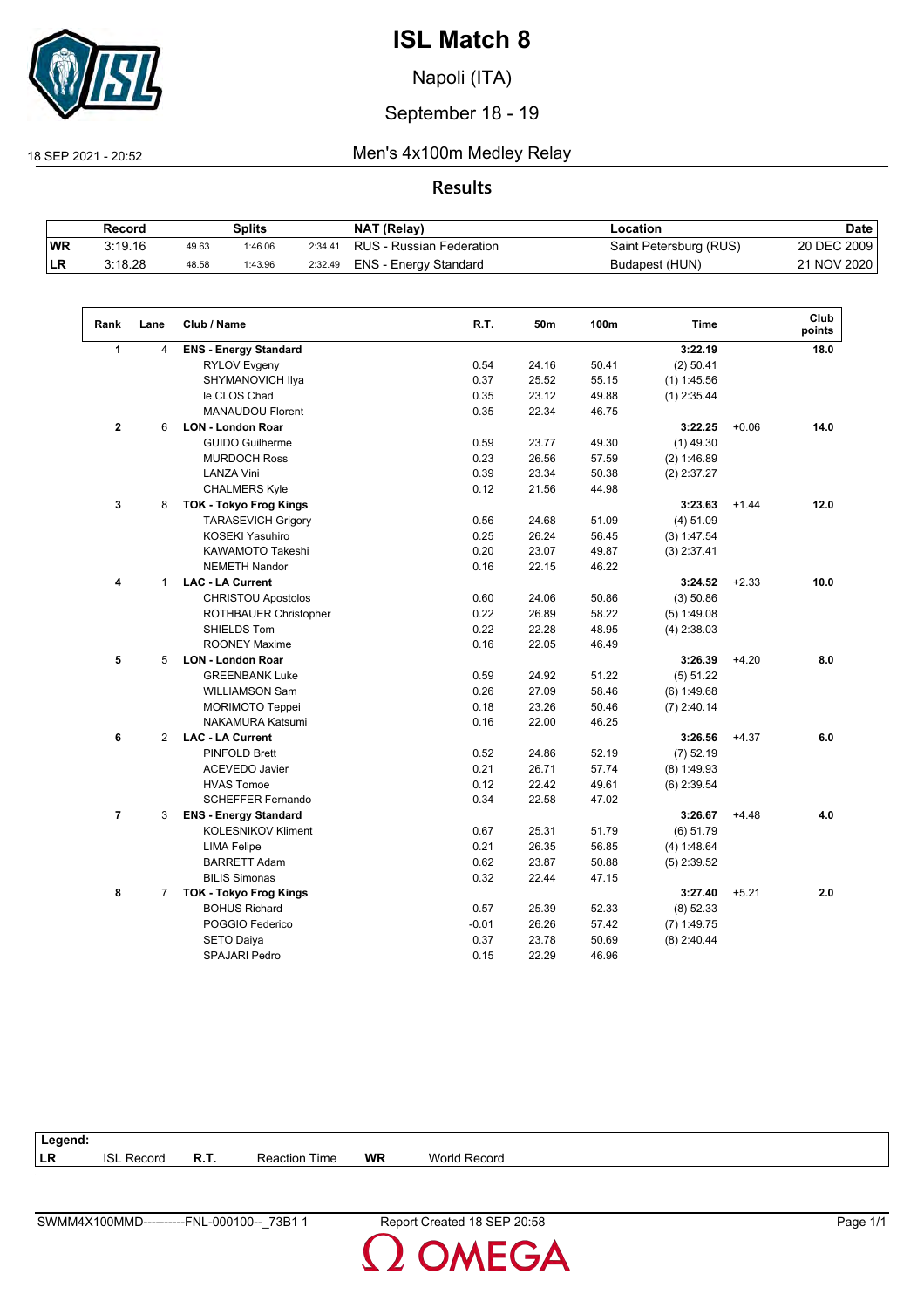# ISL Match 8

Napoli (ITA)

September 18 - 19

18 SEP 2021 - 20:52

## Men's 4x100m Medley Relay

### Results

| | Record | Splits | | | NAT (Relay) | Location | Date |
|---|---|---|---|---|---|---|---|
| **WR** | 3:19.16 | 49.63 | 1:46.06 | 2:34.41 | RUS - Russian Federation | Saint Petersburg (RUS) | 20 DEC 2009 |
| **LR** | 3:18.28 | 48.58 | 1:43.96 | 2:32.49 | ENS - Energy Standard | Budapest (HUN) | 21 NOV 2020 |

| Rank | Lane | Club / Name | R.T. | 50m | 100m | Time | | Club points |
|---|---|---|---|---|---|---|---|---|
| **1** | 4 | **ENS - Energy Standard** | | | | **3:22.19** | | **18.0** |
| | | RYLOV Evgeny | 0.54 | 24.16 | 50.41 | (2) 50.41 | | |
| | | SHYMANOVICH Ilya | 0.37 | 25.52 | 55.15 | (1) 1:45.56 | | |
| | | le CLOS Chad | 0.35 | 23.12 | 49.88 | (1) 2:35.44 | | |
| | | MANAUDOU Florent | 0.35 | 22.34 | 46.75 | | | |
| **2** | 6 | **LON - London Roar** | | | | **3:22.25** | +0.06 | **14.0** |
| | | GUIDO Guilherme | 0.59 | 23.77 | 49.30 | (1) 49.30 | | |
| | | MURDOCH Ross | 0.23 | 26.56 | 57.59 | (2) 1:46.89 | | |
| | | LANZA Vini | 0.39 | 23.34 | 50.38 | (2) 2:37.27 | | |
| | | CHALMERS Kyle | 0.12 | 21.56 | 44.98 | | | |
| **3** | 8 | **TOK - Tokyo Frog Kings** | | | | **3:23.63** | +1.44 | **12.0** |
| | | TARASEVICH Grigory | 0.56 | 24.68 | 51.09 | (4) 51.09 | | |
| | | KOSEKI Yasuhiro | 0.25 | 26.24 | 56.45 | (3) 1:47.54 | | |
| | | KAWAMOTO Takeshi | 0.20 | 23.07 | 49.87 | (3) 2:37.41 | | |
| | | NEMETH Nandor | 0.16 | 22.15 | 46.22 | | | |
| **4** | 1 | **LAC - LA Current** | | | | **3:24.52** | +2.33 | **10.0** |
| | | CHRISTOU Apostolos | 0.60 | 24.06 | 50.86 | (3) 50.86 | | |
| | | ROTHBAUER Christopher | 0.22 | 26.89 | 58.22 | (5) 1:49.08 | | |
| | | SHIELDS Tom | 0.22 | 22.28 | 48.95 | (4) 2:38.03 | | |
| | | ROONEY Maxime | 0.16 | 22.05 | 46.49 | | | |
| **5** | 5 | **LON - London Roar** | | | | **3:26.39** | +4.20 | **8.0** |
| | | GREENBANK Luke | 0.59 | 24.92 | 51.22 | (5) 51.22 | | |
| | | WILLIAMSON Sam | 0.26 | 27.09 | 58.46 | (6) 1:49.68 | | |
| | | MORIMOTO Teppei | 0.18 | 23.26 | 50.46 | (7) 2:40.14 | | |
| | | NAKAMURA Katsumi | 0.16 | 22.00 | 46.25 | | | |
| **6** | 2 | **LAC - LA Current** | | | | **3:26.56** | +4.37 | **6.0** |
| | | PINFOLD Brett | 0.52 | 24.86 | 52.19 | (7) 52.19 | | |
| | | ACEVEDO Javier | 0.21 | 26.71 | 57.74 | (8) 1:49.93 | | |
| | | HVAS Tomoe | 0.12 | 22.42 | 49.61 | (6) 2:39.54 | | |
| | | SCHEFFER Fernando | 0.34 | 22.58 | 47.02 | | | |
| **7** | 3 | **ENS - Energy Standard** | | | | **3:26.67** | +4.48 | **4.0** |
| | | KOLESNIKOV Kliment | 0.67 | 25.31 | 51.79 | (6) 51.79 | | |
| | | LIMA Felipe | 0.21 | 26.35 | 56.85 | (4) 1:48.64 | | |
| | | BARRETT Adam | 0.62 | 23.87 | 50.88 | (5) 2:39.52 | | |
| | | BILIS Simonas | 0.32 | 22.44 | 47.15 | | | |
| **8** | 7 | **TOK - Tokyo Frog Kings** | | | | **3:27.40** | +5.21 | **2.0** |
| | | BOHUS Richard | 0.57 | 25.39 | 52.33 | (8) 52.33 | | |
| | | POGGIO Federico | -0.01 | 26.26 | 57.42 | (7) 1:49.75 | | |
| | | SETO Daiya | 0.37 | 23.78 | 50.69 | (8) 2:40.44 | | |
| | | SPAJARI Pedro | 0.15 | 22.29 | 46.96 | | | |

**Legend:**

| | | | | | |
|---|---|---|---|---|---|
| **LR** | ISL Record | **R.T.** | Reaction Time | **WR** | World Record |

SWMM4X100MMD----------FNL-000100--_73B1 1 Report Created 18 SEP 20:58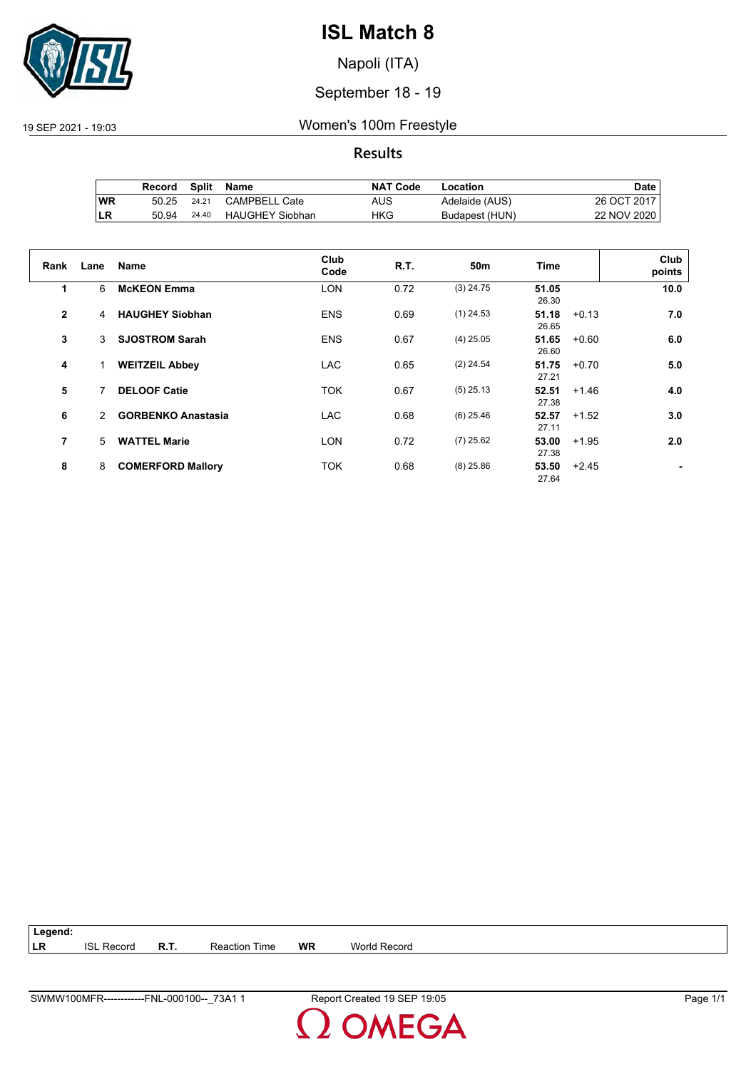# ISL Match 8

Napoli (ITA)

September 18 - 19

19 SEP 2021 - 19:03

Women's 100m Freestyle

## Results

| | Record | Split | Name | NAT Code | Location | Date |
|---|---|---|---|---|---|---|
| WR | 50.25 | 24.21 | CAMPBELL Cate | AUS | Adelaide (AUS) | 26 OCT 2017 |
| LR | 50.94 | 24.40 | HAUGHEY Siobhan | HKG | Budapest (HUN) | 22 NOV 2020 |

| Rank | Lane | Name | Club Code | R.T. | 50m | Time | | Club points |
|---|---|---|---|---|---|---|---|---|
| 1 | 6 | **McKEON Emma** | LON | 0.72 | (3) 24.75 | **51.05** 26.30 | | **10.0** |
| 2 | 4 | **HAUGHEY Siobhan** | ENS | 0.69 | (1) 24.53 | **51.18** 26.65 | +0.13 | **7.0** |
| 3 | 3 | **SJOSTROM Sarah** | ENS | 0.67 | (4) 25.05 | **51.65** 26.60 | +0.60 | **6.0** |
| 4 | 1 | **WEITZEIL Abbey** | LAC | 0.65 | (2) 24.54 | **51.75** 27.21 | +0.70 | **5.0** |
| 5 | 7 | **DELOOF Catie** | TOK | 0.67 | (5) 25.13 | **52.51** 27.38 | +1.46 | **4.0** |
| 6 | 2 | **GORBENKO Anastasia** | LAC | 0.68 | (6) 25.46 | **52.57** 27.11 | +1.52 | **3.0** |
| 7 | 5 | **WATTEL Marie** | LON | 0.72 | (7) 25.62 | **53.00** 27.38 | +1.95 | **2.0** |
| 8 | 8 | **COMERFORD Mallory** | TOK | 0.68 | (8) 25.86 | **53.50** 27.64 | +2.45 | **-** |

**Legend:**
**LR** ISL Record **R.T.** Reaction Time **WR** World Record

SWMW100MFR------------FNL-000100--_73A1 1 Report Created 19 SEP 19:05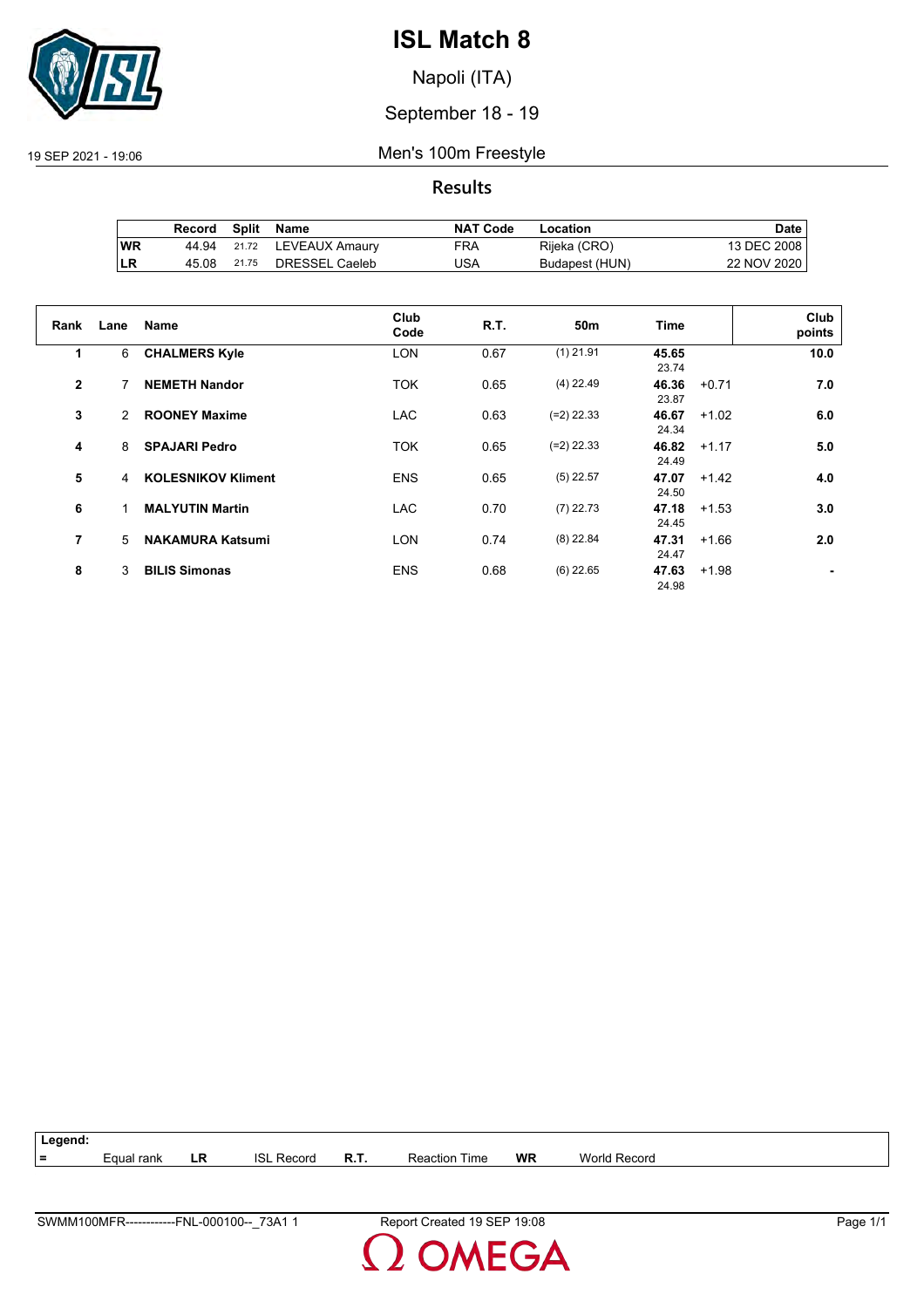# ISL Match 8

Napoli (ITA)

September 18 - 19

19 SEP 2021 - 19:06

## Men's 100m Freestyle

### Results

|  | Record | Split | Name | NAT Code | Location | Date |
|---|---|---|---|---|---|---|
| WR | 44.94 | 21.72 | LEVEAUX Amaury | FRA | Rijeka (CRO) | 13 DEC 2008 |
| LR | 45.08 | 21.75 | DRESSEL Caeleb | USA | Budapest (HUN) | 22 NOV 2020 |

| Rank | Lane | Name | Club Code | R.T. | 50m | Time | | Club points |
|---|---|---|---|---|---|---|---|---|
| 1 | 6 | **CHALMERS Kyle** | LON | 0.67 | (1) 21.91 | **45.65** 23.74 | | **10.0** |
| 2 | 7 | **NEMETH Nandor** | TOK | 0.65 | (4) 22.49 | **46.36** 23.87 | +0.71 | **7.0** |
| 3 | 2 | **ROONEY Maxime** | LAC | 0.63 | (=2) 22.33 | **46.67** 24.34 | +1.02 | **6.0** |
| 4 | 8 | **SPAJARI Pedro** | TOK | 0.65 | (=2) 22.33 | **46.82** 24.49 | +1.17 | **5.0** |
| 5 | 4 | **KOLESNIKOV Kliment** | ENS | 0.65 | (5) 22.57 | **47.07** 24.50 | +1.42 | **4.0** |
| 6 | 1 | **MALYUTIN Martin** | LAC | 0.70 | (7) 22.73 | **47.18** 24.45 | +1.53 | **3.0** |
| 7 | 5 | **NAKAMURA Katsumi** | LON | 0.74 | (8) 22.84 | **47.31** 24.47 | +1.66 | **2.0** |
| 8 | 3 | **BILIS Simonas** | ENS | 0.68 | (6) 22.65 | **47.63** 24.98 | +1.98 | **-** |

**Legend:**

| = | Equal rank | LR | ISL Record | R.T. | Reaction Time | WR | World Record |
|---|---|---|---|---|---|---|---|

SWMM100MFR------------FNL-000100--_73A1 1 — Report Created 19 SEP 19:08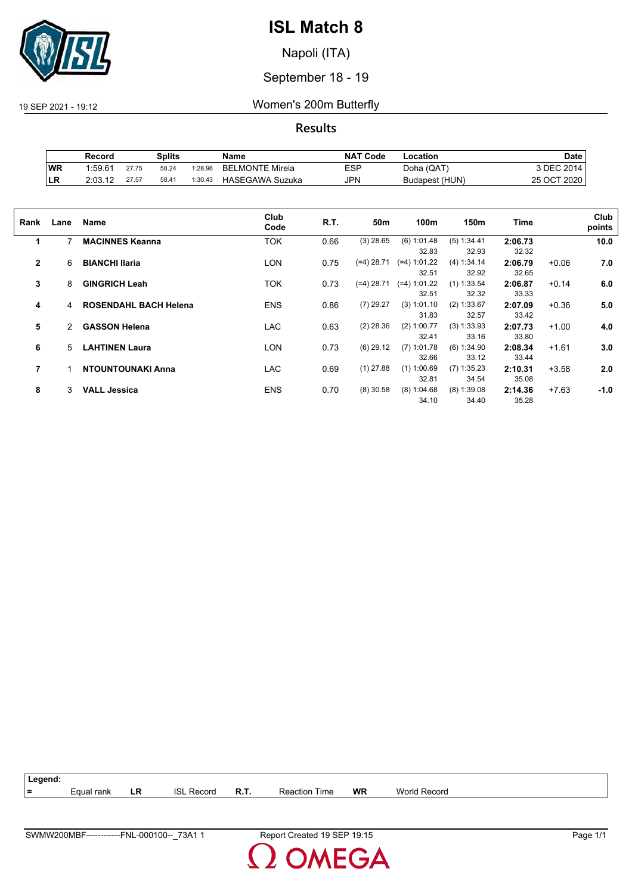# ISL Match 8

Napoli (ITA)

September 18 - 19

19 SEP 2021 - 19:12

## Women's 200m Butterfly

### Results

| | Record | Splits | | | Name | NAT Code | Location | Date |
|---|---|---|---|---|---|---|---|---|
| WR | 1:59.61 | 27.75 | 58.24 | 1:28.96 | BELMONTE Mireia | ESP | Doha (QAT) | 3 DEC 2014 |
| LR | 2:03.12 | 27.57 | 58.41 | 1:30.43 | HASEGAWA Suzuka | JPN | Budapest (HUN) | 25 OCT 2020 |

| Rank | Lane | Name | Club Code | R.T. | 50m | 100m | 150m | Time | | Club points |
|---|---|---|---|---|---|---|---|---|---|---|
| 1 | 7 | **MACINNES Keanna** | TOK | 0.66 | (3) 28.65 | (6) 1:01.48<br>32.83 | (5) 1:34.41<br>32.93 | **2:06.73**<br>32.32 | | **10.0** |
| 2 | 6 | **BIANCHI Ilaria** | LON | 0.75 | (=4) 28.71 | (=4) 1:01.22<br>32.51 | (4) 1:34.14<br>32.92 | **2:06.79**<br>32.65 | +0.06 | **7.0** |
| 3 | 8 | **GINGRICH Leah** | TOK | 0.73 | (=4) 28.71 | (=4) 1:01.22<br>32.51 | (1) 1:33.54<br>32.32 | **2:06.87**<br>33.33 | +0.14 | **6.0** |
| 4 | 4 | **ROSENDAHL BACH Helena** | ENS | 0.86 | (7) 29.27 | (3) 1:01.10<br>31.83 | (2) 1:33.67<br>32.57 | **2:07.09**<br>33.42 | +0.36 | **5.0** |
| 5 | 2 | **GASSON Helena** | LAC | 0.63 | (2) 28.36 | (2) 1:00.77<br>32.41 | (3) 1:33.93<br>33.16 | **2:07.73**<br>33.80 | +1.00 | **4.0** |
| 6 | 5 | **LAHTINEN Laura** | LON | 0.73 | (6) 29.12 | (7) 1:01.78<br>32.66 | (6) 1:34.90<br>33.12 | **2:08.34**<br>33.44 | +1.61 | **3.0** |
| 7 | 1 | **NTOUNTOUNAKI Anna** | LAC | 0.69 | (1) 27.88 | (1) 1:00.69<br>32.81 | (7) 1:35.23<br>34.54 | **2:10.31**<br>35.08 | +3.58 | **2.0** |
| 8 | 3 | **VALL Jessica** | ENS | 0.70 | (8) 30.58 | (8) 1:04.68<br>34.10 | (8) 1:39.08<br>34.40 | **2:14.36**<br>35.28 | +7.63 | **-1.0** |

**Legend:**

| = | Equal rank | LR | ISL Record | R.T. | Reaction Time | WR | World Record |
|---|---|---|---|---|---|---|---|

SWMW200MBF------------FNL-000100--_73A1 1 | Report Created 19 SEP 19:15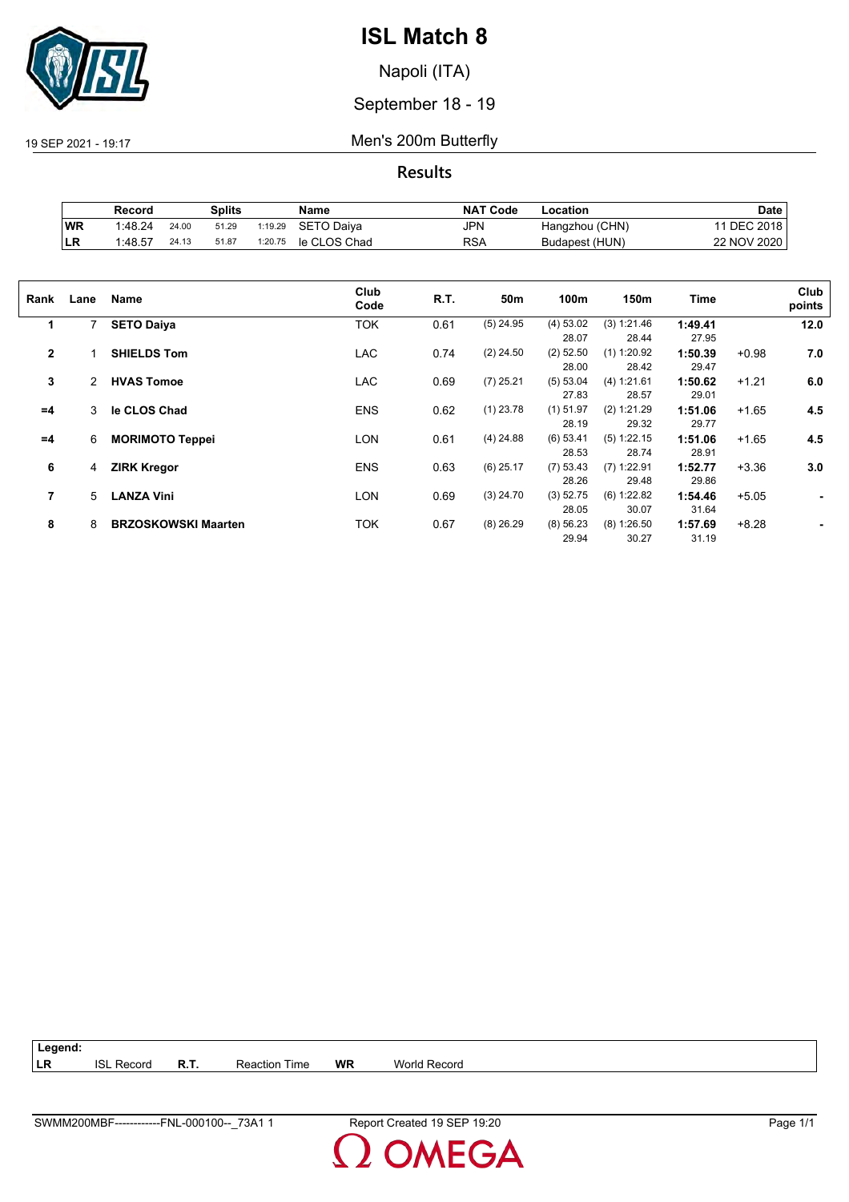# ISL Match 8

Napoli (ITA)

September 18 - 19

19 SEP 2021 - 19:17

## Men's 200m Butterfly

### Results

| | Record | Splits | | | Name | NAT Code | Location | Date |
|---|---|---|---|---|---|---|---|---|
| WR | 1:48.24 | 24.00 | 51.29 | 1:19.29 | SETO Daiya | JPN | Hangzhou (CHN) | 11 DEC 2018 |
| LR | 1:48.57 | 24.13 | 51.87 | 1:20.75 | le CLOS Chad | RSA | Budapest (HUN) | 22 NOV 2020 |

| Rank | Lane | Name | Club Code | R.T. | 50m | 100m | 150m | Time | | Club points |
|---|---|---|---|---|---|---|---|---|---|---|
| 1 | 7 | **SETO Daiya** | TOK | 0.61 | (5) 24.95 | (4) 53.02<br>28.07 | (3) 1:21.46<br>28.44 | **1:49.41**<br>27.95 | | **12.0** |
| 2 | 1 | **SHIELDS Tom** | LAC | 0.74 | (2) 24.50 | (2) 52.50<br>28.00 | (1) 1:20.92<br>28.42 | **1:50.39**<br>29.47 | +0.98 | **7.0** |
| 3 | 2 | **HVAS Tomoe** | LAC | 0.69 | (7) 25.21 | (5) 53.04<br>27.83 | (4) 1:21.61<br>28.57 | **1:50.62**<br>29.01 | +1.21 | **6.0** |
| =4 | 3 | **le CLOS Chad** | ENS | 0.62 | (1) 23.78 | (1) 51.97<br>28.19 | (2) 1:21.29<br>29.32 | **1:51.06**<br>29.77 | +1.65 | **4.5** |
| =4 | 6 | **MORIMOTO Teppei** | LON | 0.61 | (4) 24.88 | (6) 53.41<br>28.53 | (5) 1:22.15<br>28.74 | **1:51.06**<br>28.91 | +1.65 | **4.5** |
| 6 | 4 | **ZIRK Kregor** | ENS | 0.63 | (6) 25.17 | (7) 53.43<br>28.26 | (7) 1:22.91<br>29.48 | **1:52.77**<br>29.86 | +3.36 | **3.0** |
| 7 | 5 | **LANZA Vini** | LON | 0.69 | (3) 24.70 | (3) 52.75<br>28.05 | (6) 1:22.82<br>30.07 | **1:54.46**<br>31.64 | +5.05 | **-** |
| 8 | 8 | **BRZOSKOWSKI Maarten** | TOK | 0.67 | (8) 26.29 | (8) 56.23<br>29.94 | (8) 1:26.50<br>30.27 | **1:57.69**<br>31.19 | +8.28 | **-** |

**Legend:**

| | | | | | |
|---|---|---|---|---|---|
| **LR** | ISL Record | **R.T.** | Reaction Time | **WR** | World Record |

SWMM200MBF------------FNL-000100--_73A1 1 Report Created 19 SEP 19:20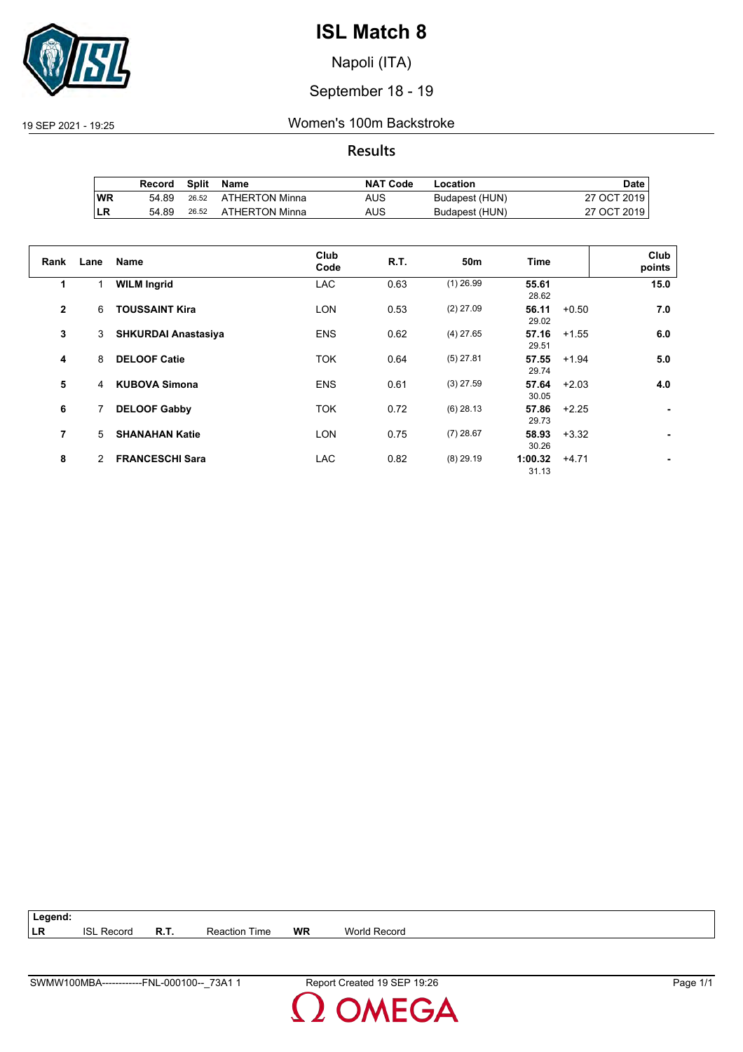# ISL Match 8

Napoli (ITA)

September 18 - 19

19 SEP 2021 - 19:25

## Women's 100m Backstroke

### Results

| | Record | Split | Name | NAT Code | Location | Date |
|---|---|---|---|---|---|---|
| WR | 54.89 | 26.52 | ATHERTON Minna | AUS | Budapest (HUN) | 27 OCT 2019 |
| LR | 54.89 | 26.52 | ATHERTON Minna | AUS | Budapest (HUN) | 27 OCT 2019 |

| Rank | Lane | Name | Club Code | R.T. | 50m | Time | | Club points |
|---|---|---|---|---|---|---|---|---|
| 1 | 1 | **WILM Ingrid** | LAC | 0.63 | (1) 26.99 | **55.61** 28.62 | | **15.0** |
| 2 | 6 | **TOUSSAINT Kira** | LON | 0.53 | (2) 27.09 | **56.11** 29.02 | +0.50 | **7.0** |
| 3 | 3 | **SHKURDAI Anastasiya** | ENS | 0.62 | (4) 27.65 | **57.16** 29.51 | +1.55 | **6.0** |
| 4 | 8 | **DELOOF Catie** | TOK | 0.64 | (5) 27.81 | **57.55** 29.74 | +1.94 | **5.0** |
| 5 | 4 | **KUBOVA Simona** | ENS | 0.61 | (3) 27.59 | **57.64** 30.05 | +2.03 | **4.0** |
| 6 | 7 | **DELOOF Gabby** | TOK | 0.72 | (6) 28.13 | **57.86** 29.73 | +2.25 | **-** |
| 7 | 5 | **SHANAHAN Katie** | LON | 0.75 | (7) 28.67 | **58.93** 30.26 | +3.32 | **-** |
| 8 | 2 | **FRANCESCHI Sara** | LAC | 0.82 | (8) 29.19 | **1:00.32** 31.13 | +4.71 | **-** |

**Legend:**

| | | | | | |
|---|---|---|---|---|---|
| **LR** | ISL Record | **R.T.** | Reaction Time | **WR** | World Record |

SWMW100MBA------------FNL-000100--_73A1 1 Report Created 19 SEP 19:26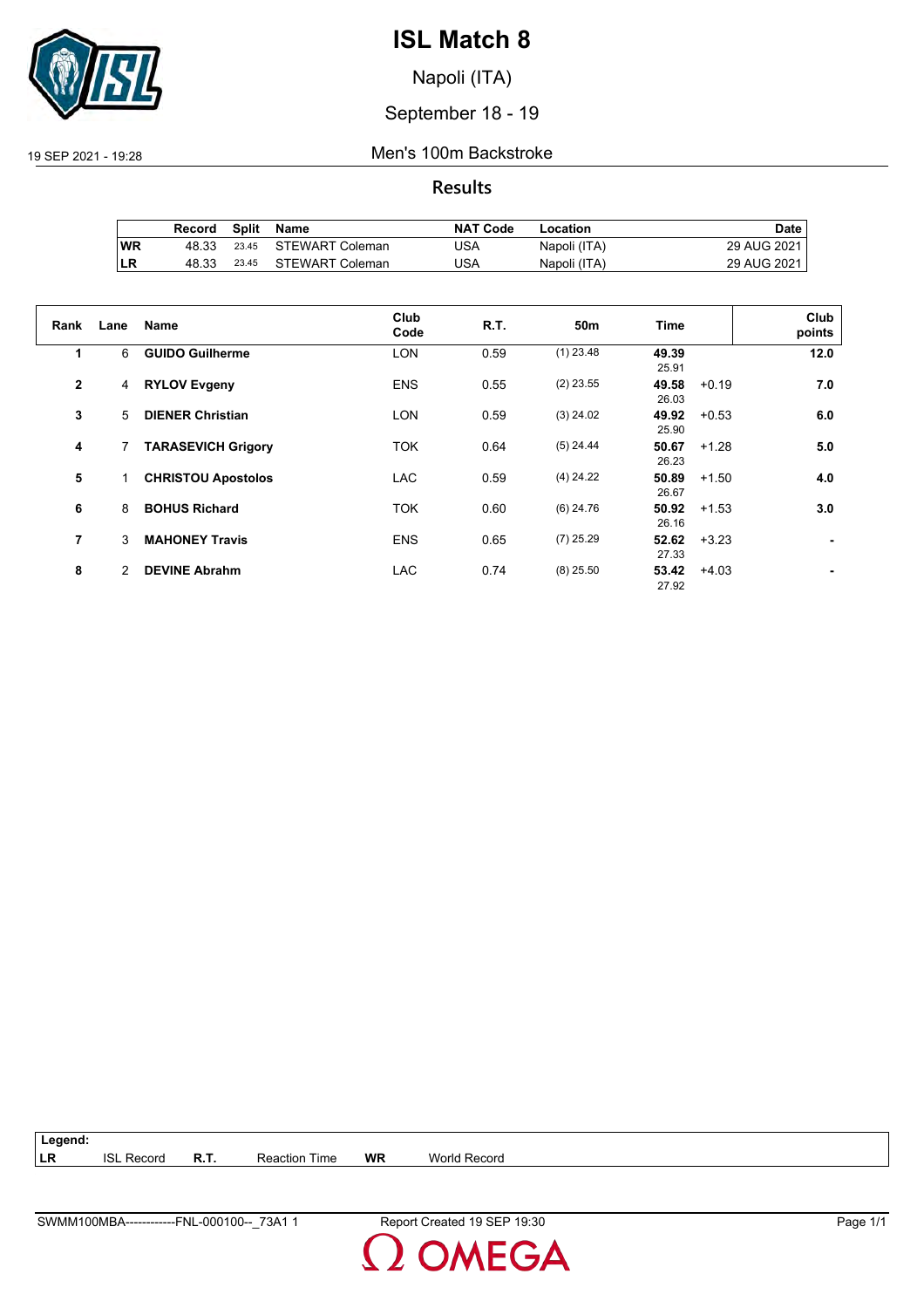# ISL Match 8

Napoli (ITA)

September 18 - 19

19 SEP 2021 - 19:28

## Men's 100m Backstroke

### Results

| | Record | Split | Name | NAT Code | Location | Date |
|---|---|---|---|---|---|---|
| WR | 48.33 | 23.45 | STEWART Coleman | USA | Napoli (ITA) | 29 AUG 2021 |
| LR | 48.33 | 23.45 | STEWART Coleman | USA | Napoli (ITA) | 29 AUG 2021 |

| Rank | Lane | Name | Club Code | R.T. | 50m | Time | | Club points |
|---|---|---|---|---|---|---|---|---|
| 1 | 6 | **GUIDO Guilherme** | LON | 0.59 | (1) 23.48 | **49.39** 25.91 | | **12.0** |
| 2 | 4 | **RYLOV Evgeny** | ENS | 0.55 | (2) 23.55 | **49.58** 26.03 | +0.19 | **7.0** |
| 3 | 5 | **DIENER Christian** | LON | 0.59 | (3) 24.02 | **49.92** 25.90 | +0.53 | **6.0** |
| 4 | 7 | **TARASEVICH Grigory** | TOK | 0.64 | (5) 24.44 | **50.67** 26.23 | +1.28 | **5.0** |
| 5 | 1 | **CHRISTOU Apostolos** | LAC | 0.59 | (4) 24.22 | **50.89** 26.67 | +1.50 | **4.0** |
| 6 | 8 | **BOHUS Richard** | TOK | 0.60 | (6) 24.76 | **50.92** 26.16 | +1.53 | **3.0** |
| 7 | 3 | **MAHONEY Travis** | ENS | 0.65 | (7) 25.29 | **52.62** 27.33 | +3.23 | **-** |
| 8 | 2 | **DEVINE Abrahm** | LAC | 0.74 | (8) 25.50 | **53.42** 27.92 | +4.03 | **-** |

**Legend:**

| | | | | | |
|---|---|---|---|---|---|
| **LR** | ISL Record | **R.T.** | Reaction Time | **WR** | World Record |

SWMM100MBA------------FNL-000100--_73A1 1 Report Created 19 SEP 19:30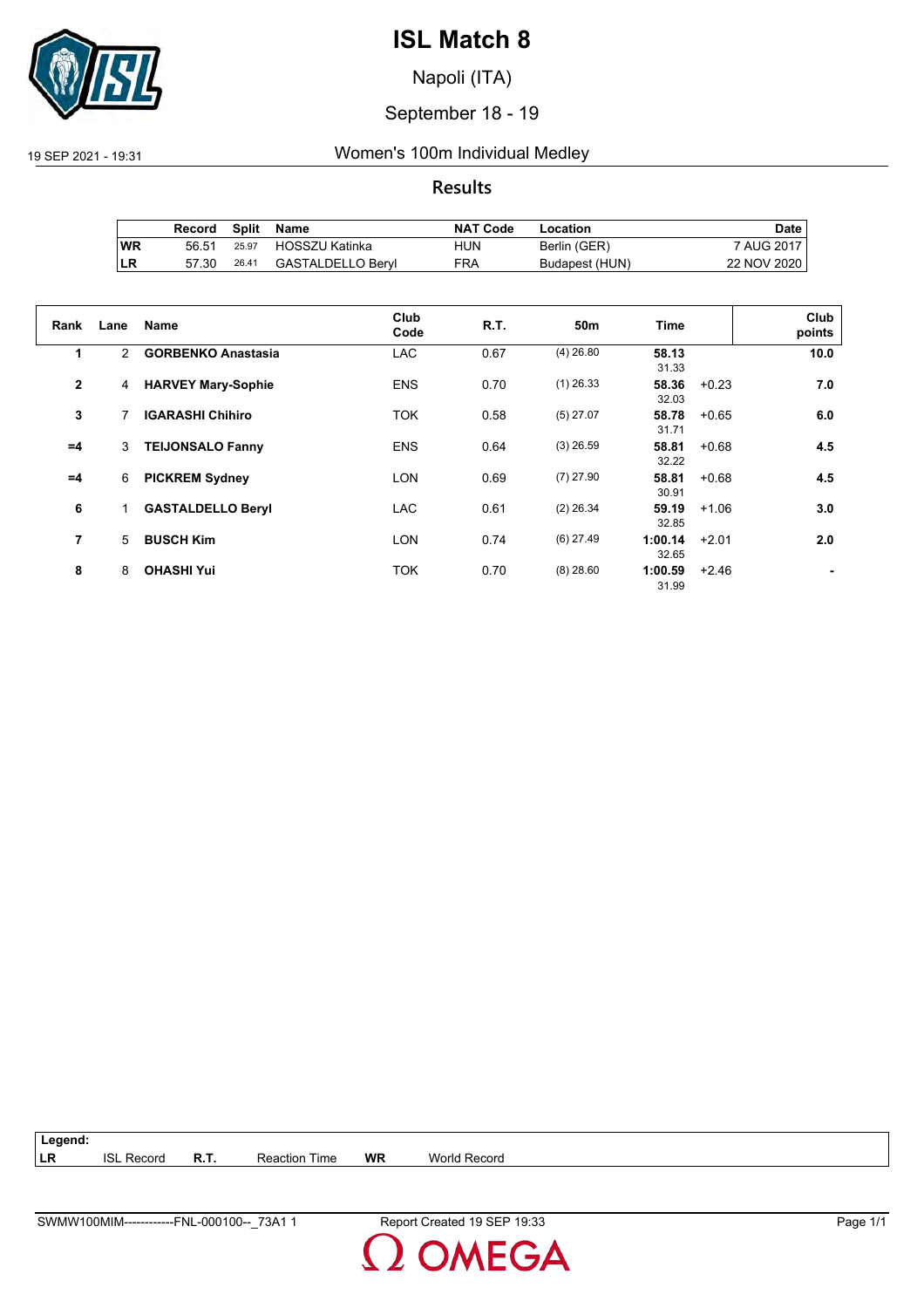# ISL Match 8

Napoli (ITA)

September 18 - 19

19 SEP 2021 - 19:31

## Women's 100m Individual Medley

### Results

| | Record | Split | Name | NAT Code | Location | Date |
|---|---|---|---|---|---|---|
| WR | 56.51 | 25.97 | HOSSZU Katinka | HUN | Berlin (GER) | 7 AUG 2017 |
| LR | 57.30 | 26.41 | GASTALDELLO Beryl | FRA | Budapest (HUN) | 22 NOV 2020 |

| Rank | Lane | Name | Club Code | R.T. | 50m | Time | | Club points |
|---|---|---|---|---|---|---|---|---|
| 1 | 2 | **GORBENKO Anastasia** | LAC | 0.67 | (4) 26.80 | **58.13** 31.33 | | **10.0** |
| 2 | 4 | **HARVEY Mary-Sophie** | ENS | 0.70 | (1) 26.33 | **58.36** 32.03 | +0.23 | **7.0** |
| 3 | 7 | **IGARASHI Chihiro** | TOK | 0.58 | (5) 27.07 | **58.78** 31.71 | +0.65 | **6.0** |
| =4 | 3 | **TEIJONSALO Fanny** | ENS | 0.64 | (3) 26.59 | **58.81** 32.22 | +0.68 | **4.5** |
| =4 | 6 | **PICKREM Sydney** | LON | 0.69 | (7) 27.90 | **58.81** 30.91 | +0.68 | **4.5** |
| 6 | 1 | **GASTALDELLO Beryl** | LAC | 0.61 | (2) 26.34 | **59.19** 32.85 | +1.06 | **3.0** |
| 7 | 5 | **BUSCH Kim** | LON | 0.74 | (6) 27.49 | **1:00.14** 32.65 | +2.01 | **2.0** |
| 8 | 8 | **OHASHI Yui** | TOK | 0.70 | (8) 28.60 | **1:00.59** 31.99 | +2.46 | **-** |

**Legend:**

| | | | | | |
|---|---|---|---|---|---|
| **LR** | ISL Record | **R.T.** | Reaction Time | **WR** | World Record |

SWMW100MIM------------FNL-000100--_73A1 1    Report Created 19 SEP 19:33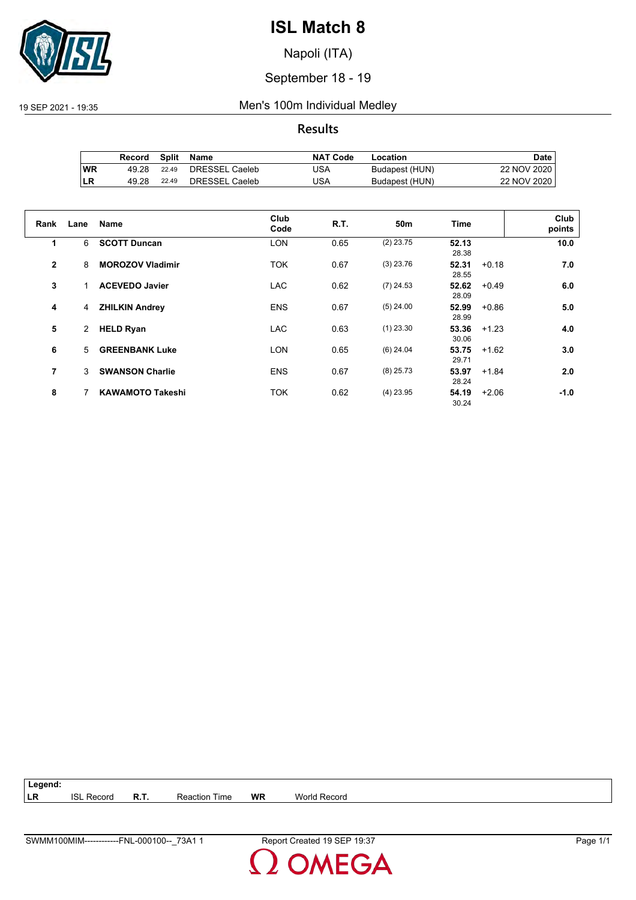# ISL Match 8

Napoli (ITA)

September 18 - 19

19 SEP 2021 - 19:35

## Men's 100m Individual Medley

### Results

| | Record | Split | Name | NAT Code | Location | Date |
|---|---|---|---|---|---|---|
| WR | 49.28 | 22.49 | DRESSEL Caeleb | USA | Budapest (HUN) | 22 NOV 2020 |
| LR | 49.28 | 22.49 | DRESSEL Caeleb | USA | Budapest (HUN) | 22 NOV 2020 |

| Rank | Lane | Name | Club Code | R.T. | 50m | Time | | Club points |
|---|---|---|---|---|---|---|---|---|
| 1 | 6 | **SCOTT Duncan** | LON | 0.65 | (2) 23.75 | **52.13** 28.38 | | **10.0** |
| 2 | 8 | **MOROZOV Vladimir** | TOK | 0.67 | (3) 23.76 | **52.31** 28.55 | +0.18 | **7.0** |
| 3 | 1 | **ACEVEDO Javier** | LAC | 0.62 | (7) 24.53 | **52.62** 28.09 | +0.49 | **6.0** |
| 4 | 4 | **ZHILKIN Andrey** | ENS | 0.67 | (5) 24.00 | **52.99** 28.99 | +0.86 | **5.0** |
| 5 | 2 | **HELD Ryan** | LAC | 0.63 | (1) 23.30 | **53.36** 30.06 | +1.23 | **4.0** |
| 6 | 5 | **GREENBANK Luke** | LON | 0.65 | (6) 24.04 | **53.75** 29.71 | +1.62 | **3.0** |
| 7 | 3 | **SWANSON Charlie** | ENS | 0.67 | (8) 25.73 | **53.97** 28.24 | +1.84 | **2.0** |
| 8 | 7 | **KAWAMOTO Takeshi** | TOK | 0.62 | (4) 23.95 | **54.19** 30.24 | +2.06 | **-1.0** |

**Legend:**

| | | | | | |
|---|---|---|---|---|---|
| LR | ISL Record | R.T. | Reaction Time | WR | World Record |

SWMM100MIM------------FNL-000100--_73A1 1 — Report Created 19 SEP 19:37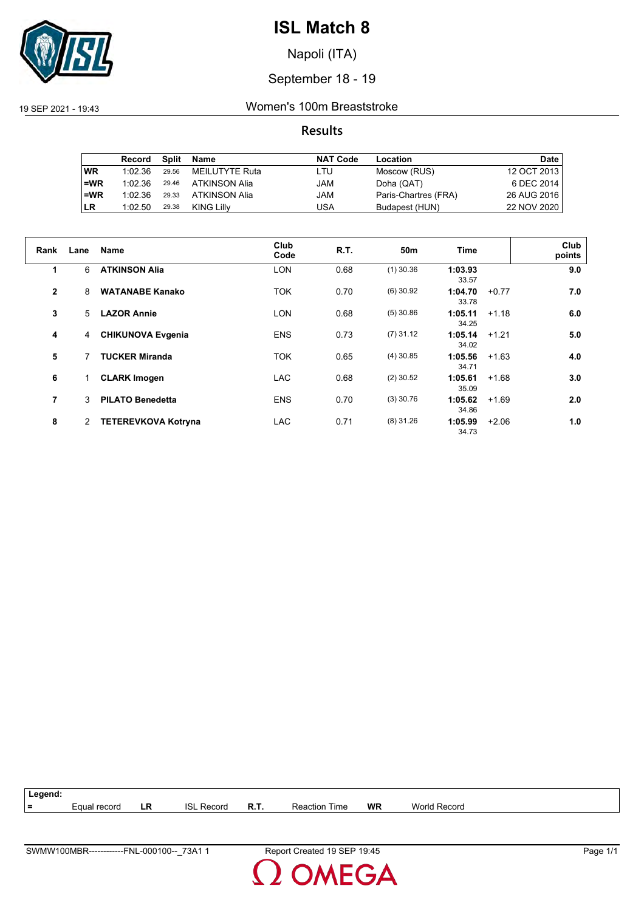# ISL Match 8

Napoli (ITA)

September 18 - 19

19 SEP 2021 - 19:43

## Women's 100m Breaststroke

### Results

| | Record | Split | Name | NAT Code | Location | Date |
|---|---|---|---|---|---|---|
| WR | 1:02.36 | 29.56 | MEILUTYTE Ruta | LTU | Moscow (RUS) | 12 OCT 2013 |
| =WR | 1:02.36 | 29.46 | ATKINSON Alia | JAM | Doha (QAT) | 6 DEC 2014 |
| =WR | 1:02.36 | 29.33 | ATKINSON Alia | JAM | Paris-Chartres (FRA) | 26 AUG 2016 |
| LR | 1:02.50 | 29.38 | KING Lilly | USA | Budapest (HUN) | 22 NOV 2020 |

| Rank | Lane | Name | Club Code | R.T. | 50m | Time | | Club points |
|---|---|---|---|---|---|---|---|---|
| 1 | 6 | **ATKINSON Alia** | LON | 0.68 | (1) 30.36 | **1:03.93** 33.57 | | **9.0** |
| 2 | 8 | **WATANABE Kanako** | TOK | 0.70 | (6) 30.92 | **1:04.70** 33.78 | +0.77 | **7.0** |
| 3 | 5 | **LAZOR Annie** | LON | 0.68 | (5) 30.86 | **1:05.11** 34.25 | +1.18 | **6.0** |
| 4 | 4 | **CHIKUNOVA Evgenia** | ENS | 0.73 | (7) 31.12 | **1:05.14** 34.02 | +1.21 | **5.0** |
| 5 | 7 | **TUCKER Miranda** | TOK | 0.65 | (4) 30.85 | **1:05.56** 34.71 | +1.63 | **4.0** |
| 6 | 1 | **CLARK Imogen** | LAC | 0.68 | (2) 30.52 | **1:05.61** 35.09 | +1.68 | **3.0** |
| 7 | 3 | **PILATO Benedetta** | ENS | 0.70 | (3) 30.76 | **1:05.62** 34.86 | +1.69 | **2.0** |
| 8 | 2 | **TETEREVKOVA Kotryna** | LAC | 0.71 | (8) 31.26 | **1:05.99** 34.73 | +2.06 | **1.0** |

**Legend:**

| = | Equal record | LR | ISL Record | R.T. | Reaction Time | WR | World Record |
|---|---|---|---|---|---|---|---|

SWMW100MBR------------FNL-000100--_73A1 1 — Report Created 19 SEP 19:45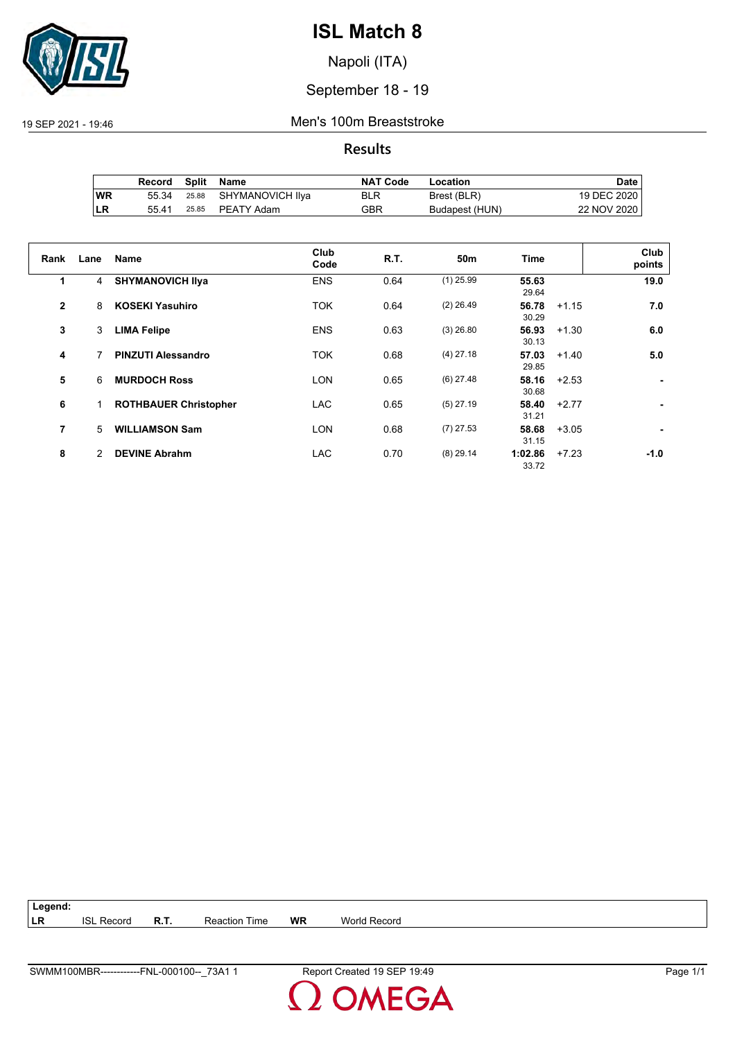# ISL Match 8

Napoli (ITA)

September 18 - 19

19 SEP 2021 - 19:46

Men's 100m Breaststroke

## Results

| | Record | Split | Name | NAT Code | Location | Date |
|---|---|---|---|---|---|---|
| WR | 55.34 | 25.88 | SHYMANOVICH Ilya | BLR | Brest (BLR) | 19 DEC 2020 |
| LR | 55.41 | 25.85 | PEATY Adam | GBR | Budapest (HUN) | 22 NOV 2020 |

| Rank | Lane | Name | Club Code | R.T. | 50m | Time | | Club points |
|---|---|---|---|---|---|---|---|---|
| 1 | 4 | **SHYMANOVICH Ilya** | ENS | 0.64 | (1) 25.99 | **55.63** 29.64 | | **19.0** |
| 2 | 8 | **KOSEKI Yasuhiro** | TOK | 0.64 | (2) 26.49 | **56.78** 30.29 | +1.15 | **7.0** |
| 3 | 3 | **LIMA Felipe** | ENS | 0.63 | (3) 26.80 | **56.93** 30.13 | +1.30 | **6.0** |
| 4 | 7 | **PINZUTI Alessandro** | TOK | 0.68 | (4) 27.18 | **57.03** 29.85 | +1.40 | **5.0** |
| 5 | 6 | **MURDOCH Ross** | LON | 0.65 | (6) 27.48 | **58.16** 30.68 | +2.53 | **-** |
| 6 | 1 | **ROTHBAUER Christopher** | LAC | 0.65 | (5) 27.19 | **58.40** 31.21 | +2.77 | **-** |
| 7 | 5 | **WILLIAMSON Sam** | LON | 0.68 | (7) 27.53 | **58.68** 31.15 | +3.05 | **-** |
| 8 | 2 | **DEVINE Abrahm** | LAC | 0.70 | (8) 29.14 | **1:02.86** 33.72 | +7.23 | **-1.0** |

**Legend:**

| | | | | | |
|---|---|---|---|---|---|
| **LR** | ISL Record | **R.T.** | Reaction Time | **WR** | World Record |

SWMM100MBR------------FNL-000100--_73A1 1 Report Created 19 SEP 19:49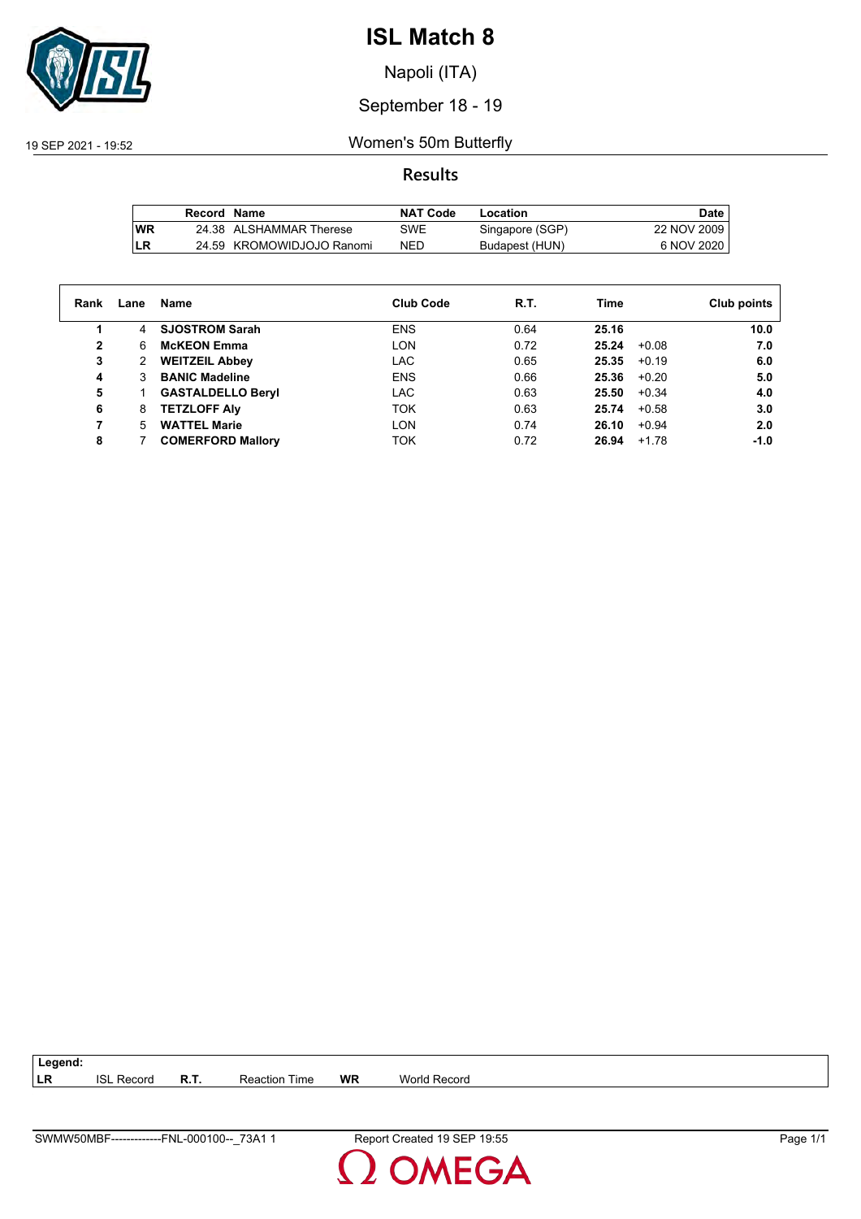# ISL Match 8

Napoli (ITA)

September 18 - 19

19 SEP 2021 - 19:52

## Women's 50m Butterfly

### Results

| | Record | Name | NAT Code | Location | Date |
|---|---|---|---|---|---|
| WR | 24.38 | ALSHAMMAR Therese | SWE | Singapore (SGP) | 22 NOV 2009 |
| LR | 24.59 | KROMOWIDJOJO Ranomi | NED | Budapest (HUN) | 6 NOV 2020 |

| Rank | Lane | Name | Club Code | R.T. | Time | | Club points |
|---|---|---|---|---|---|---|---|
| 1 | 4 | **SJOSTROM Sarah** | ENS | 0.64 | **25.16** | | **10.0** |
| 2 | 6 | **McKEON Emma** | LON | 0.72 | **25.24** | +0.08 | **7.0** |
| 3 | 2 | **WEITZEIL Abbey** | LAC | 0.65 | **25.35** | +0.19 | **6.0** |
| 4 | 3 | **BANIC Madeline** | ENS | 0.66 | **25.36** | +0.20 | **5.0** |
| 5 | 1 | **GASTALDELLO Beryl** | LAC | 0.63 | **25.50** | +0.34 | **4.0** |
| 6 | 8 | **TETZLOFF Aly** | TOK | 0.63 | **25.74** | +0.58 | **3.0** |
| 7 | 5 | **WATTEL Marie** | LON | 0.74 | **26.10** | +0.94 | **2.0** |
| 8 | 7 | **COMERFORD Mallory** | TOK | 0.72 | **26.94** | +1.78 | **-1.0** |

**Legend:**

| | | | | | |
|---|---|---|---|---|---|
| LR | ISL Record | R.T. | Reaction Time | WR | World Record |

SWMW50MBF-------------FNL-000100--_73A1 1 Report Created 19 SEP 19:55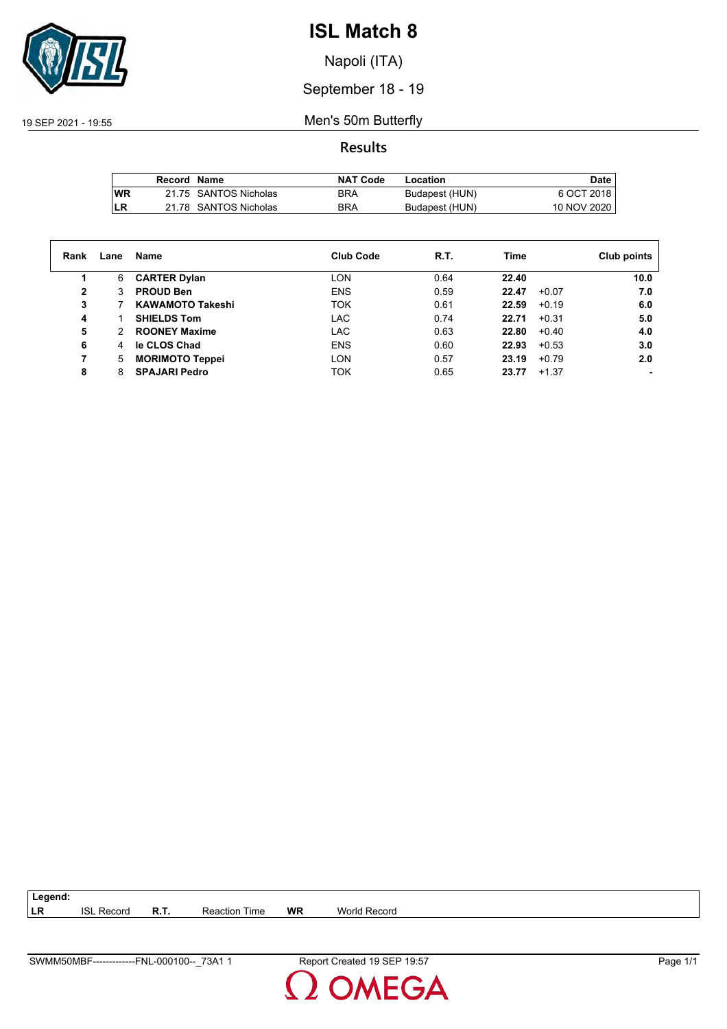# ISL Match 8

Napoli (ITA)

September 18 - 19

19 SEP 2021 - 19:55

## Men's 50m Butterfly

### Results

| | Record | Name | NAT Code | Location | Date |
|---|---|---|---|---|---|
| WR | 21.75 | SANTOS Nicholas | BRA | Budapest (HUN) | 6 OCT 2018 |
| LR | 21.78 | SANTOS Nicholas | BRA | Budapest (HUN) | 10 NOV 2020 |

| Rank | Lane | Name | Club Code | R.T. | Time | | Club points |
|---|---|---|---|---|---|---|---|
| 1 | 6 | **CARTER Dylan** | LON | 0.64 | **22.40** | | **10.0** |
| 2 | 3 | **PROUD Ben** | ENS | 0.59 | **22.47** | +0.07 | **7.0** |
| 3 | 7 | **KAWAMOTO Takeshi** | TOK | 0.61 | **22.59** | +0.19 | **6.0** |
| 4 | 1 | **SHIELDS Tom** | LAC | 0.74 | **22.71** | +0.31 | **5.0** |
| 5 | 2 | **ROONEY Maxime** | LAC | 0.63 | **22.80** | +0.40 | **4.0** |
| 6 | 4 | **le CLOS Chad** | ENS | 0.60 | **22.93** | +0.53 | **3.0** |
| 7 | 5 | **MORIMOTO Teppei** | LON | 0.57 | **23.19** | +0.79 | **2.0** |
| 8 | 8 | **SPAJARI Pedro** | TOK | 0.65 | **23.77** | +1.37 | **-** |

**Legend:**

| | | | | | |
|---|---|---|---|---|---|
| **LR** | ISL Record | **R.T.** | Reaction Time | **WR** | World Record |

SWMM50MBF-------------FNL-000100--_73A1 1 Report Created 19 SEP 19:57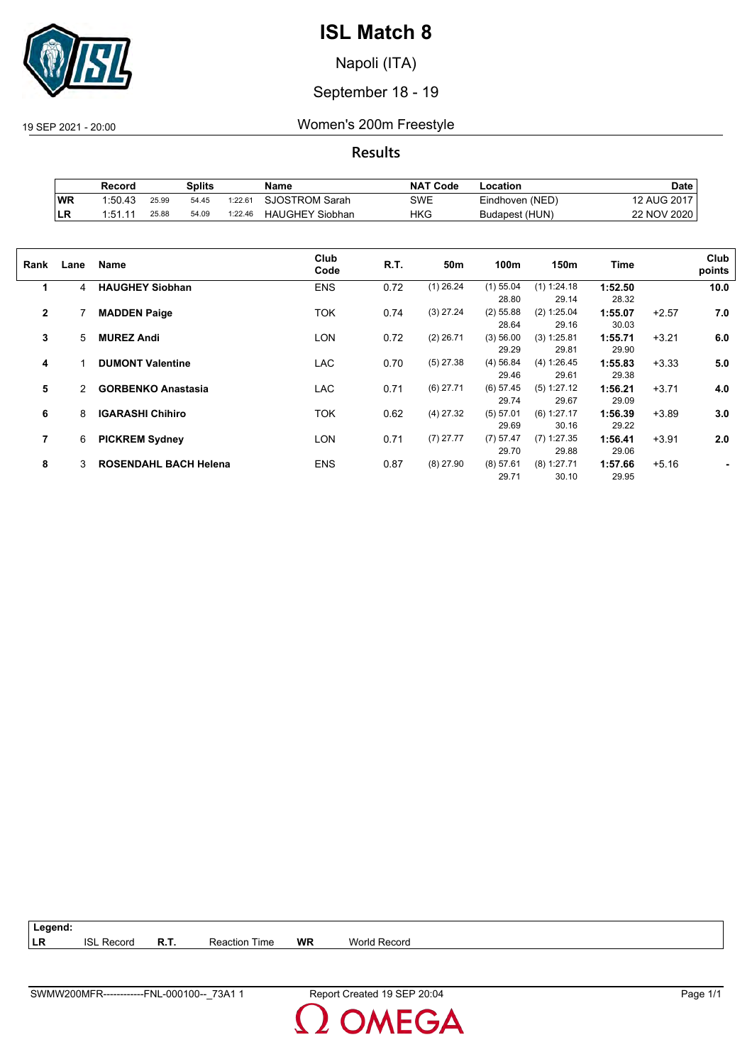# ISL Match 8

Napoli (ITA)

September 18 - 19

19 SEP 2021 - 20:00

Women's 200m Freestyle

## Results

| | Record | Splits | | | Name | NAT Code | Location | Date |
|---|---|---|---|---|---|---|---|---|
| WR | 1:50.43 | 25.99 | 54.45 | 1:22.61 | SJOSTROM Sarah | SWE | Eindhoven (NED) | 12 AUG 2017 |
| LR | 1:51.11 | 25.88 | 54.09 | 1:22.46 | HAUGHEY Siobhan | HKG | Budapest (HUN) | 22 NOV 2020 |

| Rank | Lane | Name | Club Code | R.T. | 50m | 100m | 150m | Time | | Club points |
|---|---|---|---|---|---|---|---|---|---|---|
| **1** | 4 | **HAUGHEY Siobhan** | ENS | 0.72 | (1) 26.24 | (1) 55.04 | (1) 1:24.18 | **1:52.50** | | **10.0** |
| | | | | | | 28.80 | 29.14 | 28.32 | | |
| **2** | 7 | **MADDEN Paige** | TOK | 0.74 | (3) 27.24 | (2) 55.88 | (2) 1:25.04 | **1:55.07** | +2.57 | **7.0** |
| | | | | | | 28.64 | 29.16 | 30.03 | | |
| **3** | 5 | **MUREZ Andi** | LON | 0.72 | (2) 26.71 | (3) 56.00 | (3) 1:25.81 | **1:55.71** | +3.21 | **6.0** |
| | | | | | | 29.29 | 29.81 | 29.90 | | |
| **4** | 1 | **DUMONT Valentine** | LAC | 0.70 | (5) 27.38 | (4) 56.84 | (4) 1:26.45 | **1:55.83** | +3.33 | **5.0** |
| | | | | | | 29.46 | 29.61 | 29.38 | | |
| **5** | 2 | **GORBENKO Anastasia** | LAC | 0.71 | (6) 27.71 | (6) 57.45 | (5) 1:27.12 | **1:56.21** | +3.71 | **4.0** |
| | | | | | | 29.74 | 29.67 | 29.09 | | |
| **6** | 8 | **IGARASHI Chihiro** | TOK | 0.62 | (4) 27.32 | (5) 57.01 | (6) 1:27.17 | **1:56.39** | +3.89 | **3.0** |
| | | | | | | 29.69 | 30.16 | 29.22 | | |
| **7** | 6 | **PICKREM Sydney** | LON | 0.71 | (7) 27.77 | (7) 57.47 | (7) 1:27.35 | **1:56.41** | +3.91 | **2.0** |
| | | | | | | 29.70 | 29.88 | 29.06 | | |
| **8** | 3 | **ROSENDAHL BACH Helena** | ENS | 0.87 | (8) 27.90 | (8) 57.61 | (8) 1:27.71 | **1:57.66** | +5.16 | **-** |
| | | | | | | 29.71 | 30.10 | 29.95 | | |

**Legend:**

| | | | | | |
|---|---|---|---|---|---|
| **LR** | ISL Record | **R.T.** | Reaction Time | **WR** | World Record |

SWMW200MFR------------FNL-000100--_73A1 1 Report Created 19 SEP 20:04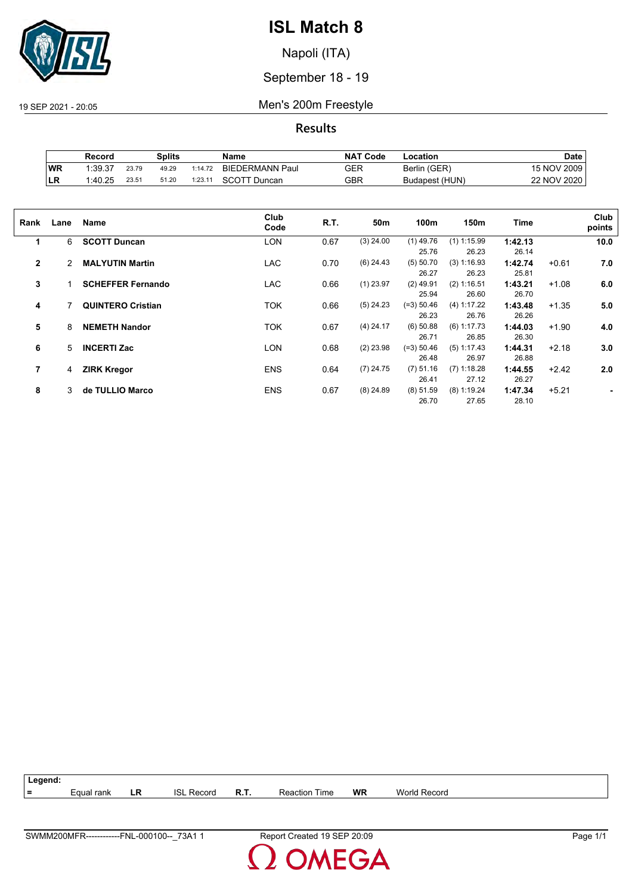# ISL Match 8

Napoli (ITA)

September 18 - 19

19 SEP 2021 - 20:05

## Men's 200m Freestyle

### Results

| | Record | Splits | | | Name | NAT Code | Location | Date |
|---|---|---|---|---|---|---|---|---|
| WR | 1:39.37 | 23.79 | 49.29 | 1:14.72 | BIEDERMANN Paul | GER | Berlin (GER) | 15 NOV 2009 |
| LR | 1:40.25 | 23.51 | 51.20 | 1:23.11 | SCOTT Duncan | GBR | Budapest (HUN) | 22 NOV 2020 |

| Rank | Lane | Name | Club Code | R.T. | 50m | 100m | 150m | Time | | Club points |
|---|---|---|---|---|---|---|---|---|---|---|
| 1 | 6 | **SCOTT Duncan** | LON | 0.67 | (3) 24.00 | (1) 49.76<br>25.76 | (1) 1:15.99<br>26.23 | **1:42.13**<br>26.14 | | **10.0** |
| 2 | 2 | **MALYUTIN Martin** | LAC | 0.70 | (6) 24.43 | (5) 50.70<br>26.27 | (3) 1:16.93<br>26.23 | **1:42.74**<br>25.81 | +0.61 | **7.0** |
| 3 | 1 | **SCHEFFER Fernando** | LAC | 0.66 | (1) 23.97 | (2) 49.91<br>25.94 | (2) 1:16.51<br>26.60 | **1:43.21**<br>26.70 | +1.08 | **6.0** |
| 4 | 7 | **QUINTERO Cristian** | TOK | 0.66 | (5) 24.23 | (=3) 50.46<br>26.23 | (4) 1:17.22<br>26.76 | **1:43.48**<br>26.26 | +1.35 | **5.0** |
| 5 | 8 | **NEMETH Nandor** | TOK | 0.67 | (4) 24.17 | (6) 50.88<br>26.71 | (6) 1:17.73<br>26.85 | **1:44.03**<br>26.30 | +1.90 | **4.0** |
| 6 | 5 | **INCERTI Zac** | LON | 0.68 | (2) 23.98 | (=3) 50.46<br>26.48 | (5) 1:17.43<br>26.97 | **1:44.31**<br>26.88 | +2.18 | **3.0** |
| 7 | 4 | **ZIRK Kregor** | ENS | 0.64 | (7) 24.75 | (7) 51.16<br>26.41 | (7) 1:18.28<br>27.12 | **1:44.55**<br>26.27 | +2.42 | **2.0** |
| 8 | 3 | **de TULLIO Marco** | ENS | 0.67 | (8) 24.89 | (8) 51.59<br>26.70 | (8) 1:19.24<br>27.65 | **1:47.34**<br>28.10 | +5.21 | **-** |

**Legend:**

| | | | | | | | |
|---|---|---|---|---|---|---|---|
| = | Equal rank | LR | ISL Record | R.T. | Reaction Time | WR | World Record |

SWMM200MFR------------FNL-000100--_73A1 1 Report Created 19 SEP 20:09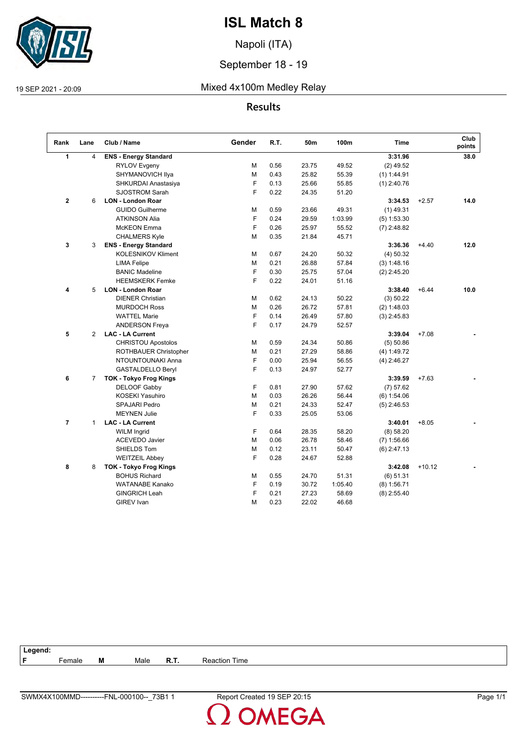# ISL Match 8

Napoli (ITA)

September 18 - 19

19 SEP 2021 - 20:09

## Mixed 4x100m Medley Relay

### Results

| Rank | Lane | Club / Name | Gender | R.T. | 50m | 100m | Time | | Club points |
|---|---|---|---|---|---|---|---|---|---|
| **1** | 4 | **ENS - Energy Standard** | | | | | **3:31.96** | | **38.0** |
| | | RYLOV Evgeny | M | 0.56 | 23.75 | 49.52 | (2) 49.52 | | |
| | | SHYMANOVICH Ilya | M | 0.43 | 25.82 | 55.39 | (1) 1:44.91 | | |
| | | SHKURDAI Anastasiya | F | 0.13 | 25.66 | 55.85 | (1) 2:40.76 | | |
| | | SJOSTROM Sarah | F | 0.22 | 24.35 | 51.20 | | | |
| **2** | 6 | **LON - London Roar** | | | | | **3:34.53** | +2.57 | **14.0** |
| | | GUIDO Guilherme | M | 0.59 | 23.66 | 49.31 | (1) 49.31 | | |
| | | ATKINSON Alia | F | 0.24 | 29.59 | 1:03.99 | (5) 1:53.30 | | |
| | | McKEON Emma | F | 0.26 | 25.97 | 55.52 | (7) 2:48.82 | | |
| | | CHALMERS Kyle | M | 0.35 | 21.84 | 45.71 | | | |
| **3** | 3 | **ENS - Energy Standard** | | | | | **3:36.36** | +4.40 | **12.0** |
| | | KOLESNIKOV Kliment | M | 0.67 | 24.20 | 50.32 | (4) 50.32 | | |
| | | LIMA Felipe | M | 0.21 | 26.88 | 57.84 | (3) 1:48.16 | | |
| | | BANIC Madeline | F | 0.30 | 25.75 | 57.04 | (2) 2:45.20 | | |
| | | HEEMSKERK Femke | F | 0.22 | 24.01 | 51.16 | | | |
| **4** | 5 | **LON - London Roar** | | | | | **3:38.40** | +6.44 | **10.0** |
| | | DIENER Christian | M | 0.62 | 24.13 | 50.22 | (3) 50.22 | | |
| | | MURDOCH Ross | M | 0.26 | 26.72 | 57.81 | (2) 1:48.03 | | |
| | | WATTEL Marie | F | 0.14 | 26.49 | 57.80 | (3) 2:45.83 | | |
| | | ANDERSON Freya | F | 0.17 | 24.79 | 52.57 | | | |
| **5** | 2 | **LAC - LA Current** | | | | | **3:39.04** | +7.08 | **-** |
| | | CHRISTOU Apostolos | M | 0.59 | 24.34 | 50.86 | (5) 50.86 | | |
| | | ROTHBAUER Christopher | M | 0.21 | 27.29 | 58.86 | (4) 1:49.72 | | |
| | | NTOUNTOUNAKI Anna | F | 0.00 | 25.94 | 56.55 | (4) 2:46.27 | | |
| | | GASTALDELLO Beryl | F | 0.13 | 24.97 | 52.77 | | | |
| **6** | 7 | **TOK - Tokyo Frog Kings** | | | | | **3:39.59** | +7.63 | **-** |
| | | DELOOF Gabby | F | 0.81 | 27.90 | 57.62 | (7) 57.62 | | |
| | | KOSEKI Yasuhiro | M | 0.03 | 26.26 | 56.44 | (6) 1:54.06 | | |
| | | SPAJARI Pedro | M | 0.21 | 24.33 | 52.47 | (5) 2:46.53 | | |
| | | MEYNEN Julie | F | 0.33 | 25.05 | 53.06 | | | |
| **7** | 1 | **LAC - LA Current** | | | | | **3:40.01** | +8.05 | **-** |
| | | WILM Ingrid | F | 0.64 | 28.35 | 58.20 | (8) 58.20 | | |
| | | ACEVEDO Javier | M | 0.06 | 26.78 | 58.46 | (7) 1:56.66 | | |
| | | SHIELDS Tom | M | 0.12 | 23.11 | 50.47 | (6) 2:47.13 | | |
| | | WEITZEIL Abbey | F | 0.28 | 24.67 | 52.88 | | | |
| **8** | 8 | **TOK - Tokyo Frog Kings** | | | | | **3:42.08** | +10.12 | **-** |
| | | BOHUS Richard | M | 0.55 | 24.70 | 51.31 | (6) 51.31 | | |
| | | WATANABE Kanako | F | 0.19 | 30.72 | 1:05.40 | (8) 1:56.71 | | |
| | | GINGRICH Leah | F | 0.21 | 27.23 | 58.69 | (8) 2:55.40 | | |
| | | GIREV Ivan | M | 0.23 | 22.02 | 46.68 | | | |

**Legend:**

| F | Female | M | Male | R.T. | Reaction Time |
|---|---|---|---|---|---|

SWMX4X100MMD----------FNL-000100--_73B1 1 Report Created 19 SEP 20:15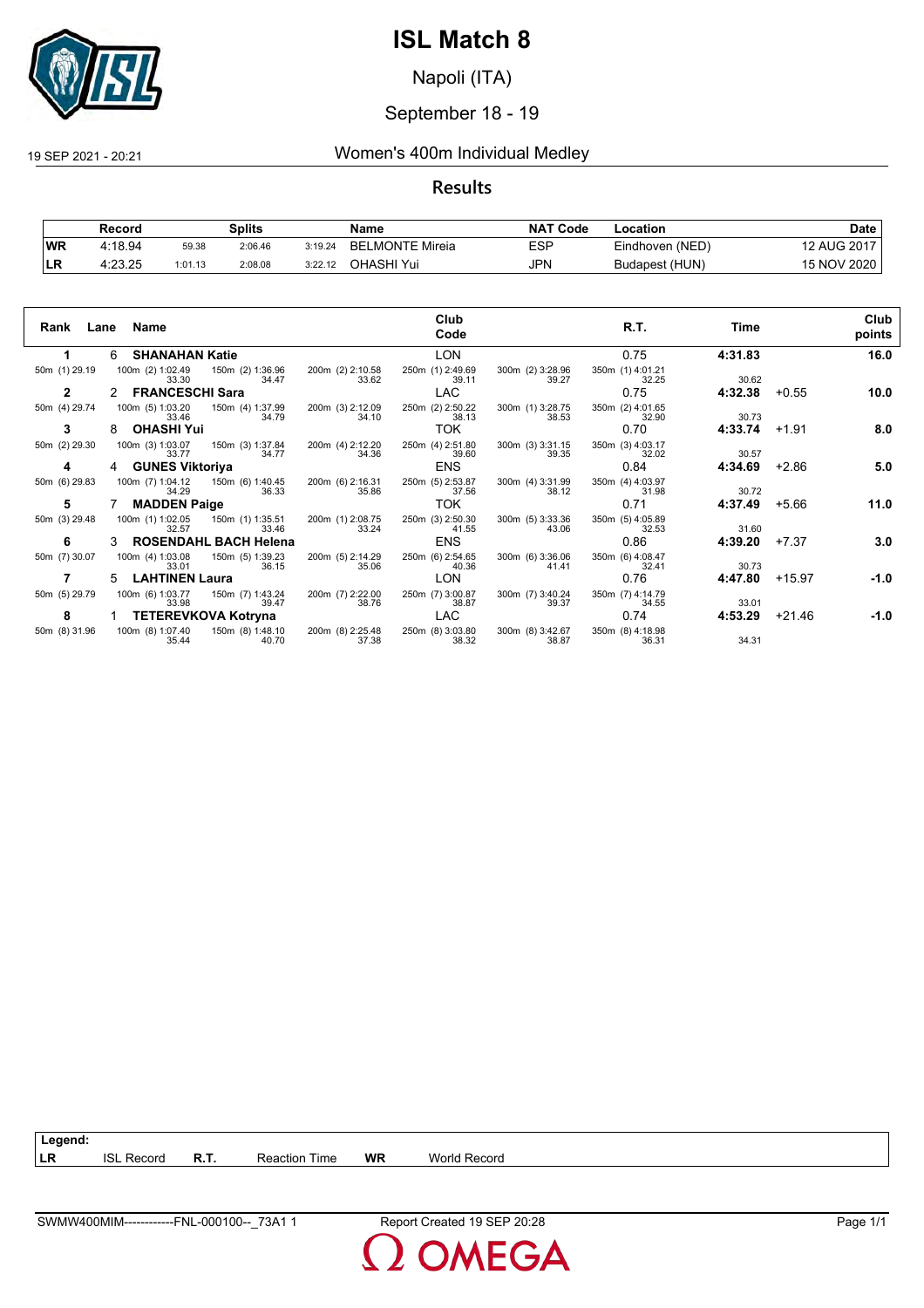# ISL Match 8

Napoli (ITA)

September 18 - 19

19 SEP 2021 - 20:21

## Women's 400m Individual Medley

### Results

| | Record | | Splits | | Name | NAT Code | Location | Date |
|---|---|---|---|---|---|---|---|---|
| WR | 4:18.94 | 59.38 | 2:06.46 | 3:19.24 | BELMONTE Mireia | ESP | Eindhoven (NED) | 12 AUG 2017 |
| LR | 4:23.25 | 1:01.13 | 2:08.08 | 3:22.12 | OHASHI Yui | JPN | Budapest (HUN) | 15 NOV 2020 |

| Rank | Lane | Name | | Club Code | | R.T. | Time | | Club points |
|---|---|---|---|---|---|---|---|---|---|
| 1 | 6 | SHANAHAN Katie | | LON | | 0.75 | 4:31.83 | | 16.0 |
| 50m (1) 29.19 | 100m (2) 1:02.49 33.30 | 150m (2) 1:36.96 34.47 | 200m (2) 2:10.58 33.62 | 250m (1) 2:49.69 39.11 | 300m (2) 3:28.96 39.27 | 350m (1) 4:01.21 32.25 | 30.62 | | |
| 2 | 2 | FRANCESCHI Sara | | LAC | | 0.75 | 4:32.38 | +0.55 | 10.0 |
| 50m (4) 29.74 | 100m (5) 1:03.20 33.46 | 150m (4) 1:37.99 34.79 | 200m (3) 2:12.09 34.10 | 250m (2) 2:50.22 38.13 | 300m (1) 3:28.75 38.53 | 350m (2) 4:01.65 32.90 | 30.73 | | |
| 3 | 8 | OHASHI Yui | | TOK | | 0.70 | 4:33.74 | +1.91 | 8.0 |
| 50m (2) 29.30 | 100m (3) 1:03.07 33.77 | 150m (3) 1:37.84 34.77 | 200m (4) 2:12.20 34.36 | 250m (4) 2:51.80 39.60 | 300m (3) 3:31.15 39.35 | 350m (3) 4:03.17 32.02 | 30.57 | | |
| 4 | 4 | GUNES Viktoriya | | ENS | | 0.84 | 4:34.69 | +2.86 | 5.0 |
| 50m (6) 29.83 | 100m (7) 1:04.12 34.29 | 150m (6) 1:40.45 36.33 | 200m (6) 2:16.31 35.86 | 250m (5) 2:53.87 37.56 | 300m (4) 3:31.99 38.12 | 350m (4) 4:03.97 31.98 | 30.72 | | |
| 5 | 7 | MADDEN Paige | | TOK | | 0.71 | 4:37.49 | +5.66 | 11.0 |
| 50m (3) 29.48 | 100m (1) 1:02.05 32.57 | 150m (1) 1:35.51 33.46 | 200m (1) 2:08.75 33.24 | 250m (3) 2:50.30 41.55 | 300m (5) 3:33.36 43.06 | 350m (5) 4:05.89 32.53 | 31.60 | | |
| 6 | 3 | ROSENDAHL BACH Helena | | ENS | | 0.86 | 4:39.20 | +7.37 | 3.0 |
| 50m (7) 30.07 | 100m (4) 1:03.08 33.01 | 150m (5) 1:39.23 36.15 | 200m (5) 2:14.29 35.06 | 250m (6) 2:54.65 40.36 | 300m (6) 3:36.06 41.41 | 350m (6) 4:08.47 32.41 | 30.73 | | |
| 7 | 5 | LAHTINEN Laura | | LON | | 0.76 | 4:47.80 | +15.97 | -1.0 |
| 50m (5) 29.79 | 100m (6) 1:03.77 33.98 | 150m (7) 1:43.24 39.47 | 200m (7) 2:22.00 38.76 | 250m (7) 3:00.87 38.87 | 300m (7) 3:40.24 39.37 | 350m (7) 4:14.79 34.55 | 33.01 | | |
| 8 | 1 | TETEREVKOVA Kotryna | | LAC | | 0.74 | 4:53.29 | +21.46 | -1.0 |
| 50m (8) 31.96 | 100m (8) 1:07.40 35.44 | 150m (8) 1:48.10 40.70 | 200m (8) 2:25.48 37.38 | 250m (8) 3:03.80 38.32 | 300m (8) 3:42.67 38.87 | 350m (8) 4:18.98 36.31 | 34.31 | | |

**Legend:**

| LR | ISL Record | R.T. | Reaction Time | WR | World Record |
|---|---|---|---|---|---|

SWMW400MIM------------FNL-000100--_73A1 1 Report Created 19 SEP 20:28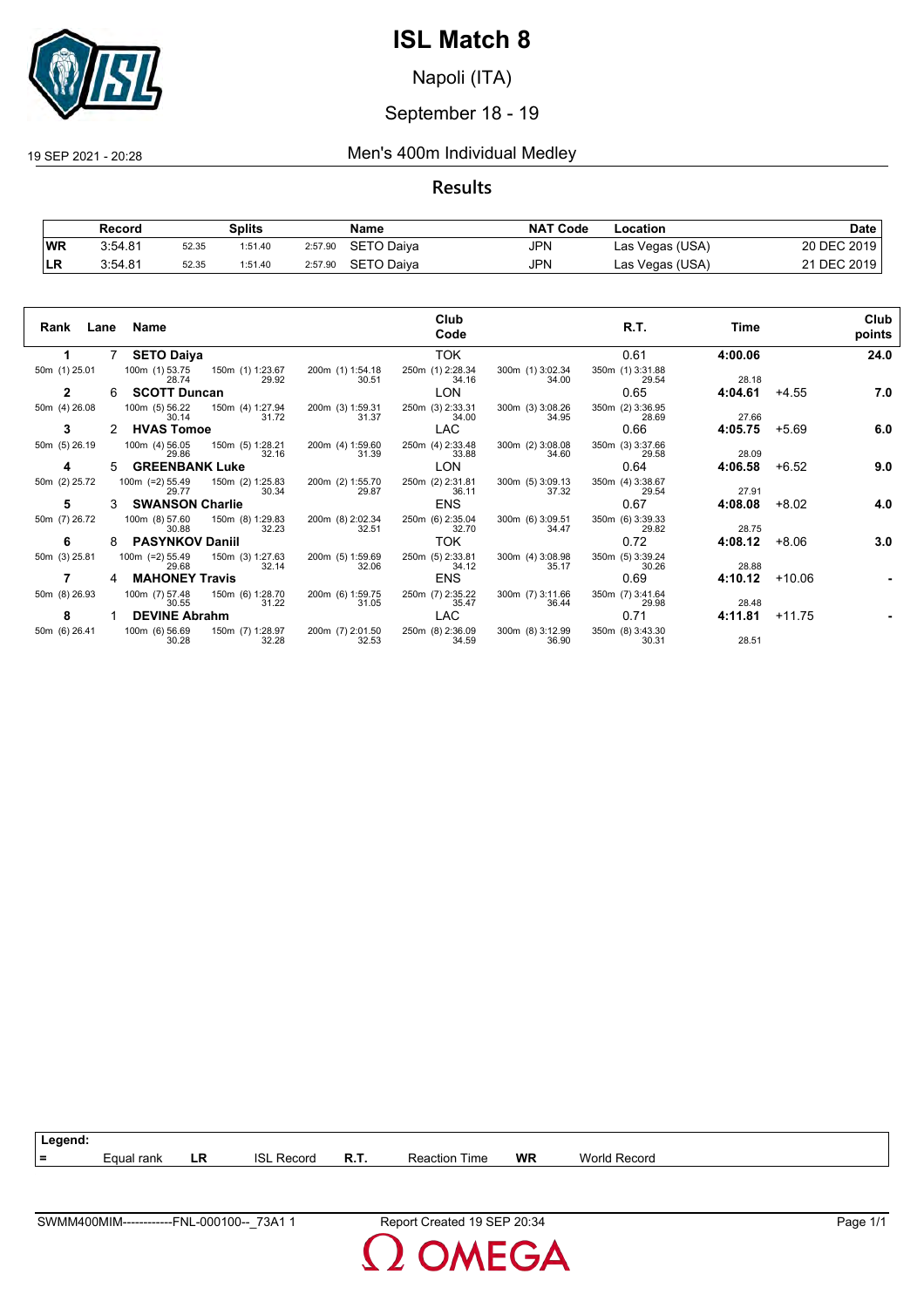# ISL Match 8

Napoli (ITA)

September 18 - 19

19 SEP 2021 - 20:28

## Men's 400m Individual Medley

### Results

| | Record | Splits | | | Name | NAT Code | Location | Date |
|---|---|---|---|---|---|---|---|---|
| WR | 3:54.81 | 52.35 | 1:51.40 | 2:57.90 | SETO Daiya | JPN | Las Vegas (USA) | 20 DEC 2019 |
| LR | 3:54.81 | 52.35 | 1:51.40 | 2:57.90 | SETO Daiya | JPN | Las Vegas (USA) | 21 DEC 2019 |

| Rank | Lane | Name | Club Code | R.T. | Time | | Club points |
|---|---|---|---|---|---|---|---|
| 1 | 7 | **SETO Daiya** | TOK | 0.61 | **4:00.06** | | **24.0** |
| | | 50m (1) 25.01; 100m (1) 53.75 / 28.74; 150m (1) 1:23.67 / 29.92; 200m (1) 1:54.18 / 30.51; 250m (1) 2:28.34 / 34.16; 300m (1) 3:02.34 / 34.00; 350m (1) 3:31.88 / 29.54; 28.18 | | | | | |
| 2 | 6 | **SCOTT Duncan** | LON | 0.65 | **4:04.61** | +4.55 | **7.0** |
| | | 50m (4) 26.08; 100m (5) 56.22 / 30.14; 150m (4) 1:27.94 / 31.72; 200m (3) 1:59.31 / 31.37; 250m (3) 2:33.31 / 34.00; 300m (3) 3:08.26 / 34.95; 350m (2) 3:36.95 / 28.69; 27.66 | | | | | |
| 3 | 2 | **HVAS Tomoe** | LAC | 0.66 | **4:05.75** | +5.69 | **6.0** |
| | | 50m (5) 26.19; 100m (4) 56.05 / 29.86; 150m (5) 1:28.21 / 32.16; 200m (4) 1:59.60 / 31.39; 250m (4) 2:33.48 / 33.88; 300m (2) 3:08.08 / 34.60; 350m (3) 3:37.66 / 29.58; 28.09 | | | | | |
| 4 | 5 | **GREENBANK Luke** | LON | 0.64 | **4:06.58** | +6.52 | **9.0** |
| | | 50m (2) 25.72; 100m (=2) 55.49 / 29.77; 150m (2) 1:25.83 / 30.34; 200m (2) 1:55.70 / 29.87; 250m (2) 2:31.81 / 36.11; 300m (5) 3:09.13 / 37.32; 350m (4) 3:38.67 / 29.54; 27.91 | | | | | |
| 5 | 3 | **SWANSON Charlie** | ENS | 0.67 | **4:08.08** | +8.02 | **4.0** |
| | | 50m (7) 26.72; 100m (8) 57.60 / 30.88; 150m (8) 1:29.83 / 32.23; 200m (8) 2:02.34 / 32.51; 250m (6) 2:35.04 / 32.70; 300m (6) 3:09.51 / 34.47; 350m (6) 3:39.33 / 29.82; 28.75 | | | | | |
| 6 | 8 | **PASYNKOV Daniil** | TOK | 0.72 | **4:08.12** | +8.06 | **3.0** |
| | | 50m (3) 25.81; 100m (=2) 55.49 / 29.68; 150m (3) 1:27.63 / 32.14; 200m (5) 1:59.69 / 32.06; 250m (5) 2:33.81 / 34.12; 300m (4) 3:08.98 / 35.17; 350m (5) 3:39.24 / 30.26; 28.88 | | | | | |
| 7 | 4 | **MAHONEY Travis** | ENS | 0.69 | **4:10.12** | +10.06 | **-** |
| | | 50m (8) 26.93; 100m (7) 57.48 / 30.55; 150m (6) 1:28.70 / 31.22; 200m (6) 1:59.75 / 31.05; 250m (7) 2:35.22 / 35.47; 300m (7) 3:11.66 / 36.44; 350m (7) 3:41.64 / 29.98; 28.48 | | | | | |
| 8 | 1 | **DEVINE Abrahm** | LAC | 0.71 | **4:11.81** | +11.75 | **-** |
| | | 50m (6) 26.41; 100m (6) 56.69 / 30.28; 150m (7) 1:28.97 / 32.28; 200m (7) 2:01.50 / 32.53; 250m (8) 2:36.09 / 34.59; 300m (8) 3:12.99 / 36.90; 350m (8) 3:43.30 / 30.31; 28.51 | | | | | |

**Legend:**

| = | Equal rank | LR | ISL Record | R.T. | Reaction Time | WR | World Record |
|---|---|---|---|---|---|---|---|

SWMM400MIM------------FNL-000100--_73A1 1 — Report Created 19 SEP 20:34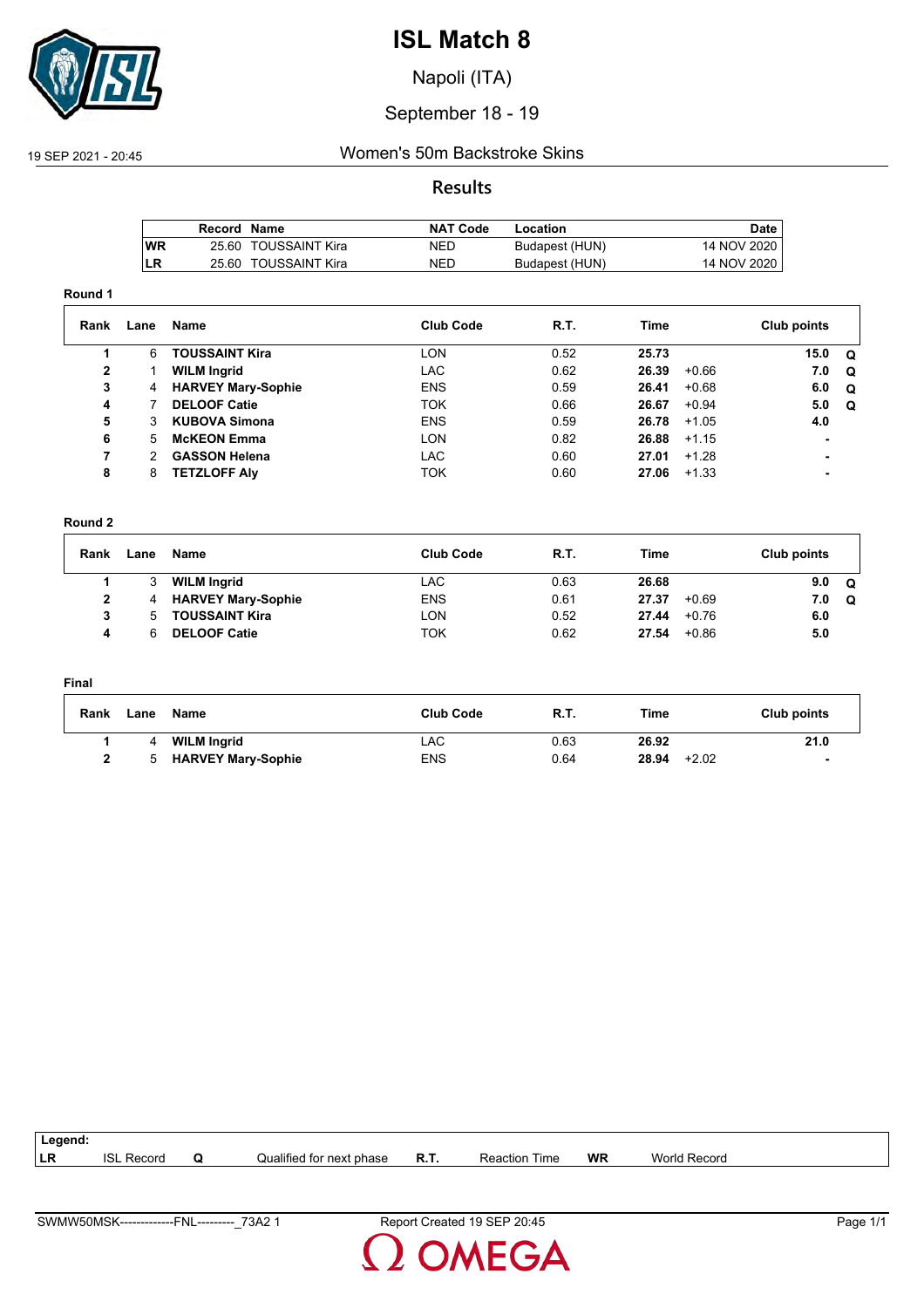# ISL Match 8

Napoli (ITA)

September 18 - 19

19 SEP 2021 - 20:45

## Women's 50m Backstroke Skins

### Results

| | Record | Name | NAT Code | Location | Date |
|---|---|---|---|---|---|
| WR | 25.60 | TOUSSAINT Kira | NED | Budapest (HUN) | 14 NOV 2020 |
| LR | 25.60 | TOUSSAINT Kira | NED | Budapest (HUN) | 14 NOV 2020 |

**Round 1**

| Rank | Lane | Name | Club Code | R.T. | Time | | Club points | |
|---|---|---|---|---|---|---|---|---|
| 1 | 6 | **TOUSSAINT Kira** | LON | 0.52 | **25.73** | | **15.0** | **Q** |
| 2 | 1 | **WILM Ingrid** | LAC | 0.62 | **26.39** | +0.66 | **7.0** | **Q** |
| 3 | 4 | **HARVEY Mary-Sophie** | ENS | 0.59 | **26.41** | +0.68 | **6.0** | **Q** |
| 4 | 7 | **DELOOF Catie** | TOK | 0.66 | **26.67** | +0.94 | **5.0** | **Q** |
| 5 | 3 | **KUBOVA Simona** | ENS | 0.59 | **26.78** | +1.05 | **4.0** | |
| 6 | 5 | **McKEON Emma** | LON | 0.82 | **26.88** | +1.15 | **-** | |
| 7 | 2 | **GASSON Helena** | LAC | 0.60 | **27.01** | +1.28 | **-** | |
| 8 | 8 | **TETZLOFF Aly** | TOK | 0.60 | **27.06** | +1.33 | **-** | |

**Round 2**

| Rank | Lane | Name | Club Code | R.T. | Time | | Club points | |
|---|---|---|---|---|---|---|---|---|
| 1 | 3 | **WILM Ingrid** | LAC | 0.63 | **26.68** | | **9.0** | **Q** |
| 2 | 4 | **HARVEY Mary-Sophie** | ENS | 0.61 | **27.37** | +0.69 | **7.0** | **Q** |
| 3 | 5 | **TOUSSAINT Kira** | LON | 0.52 | **27.44** | +0.76 | **6.0** | |
| 4 | 6 | **DELOOF Catie** | TOK | 0.62 | **27.54** | +0.86 | **5.0** | |

**Final**

| Rank | Lane | Name | Club Code | R.T. | Time | | Club points |
|---|---|---|---|---|---|---|---|
| 1 | 4 | **WILM Ingrid** | LAC | 0.63 | **26.92** | | **21.0** |
| 2 | 5 | **HARVEY Mary-Sophie** | ENS | 0.64 | **28.94** | +2.02 | **-** |

**Legend:**

| | | | | | | | |
|---|---|---|---|---|---|---|---|
| LR | ISL Record | Q | Qualified for next phase | R.T. | Reaction Time | WR | World Record |

SWMW50MSK-------------FNL---------_73A2 1 Report Created 19 SEP 20:45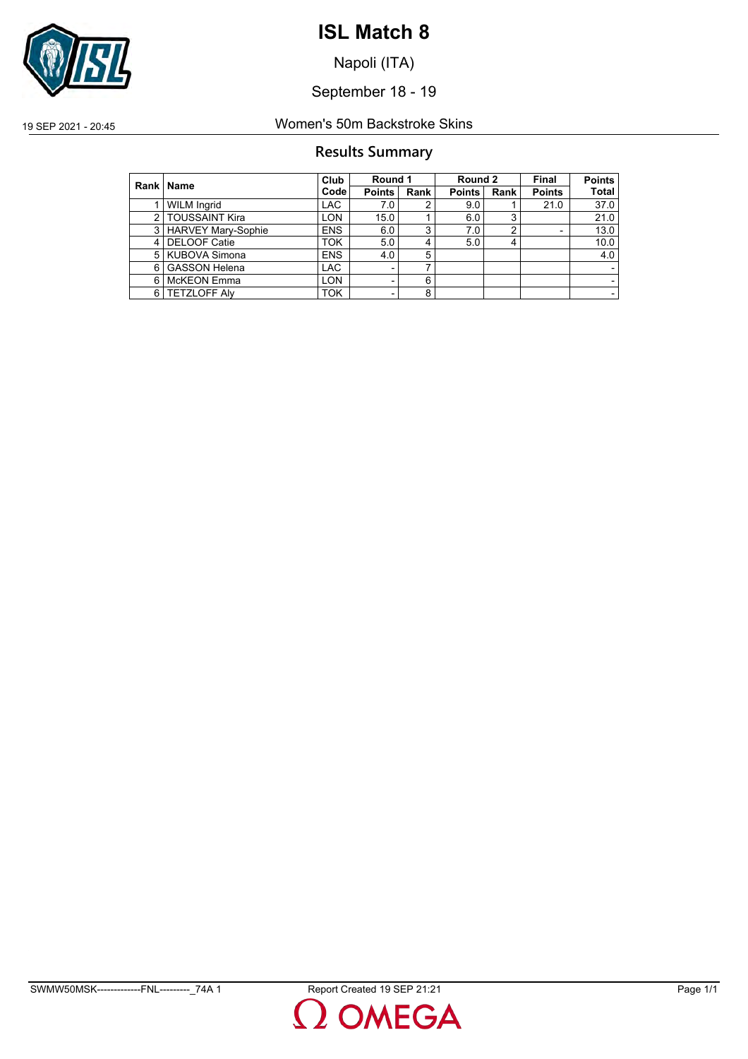# ISL Match 8

Napoli (ITA)

September 18 - 19

19 SEP 2021 - 20:45 Women's 50m Backstroke Skins

## Results Summary

| Rank | Name | Club Code | Round 1 | | Round 2 | | Final | Points |
|---|---|---|---|---|---|---|---|---|
| | | | Points | Rank | Points | Rank | Points | Total |
| 1 | WILM Ingrid | LAC | 7.0 | 2 | 9.0 | 1 | 21.0 | 37.0 |
| 2 | TOUSSAINT Kira | LON | 15.0 | 1 | 6.0 | 3 | | 21.0 |
| 3 | HARVEY Mary-Sophie | ENS | 6.0 | 3 | 7.0 | 2 | - | 13.0 |
| 4 | DELOOF Catie | TOK | 5.0 | 4 | 5.0 | 4 | | 10.0 |
| 5 | KUBOVA Simona | ENS | 4.0 | 5 | | | | 4.0 |
| 6 | GASSON Helena | LAC | - | 7 | | | | - |
| 6 | McKEON Emma | LON | - | 6 | | | | - |
| 6 | TETZLOFF Aly | TOK | - | 8 | | | | - |

SWMW50MSK-------------FNL---------_74A 1 Report Created 19 SEP 21:21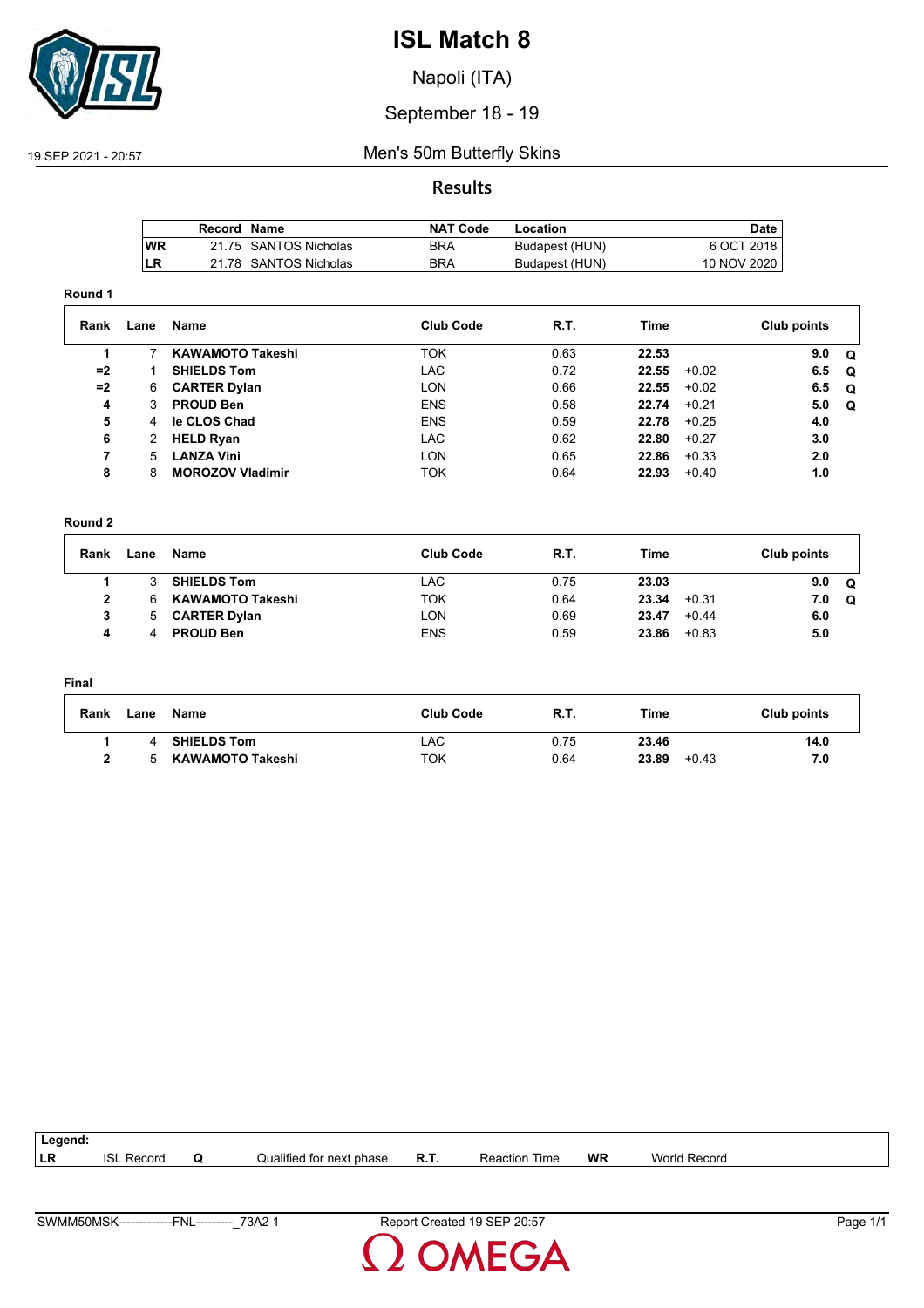# ISL Match 8

Napoli (ITA)

September 18 - 19

19 SEP 2021 - 20:57

## Men's 50m Butterfly Skins

### Results

| | Record | Name | NAT Code | Location | Date |
|---|---|---|---|---|---|
| WR | 21.75 | SANTOS Nicholas | BRA | Budapest (HUN) | 6 OCT 2018 |
| LR | 21.78 | SANTOS Nicholas | BRA | Budapest (HUN) | 10 NOV 2020 |

**Round 1**

| Rank | Lane | Name | Club Code | R.T. | Time | | Club points | |
|---|---|---|---|---|---|---|---|---|
| 1 | 7 | **KAWAMOTO Takeshi** | TOK | 0.63 | **22.53** | | **9.0** | **Q** |
| =2 | 1 | **SHIELDS Tom** | LAC | 0.72 | **22.55** | +0.02 | **6.5** | **Q** |
| =2 | 6 | **CARTER Dylan** | LON | 0.66 | **22.55** | +0.02 | **6.5** | **Q** |
| 4 | 3 | **PROUD Ben** | ENS | 0.58 | **22.74** | +0.21 | **5.0** | **Q** |
| 5 | 4 | **le CLOS Chad** | ENS | 0.59 | **22.78** | +0.25 | **4.0** | |
| 6 | 2 | **HELD Ryan** | LAC | 0.62 | **22.80** | +0.27 | **3.0** | |
| 7 | 5 | **LANZA Vini** | LON | 0.65 | **22.86** | +0.33 | **2.0** | |
| 8 | 8 | **MOROZOV Vladimir** | TOK | 0.64 | **22.93** | +0.40 | **1.0** | |

**Round 2**

| Rank | Lane | Name | Club Code | R.T. | Time | | Club points | |
|---|---|---|---|---|---|---|---|---|
| 1 | 3 | **SHIELDS Tom** | LAC | 0.75 | **23.03** | | **9.0** | **Q** |
| 2 | 6 | **KAWAMOTO Takeshi** | TOK | 0.64 | **23.34** | +0.31 | **7.0** | **Q** |
| 3 | 5 | **CARTER Dylan** | LON | 0.69 | **23.47** | +0.44 | **6.0** | |
| 4 | 4 | **PROUD Ben** | ENS | 0.59 | **23.86** | +0.83 | **5.0** | |

**Final**

| Rank | Lane | Name | Club Code | R.T. | Time | | Club points |
|---|---|---|---|---|---|---|---|
| 1 | 4 | **SHIELDS Tom** | LAC | 0.75 | **23.46** | | **14.0** |
| 2 | 5 | **KAWAMOTO Takeshi** | TOK | 0.64 | **23.89** | +0.43 | **7.0** |

**Legend:**

| | | | | | | | |
|---|---|---|---|---|---|---|---|
| LR | ISL Record | Q | Qualified for next phase | R.T. | Reaction Time | WR | World Record |

SWMM50MSK-------------FNL---------_73A2 1 Report Created 19 SEP 20:57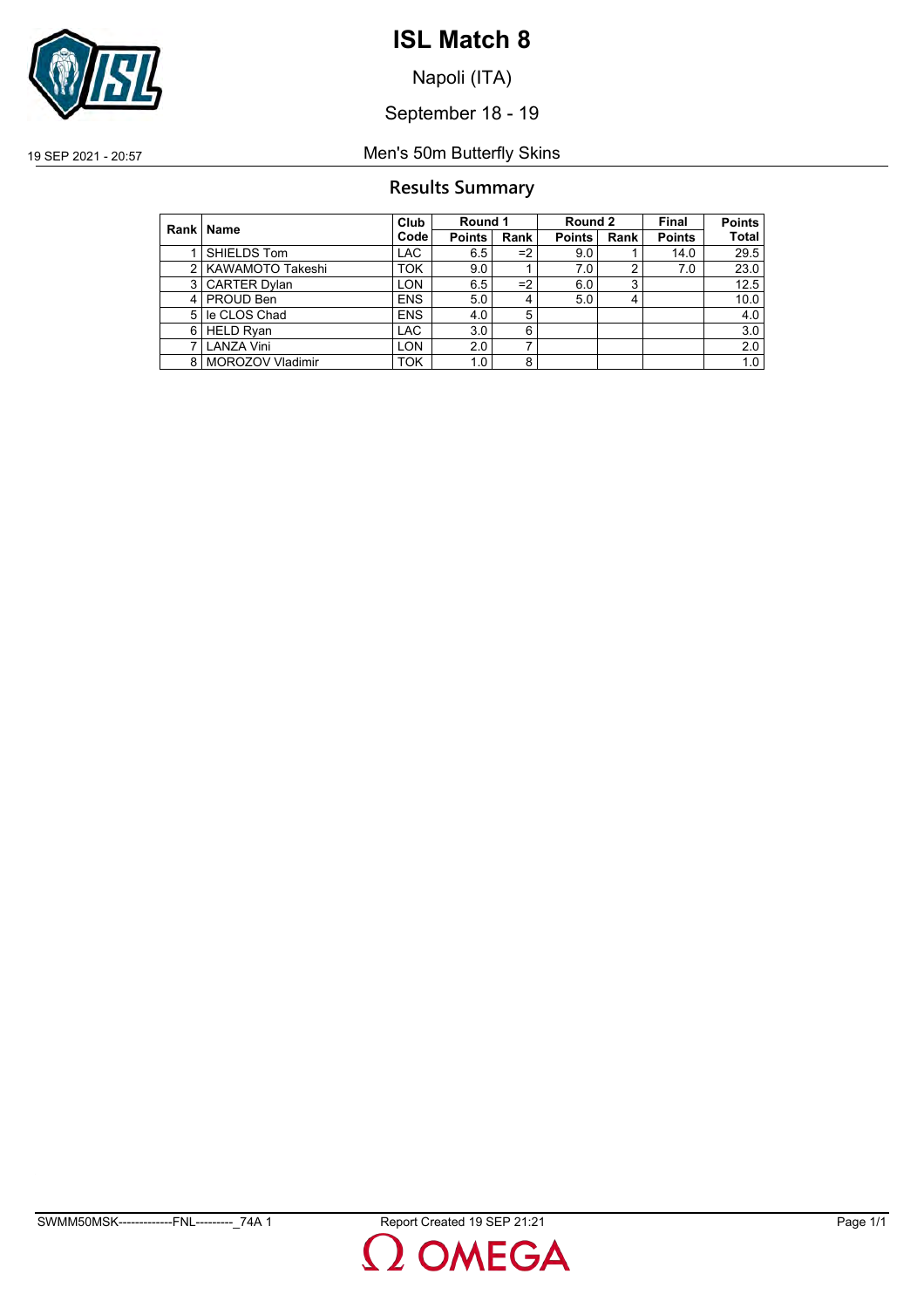# ISL Match 8

Napoli (ITA)

September 18 - 19

19 SEP 2021 - 20:57

Men's 50m Butterfly Skins

## Results Summary

| Rank | Name | Club Code | Round 1 | | Round 2 | | Final | Points |
|---|---|---|---|---|---|---|---|---|
| | | | Points | Rank | Points | Rank | Points | Total |
| 1 | SHIELDS Tom | LAC | 6.5 | =2 | 9.0 | 1 | 14.0 | 29.5 |
| 2 | KAWAMOTO Takeshi | TOK | 9.0 | 1 | 7.0 | 2 | 7.0 | 23.0 |
| 3 | CARTER Dylan | LON | 6.5 | =2 | 6.0 | 3 | | 12.5 |
| 4 | PROUD Ben | ENS | 5.0 | 4 | 5.0 | 4 | | 10.0 |
| 5 | le CLOS Chad | ENS | 4.0 | 5 | | | | 4.0 |
| 6 | HELD Ryan | LAC | 3.0 | 6 | | | | 3.0 |
| 7 | LANZA Vini | LON | 2.0 | 7 | | | | 2.0 |
| 8 | MOROZOV Vladimir | TOK | 1.0 | 8 | | | | 1.0 |

SWMM50MSK--------------FNL---------_74A 1 Report Created 19 SEP 21:21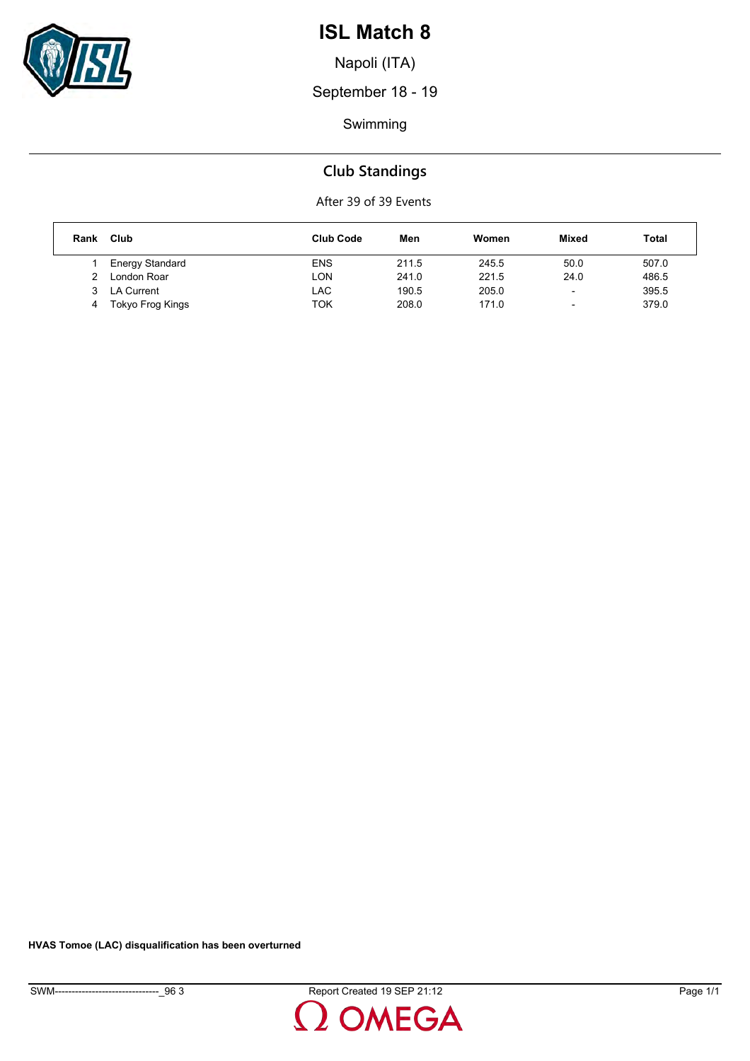# ISL Match 8

Napoli (ITA)

September 18 - 19

Swimming

## Club Standings

After 39 of 39 Events

| Rank | Club | Club Code | Men | Women | Mixed | Total |
|---|---|---|---|---|---|---|
| 1 | Energy Standard | ENS | 211.5 | 245.5 | 50.0 | 507.0 |
| 2 | London Roar | LON | 241.0 | 221.5 | 24.0 | 486.5 |
| 3 | LA Current | LAC | 190.5 | 205.0 | - | 395.5 |
| 4 | Tokyo Frog Kings | TOK | 208.0 | 171.0 | - | 379.0 |

**HVAS Tomoe (LAC) disqualification has been overturned**

SWM-------------------------------_96 3 Report Created 19 SEP 21:12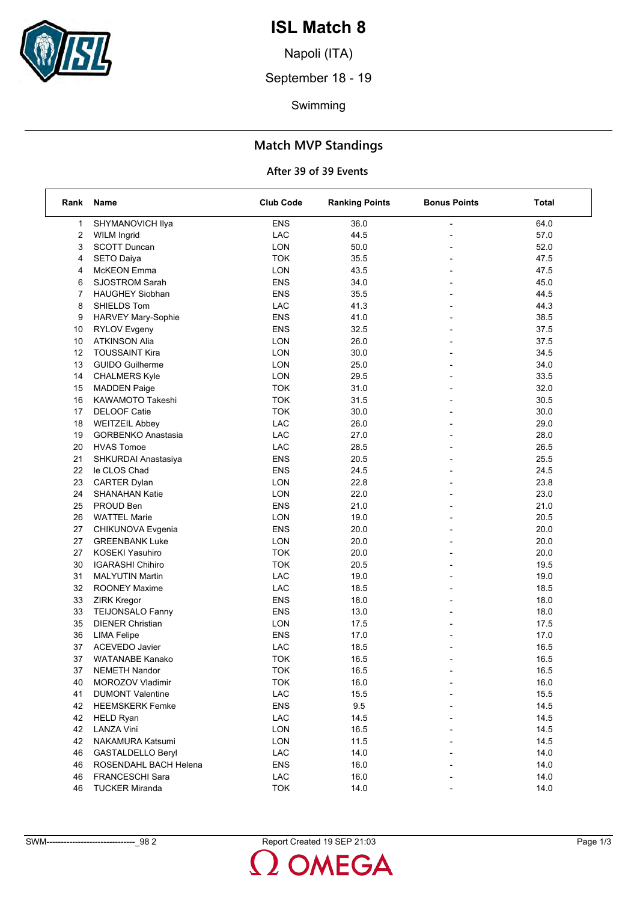# ISL Match 8

Napoli (ITA)

September 18 - 19

Swimming

## Match MVP Standings

### After 39 of 39 Events

| Rank | Name | Club Code | Ranking Points | Bonus Points | Total |
|---|---|---|---|---|---|
| 1 | SHYMANOVICH Ilya | ENS | 36.0 | - | 64.0 |
| 2 | WILM Ingrid | LAC | 44.5 | - | 57.0 |
| 3 | SCOTT Duncan | LON | 50.0 | - | 52.0 |
| 4 | SETO Daiya | TOK | 35.5 | - | 47.5 |
| 4 | McKEON Emma | LON | 43.5 | - | 47.5 |
| 6 | SJOSTROM Sarah | ENS | 34.0 | - | 45.0 |
| 7 | HAUGHEY Siobhan | ENS | 35.5 | - | 44.5 |
| 8 | SHIELDS Tom | LAC | 41.3 | - | 44.3 |
| 9 | HARVEY Mary-Sophie | ENS | 41.0 | - | 38.5 |
| 10 | RYLOV Evgeny | ENS | 32.5 | - | 37.5 |
| 10 | ATKINSON Alia | LON | 26.0 | - | 37.5 |
| 12 | TOUSSAINT Kira | LON | 30.0 | - | 34.5 |
| 13 | GUIDO Guilherme | LON | 25.0 | - | 34.0 |
| 14 | CHALMERS Kyle | LON | 29.5 | - | 33.5 |
| 15 | MADDEN Paige | TOK | 31.0 | - | 32.0 |
| 16 | KAWAMOTO Takeshi | TOK | 31.5 | - | 30.5 |
| 17 | DELOOF Catie | TOK | 30.0 | - | 30.0 |
| 18 | WEITZEIL Abbey | LAC | 26.0 | - | 29.0 |
| 19 | GORBENKO Anastasia | LAC | 27.0 | - | 28.0 |
| 20 | HVAS Tomoe | LAC | 28.5 | - | 26.5 |
| 21 | SHKURDAI Anastasiya | ENS | 20.5 | - | 25.5 |
| 22 | le CLOS Chad | ENS | 24.5 | - | 24.5 |
| 23 | CARTER Dylan | LON | 22.8 | - | 23.8 |
| 24 | SHANAHAN Katie | LON | 22.0 | - | 23.0 |
| 25 | PROUD Ben | ENS | 21.0 | - | 21.0 |
| 26 | WATTEL Marie | LON | 19.0 | - | 20.5 |
| 27 | CHIKUNOVA Evgenia | ENS | 20.0 | - | 20.0 |
| 27 | GREENBANK Luke | LON | 20.0 | - | 20.0 |
| 27 | KOSEKI Yasuhiro | TOK | 20.0 | - | 20.0 |
| 30 | IGARASHI Chihiro | TOK | 20.5 | - | 19.5 |
| 31 | MALYUTIN Martin | LAC | 19.0 | - | 19.0 |
| 32 | ROONEY Maxime | LAC | 18.5 | - | 18.5 |
| 33 | ZIRK Kregor | ENS | 18.0 | - | 18.0 |
| 33 | TEIJONSALO Fanny | ENS | 13.0 | - | 18.0 |
| 35 | DIENER Christian | LON | 17.5 | - | 17.5 |
| 36 | LIMA Felipe | ENS | 17.0 | - | 17.0 |
| 37 | ACEVEDO Javier | LAC | 18.5 | - | 16.5 |
| 37 | WATANABE Kanako | TOK | 16.5 | - | 16.5 |
| 37 | NEMETH Nandor | TOK | 16.5 | - | 16.5 |
| 40 | MOROZOV Vladimir | TOK | 16.0 | - | 16.0 |
| 41 | DUMONT Valentine | LAC | 15.5 | - | 15.5 |
| 42 | HEEMSKERK Femke | ENS | 9.5 | - | 14.5 |
| 42 | HELD Ryan | LAC | 14.5 | - | 14.5 |
| 42 | LANZA Vini | LON | 16.5 | - | 14.5 |
| 42 | NAKAMURA Katsumi | LON | 11.5 | - | 14.5 |
| 46 | GASTALDELLO Beryl | LAC | 14.0 | - | 14.0 |
| 46 | ROSENDAHL BACH Helena | ENS | 16.0 | - | 14.0 |
| 46 | FRANCESCHI Sara | LAC | 16.0 | - | 14.0 |
| 46 | TUCKER Miranda | TOK | 14.0 | - | 14.0 |

SWM-------------------------------_98 2 Report Created 19 SEP 21:03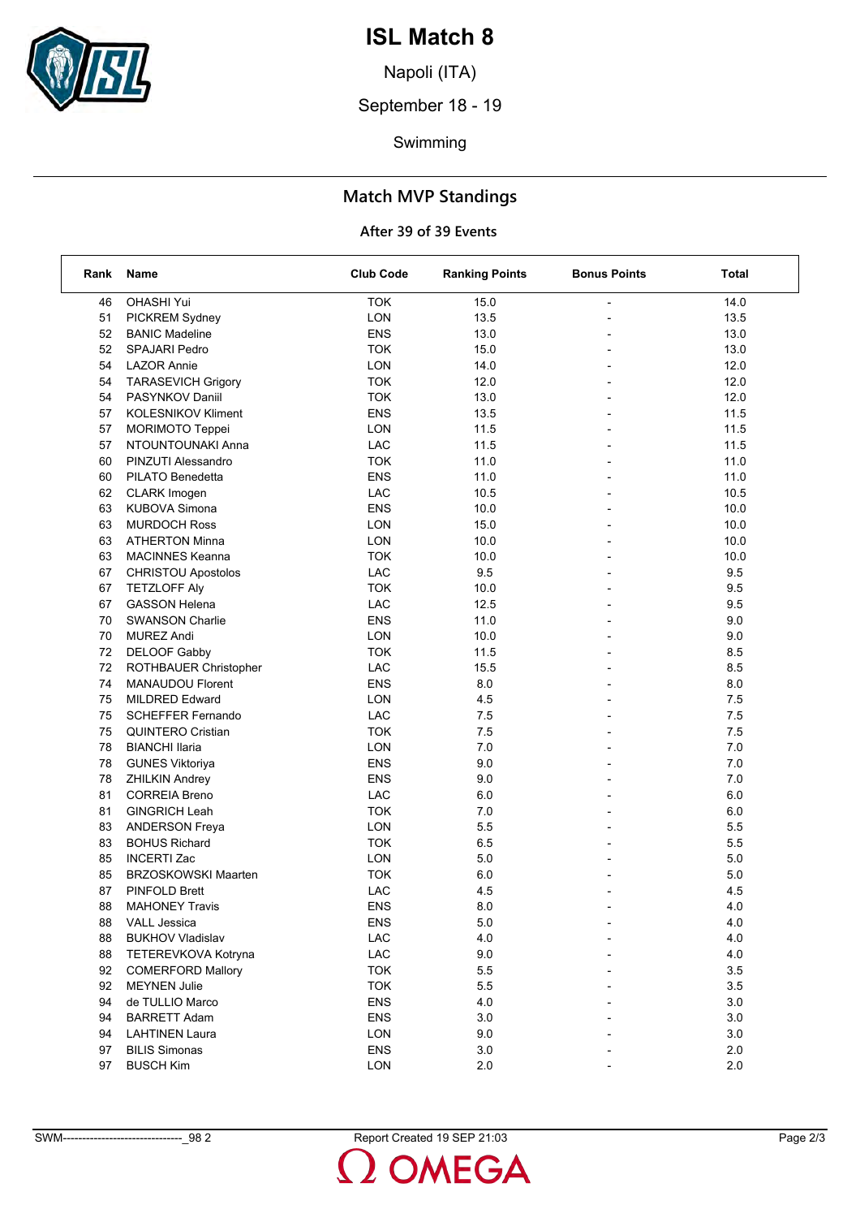# ISL Match 8

Napoli (ITA)

September 18 - 19

Swimming

## Match MVP Standings

### After 39 of 39 Events

| Rank | Name | Club Code | Ranking Points | Bonus Points | Total |
|---|---|---|---|---|---|
| 46 | OHASHI Yui | TOK | 15.0 | - | 14.0 |
| 51 | PICKREM Sydney | LON | 13.5 | - | 13.5 |
| 52 | BANIC Madeline | ENS | 13.0 | - | 13.0 |
| 52 | SPAJARI Pedro | TOK | 15.0 | - | 13.0 |
| 54 | LAZOR Annie | LON | 14.0 | - | 12.0 |
| 54 | TARASEVICH Grigory | TOK | 12.0 | - | 12.0 |
| 54 | PASYNKOV Daniil | TOK | 13.0 | - | 12.0 |
| 57 | KOLESNIKOV Kliment | ENS | 13.5 | - | 11.5 |
| 57 | MORIMOTO Teppei | LON | 11.5 | - | 11.5 |
| 57 | NTOUNTOUNAKI Anna | LAC | 11.5 | - | 11.5 |
| 60 | PINZUTI Alessandro | TOK | 11.0 | - | 11.0 |
| 60 | PILATO Benedetta | ENS | 11.0 | - | 11.0 |
| 62 | CLARK Imogen | LAC | 10.5 | - | 10.5 |
| 63 | KUBOVA Simona | ENS | 10.0 | - | 10.0 |
| 63 | MURDOCH Ross | LON | 15.0 | - | 10.0 |
| 63 | ATHERTON Minna | LON | 10.0 | - | 10.0 |
| 63 | MACINNES Keanna | TOK | 10.0 | - | 10.0 |
| 67 | CHRISTOU Apostolos | LAC | 9.5 | - | 9.5 |
| 67 | TETZLOFF Aly | TOK | 10.0 | - | 9.5 |
| 67 | GASSON Helena | LAC | 12.5 | - | 9.5 |
| 70 | SWANSON Charlie | ENS | 11.0 | - | 9.0 |
| 70 | MUREZ Andi | LON | 10.0 | - | 9.0 |
| 72 | DELOOF Gabby | TOK | 11.5 | - | 8.5 |
| 72 | ROTHBAUER Christopher | LAC | 15.5 | - | 8.5 |
| 74 | MANAUDOU Florent | ENS | 8.0 | - | 8.0 |
| 75 | MILDRED Edward | LON | 4.5 | - | 7.5 |
| 75 | SCHEFFER Fernando | LAC | 7.5 | - | 7.5 |
| 75 | QUINTERO Cristian | TOK | 7.5 | - | 7.5 |
| 78 | BIANCHI Ilaria | LON | 7.0 | - | 7.0 |
| 78 | GUNES Viktoriya | ENS | 9.0 | - | 7.0 |
| 78 | ZHILKIN Andrey | ENS | 9.0 | - | 7.0 |
| 81 | CORREIA Breno | LAC | 6.0 | - | 6.0 |
| 81 | GINGRICH Leah | TOK | 7.0 | - | 6.0 |
| 83 | ANDERSON Freya | LON | 5.5 | - | 5.5 |
| 83 | BOHUS Richard | TOK | 6.5 | - | 5.5 |
| 85 | INCERTI Zac | LON | 5.0 | - | 5.0 |
| 85 | BRZOSKOWSKI Maarten | TOK | 6.0 | - | 5.0 |
| 87 | PINFOLD Brett | LAC | 4.5 | - | 4.5 |
| 88 | MAHONEY Travis | ENS | 8.0 | - | 4.0 |
| 88 | VALL Jessica | ENS | 5.0 | - | 4.0 |
| 88 | BUKHOV Vladislav | LAC | 4.0 | - | 4.0 |
| 88 | TETEREVKOVA Kotryna | LAC | 9.0 | - | 4.0 |
| 92 | COMERFORD Mallory | TOK | 5.5 | - | 3.5 |
| 92 | MEYNEN Julie | TOK | 5.5 | - | 3.5 |
| 94 | de TULLIO Marco | ENS | 4.0 | - | 3.0 |
| 94 | BARRETT Adam | ENS | 3.0 | - | 3.0 |
| 94 | LAHTINEN Laura | LON | 9.0 | - | 3.0 |
| 97 | BILIS Simonas | ENS | 3.0 | - | 2.0 |
| 97 | BUSCH Kim | LON | 2.0 | - | 2.0 |

SWM-------------------------------_98 2 Report Created 19 SEP 21:03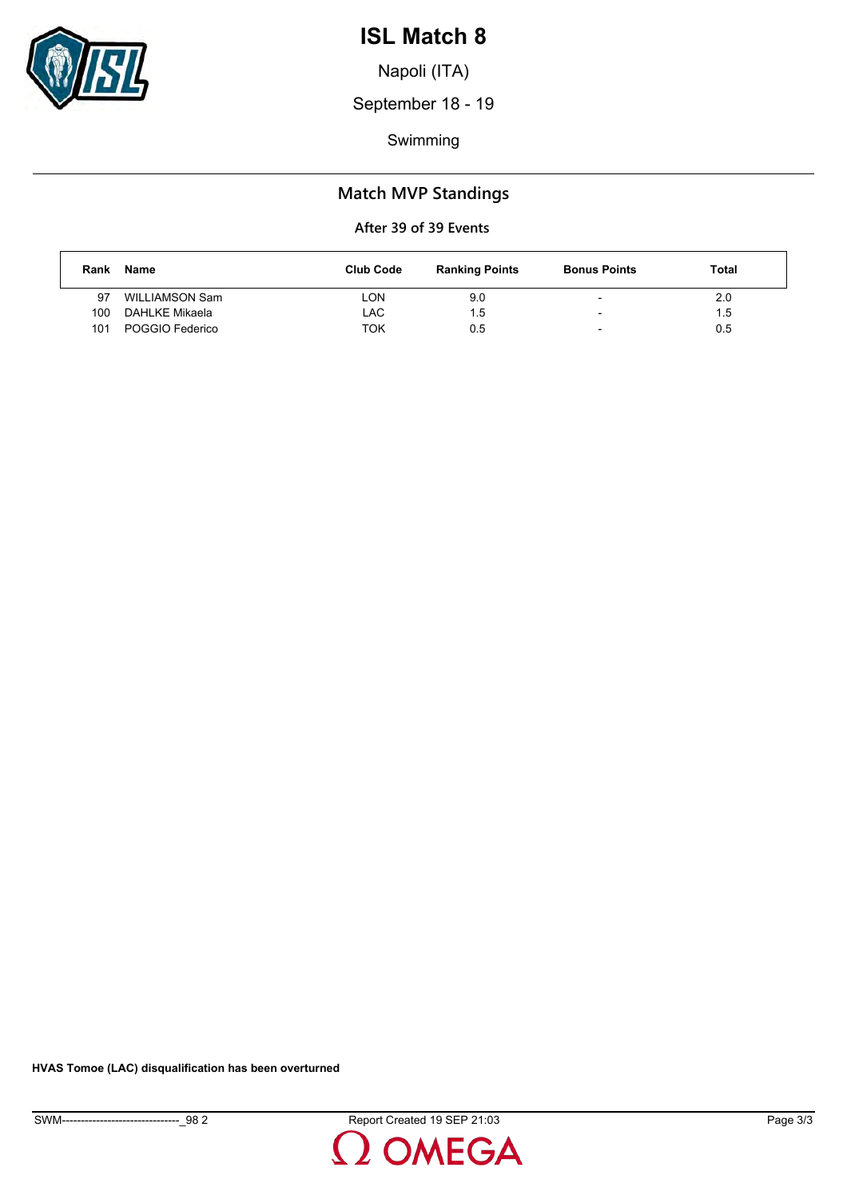# ISL Match 8

Napoli (ITA)

September 18 - 19

Swimming

## Match MVP Standings

### After 39 of 39 Events

| Rank | Name | Club Code | Ranking Points | Bonus Points | Total |
|---|---|---|---|---|---|
| 97 | WILLIAMSON Sam | LON | 9.0 | - | 2.0 |
| 100 | DAHLKE Mikaela | LAC | 1.5 | - | 1.5 |
| 101 | POGGIO Federico | TOK | 0.5 | - | 0.5 |

**HVAS Tomoe (LAC) disqualification has been overturned**

SWM-------------------------------_98 2 Report Created 19 SEP 21:03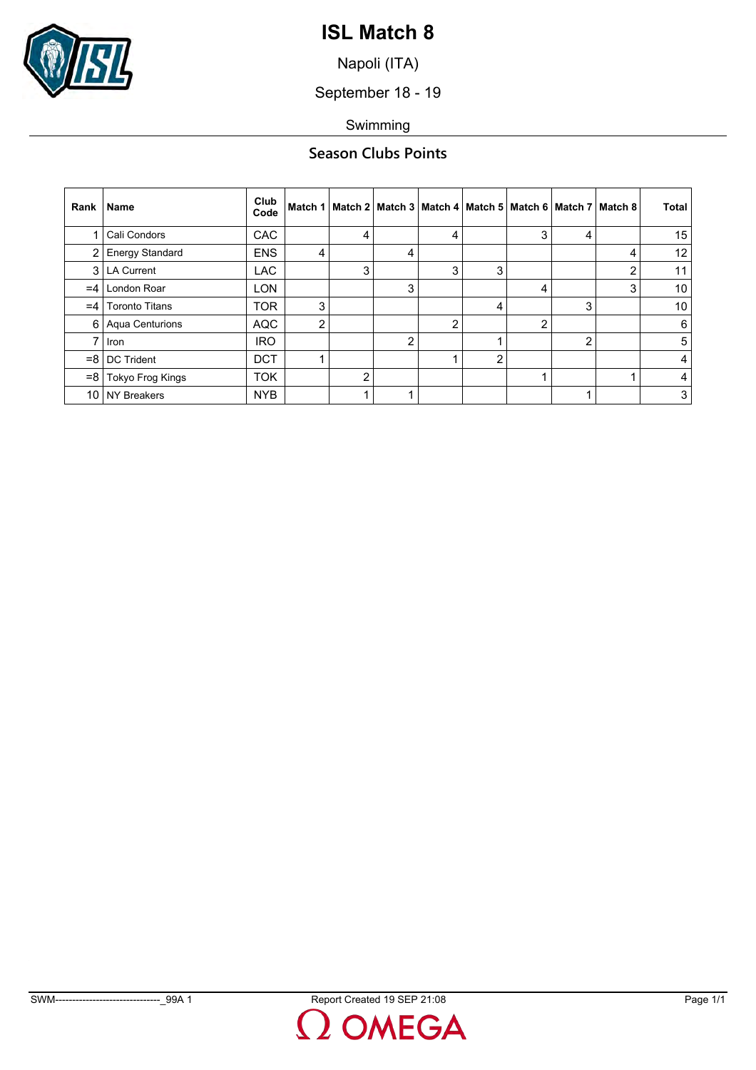# ISL Match 8

Napoli (ITA)

September 18 - 19

Swimming

## Season Clubs Points

| Rank | Name | Club Code | Match 1 | Match 2 | Match 3 | Match 4 | Match 5 | Match 6 | Match 7 | Match 8 | Total |
|---|---|---|---|---|---|---|---|---|---|---|---|
| 1 | Cali Condors | CAC | | 4 | | 4 | | 3 | 4 | | 15 |
| 2 | Energy Standard | ENS | 4 | | 4 | | | | | 4 | 12 |
| 3 | LA Current | LAC | | 3 | | 3 | 3 | | | 2 | 11 |
| =4 | London Roar | LON | | | 3 | | | 4 | | 3 | 10 |
| =4 | Toronto Titans | TOR | 3 | | | | 4 | | 3 | | 10 |
| 6 | Aqua Centurions | AQC | 2 | | | 2 | | 2 | | | 6 |
| 7 | Iron | IRO | | | 2 | | 1 | | 2 | | 5 |
| =8 | DC Trident | DCT | 1 | | | 1 | 2 | | | | 4 |
| =8 | Tokyo Frog Kings | TOK | | 2 | | | | 1 | | 1 | 4 |
| 10 | NY Breakers | NYB | | 1 | 1 | | | | 1 | | 3 |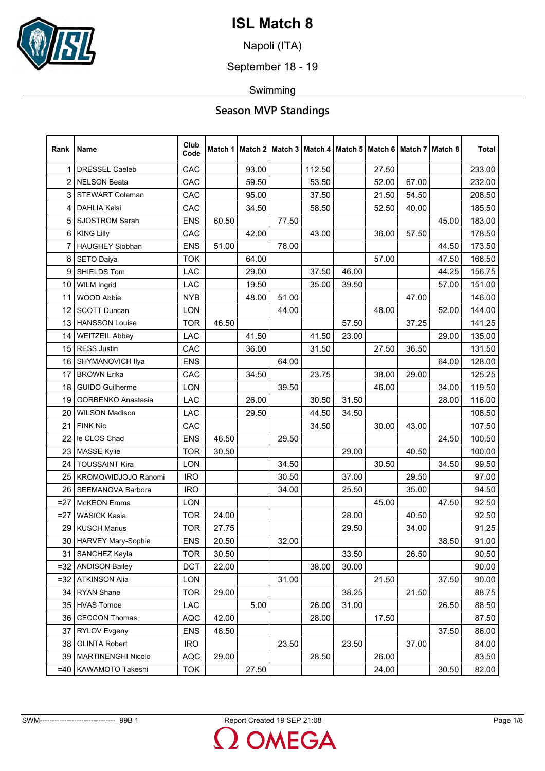# ISL Match 8

Napoli (ITA)

September 18 - 19

Swimming

## Season MVP Standings

| Rank | Name | Club Code | Match 1 | Match 2 | Match 3 | Match 4 | Match 5 | Match 6 | Match 7 | Match 8 | Total |
|---|---|---|---|---|---|---|---|---|---|---|---|
| 1 | DRESSEL Caeleb | CAC | | 93.00 | | 112.50 | | 27.50 | | | 233.00 |
| 2 | NELSON Beata | CAC | | 59.50 | | 53.50 | | 52.00 | 67.00 | | 232.00 |
| 3 | STEWART Coleman | CAC | | 95.00 | | 37.50 | | 21.50 | 54.50 | | 208.50 |
| 4 | DAHLIA Kelsi | CAC | | 34.50 | | 58.50 | | 52.50 | 40.00 | | 185.50 |
| 5 | SJOSTROM Sarah | ENS | 60.50 | | 77.50 | | | | | 45.00 | 183.00 |
| 6 | KING Lilly | CAC | | 42.00 | | 43.00 | | 36.00 | 57.50 | | 178.50 |
| 7 | HAUGHEY Siobhan | ENS | 51.00 | | 78.00 | | | | | 44.50 | 173.50 |
| 8 | SETO Daiya | TOK | | 64.00 | | | | 57.00 | | 47.50 | 168.50 |
| 9 | SHIELDS Tom | LAC | | 29.00 | | 37.50 | 46.00 | | | 44.25 | 156.75 |
| 10 | WILM Ingrid | LAC | | 19.50 | | 35.00 | 39.50 | | | 57.00 | 151.00 |
| 11 | WOOD Abbie | NYB | | 48.00 | 51.00 | | | | 47.00 | | 146.00 |
| 12 | SCOTT Duncan | LON | | | 44.00 | | | 48.00 | | 52.00 | 144.00 |
| 13 | HANSSON Louise | TOR | 46.50 | | | | 57.50 | | 37.25 | | 141.25 |
| 14 | WEITZEIL Abbey | LAC | | 41.50 | | 41.50 | 23.00 | | | 29.00 | 135.00 |
| 15 | RESS Justin | CAC | | 36.00 | | 31.50 | | 27.50 | 36.50 | | 131.50 |
| 16 | SHYMANOVICH Ilya | ENS | | | 64.00 | | | | | 64.00 | 128.00 |
| 17 | BROWN Erika | CAC | | 34.50 | | 23.75 | | 38.00 | 29.00 | | 125.25 |
| 18 | GUIDO Guilherme | LON | | | 39.50 | | | 46.00 | | 34.00 | 119.50 |
| 19 | GORBENKO Anastasia | LAC | | 26.00 | | 30.50 | 31.50 | | | 28.00 | 116.00 |
| 20 | WILSON Madison | LAC | | 29.50 | | 44.50 | 34.50 | | | | 108.50 |
| 21 | FINK Nic | CAC | | | | 34.50 | | 30.00 | 43.00 | | 107.50 |
| 22 | le CLOS Chad | ENS | 46.50 | | 29.50 | | | | | 24.50 | 100.50 |
| 23 | MASSE Kylie | TOR | 30.50 | | | | 29.00 | | 40.50 | | 100.00 |
| 24 | TOUSSAINT Kira | LON | | | 34.50 | | | 30.50 | | 34.50 | 99.50 |
| 25 | KROMOWIDJOJO Ranomi | IRO | | | 30.50 | | 37.00 | | 29.50 | | 97.00 |
| 26 | SEEMANOVA Barbora | IRO | | | 34.00 | | 25.50 | | 35.00 | | 94.50 |
| =27 | McKEON Emma | LON | | | | | | 45.00 | | 47.50 | 92.50 |
| =27 | WASICK Kasia | TOR | 24.00 | | | | 28.00 | | 40.50 | | 92.50 |
| 29 | KUSCH Marius | TOR | 27.75 | | | | 29.50 | | 34.00 | | 91.25 |
| 30 | HARVEY Mary-Sophie | ENS | 20.50 | | 32.00 | | | | | 38.50 | 91.00 |
| 31 | SANCHEZ Kayla | TOR | 30.50 | | | | 33.50 | | 26.50 | | 90.50 |
| =32 | ANDISON Bailey | DCT | 22.00 | | | 38.00 | 30.00 | | | | 90.00 |
| =32 | ATKINSON Alia | LON | | | 31.00 | | | 21.50 | | 37.50 | 90.00 |
| 34 | RYAN Shane | TOR | 29.00 | | | | 38.25 | | 21.50 | | 88.75 |
| 35 | HVAS Tomoe | LAC | | 5.00 | | 26.00 | 31.00 | | | 26.50 | 88.50 |
| 36 | CECCON Thomas | AQC | 42.00 | | | 28.00 | | 17.50 | | | 87.50 |
| 37 | RYLOV Evgeny | ENS | 48.50 | | | | | | | 37.50 | 86.00 |
| 38 | GLINTA Robert | IRO | | | 23.50 | | 23.50 | | 37.00 | | 84.00 |
| 39 | MARTINENGHI Nicolo | AQC | 29.00 | | | 28.50 | | 26.00 | | | 83.50 |
| =40 | KAWAMOTO Takeshi | TOK | | 27.50 | | | | 24.00 | | 30.50 | 82.00 |

SWM-------------------------------_99B 1    Report Created 19 SEP 21:08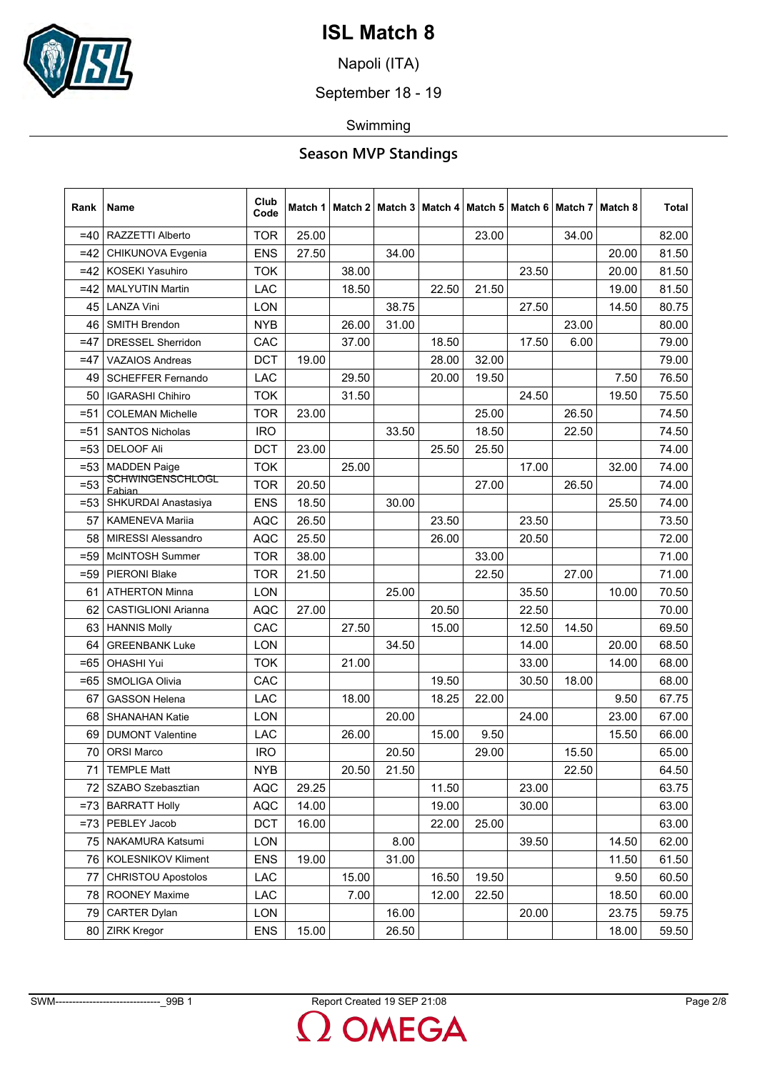# ISL Match 8

Napoli (ITA)

September 18 - 19

Swimming

## Season MVP Standings

| Rank | Name | Club Code | Match 1 | Match 2 | Match 3 | Match 4 | Match 5 | Match 6 | Match 7 | Match 8 | Total |
|---|---|---|---|---|---|---|---|---|---|---|---|
| =40 | RAZZETTI Alberto | TOR | 25.00 | | | | 23.00 | | 34.00 | | 82.00 |
| =42 | CHIKUNOVA Evgenia | ENS | 27.50 | | 34.00 | | | | | 20.00 | 81.50 |
| =42 | KOSEKI Yasuhiro | TOK | | 38.00 | | | | 23.50 | | 20.00 | 81.50 |
| =42 | MALYUTIN Martin | LAC | | 18.50 | | 22.50 | 21.50 | | | 19.00 | 81.50 |
| 45 | LANZA Vini | LON | | | 38.75 | | | 27.50 | | 14.50 | 80.75 |
| 46 | SMITH Brendon | NYB | | 26.00 | 31.00 | | | | 23.00 | | 80.00 |
| =47 | DRESSEL Sherridon | CAC | | 37.00 | | 18.50 | | 17.50 | 6.00 | | 79.00 |
| =47 | VAZAIOS Andreas | DCT | 19.00 | | | 28.00 | 32.00 | | | | 79.00 |
| 49 | SCHEFFER Fernando | LAC | | 29.50 | | 20.00 | 19.50 | | | 7.50 | 76.50 |
| 50 | IGARASHI Chihiro | TOK | | 31.50 | | | | 24.50 | | 19.50 | 75.50 |
| =51 | COLEMAN Michelle | TOR | 23.00 | | | | 25.00 | | 26.50 | | 74.50 |
| =51 | SANTOS Nicholas | IRO | | | 33.50 | | 18.50 | | 22.50 | | 74.50 |
| =53 | DELOOF Ali | DCT | 23.00 | | | 25.50 | 25.50 | | | | 74.00 |
| =53 | MADDEN Paige | TOK | | 25.00 | | | | 17.00 | | 32.00 | 74.00 |
| =53 | SCHWINGENSCHLOGL Fabian | TOR | 20.50 | | | | 27.00 | | 26.50 | | 74.00 |
| =53 | SHKURDAI Anastasiya | ENS | 18.50 | | 30.00 | | | | | 25.50 | 74.00 |
| 57 | KAMENEVA Mariia | AQC | 26.50 | | | 23.50 | | 23.50 | | | 73.50 |
| 58 | MIRESSI Alessandro | AQC | 25.50 | | | 26.00 | | 20.50 | | | 72.00 |
| =59 | McINTOSH Summer | TOR | 38.00 | | | | 33.00 | | | | 71.00 |
| =59 | PIERONI Blake | TOR | 21.50 | | | | 22.50 | | 27.00 | | 71.00 |
| 61 | ATHERTON Minna | LON | | | 25.00 | | | 35.50 | | 10.00 | 70.50 |
| 62 | CASTIGLIONI Arianna | AQC | 27.00 | | | 20.50 | | 22.50 | | | 70.00 |
| 63 | HANNIS Molly | CAC | | 27.50 | | 15.00 | | 12.50 | 14.50 | | 69.50 |
| 64 | GREENBANK Luke | LON | | | 34.50 | | | 14.00 | | 20.00 | 68.50 |
| =65 | OHASHI Yui | TOK | | 21.00 | | | | 33.00 | | 14.00 | 68.00 |
| =65 | SMOLIGA Olivia | CAC | | | | 19.50 | | 30.50 | 18.00 | | 68.00 |
| 67 | GASSON Helena | LAC | | 18.00 | | 18.25 | 22.00 | | | 9.50 | 67.75 |
| 68 | SHANAHAN Katie | LON | | | 20.00 | | | 24.00 | | 23.00 | 67.00 |
| 69 | DUMONT Valentine | LAC | | 26.00 | | 15.00 | 9.50 | | | 15.50 | 66.00 |
| 70 | ORSI Marco | IRO | | | 20.50 | | 29.00 | | 15.50 | | 65.00 |
| 71 | TEMPLE Matt | NYB | | 20.50 | 21.50 | | | | 22.50 | | 64.50 |
| 72 | SZABO Szebasztian | AQC | 29.25 | | | 11.50 | | 23.00 | | | 63.75 |
| =73 | BARRATT Holly | AQC | 14.00 | | | 19.00 | | 30.00 | | | 63.00 |
| =73 | PEBLEY Jacob | DCT | 16.00 | | | 22.00 | 25.00 | | | | 63.00 |
| 75 | NAKAMURA Katsumi | LON | | | 8.00 | | | 39.50 | | 14.50 | 62.00 |
| 76 | KOLESNIKOV Kliment | ENS | 19.00 | | 31.00 | | | | | 11.50 | 61.50 |
| 77 | CHRISTOU Apostolos | LAC | | 15.00 | | 16.50 | 19.50 | | | 9.50 | 60.50 |
| 78 | ROONEY Maxime | LAC | | 7.00 | | 12.00 | 22.50 | | | 18.50 | 60.00 |
| 79 | CARTER Dylan | LON | | | 16.00 | | | 20.00 | | 23.75 | 59.75 |
| 80 | ZIRK Kregor | ENS | 15.00 | | 26.50 | | | | | 18.00 | 59.50 |

SWM-------------------------------_99B 1 Report Created 19 SEP 21:08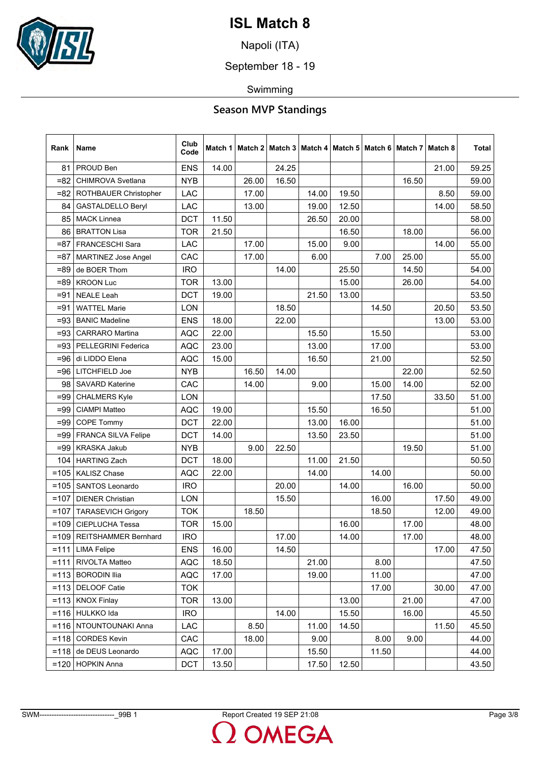# ISL Match 8

Napoli (ITA)

September 18 - 19

Swimming

## Season MVP Standings

| Rank | Name | Club Code | Match 1 | Match 2 | Match 3 | Match 4 | Match 5 | Match 6 | Match 7 | Match 8 | Total |
|---|---|---|---|---|---|---|---|---|---|---|---|
| 81 | PROUD Ben | ENS | 14.00 | | 24.25 | | | | | 21.00 | 59.25 |
| =82 | CHIMROVA Svetlana | NYB | | 26.00 | 16.50 | | | | 16.50 | | 59.00 |
| =82 | ROTHBAUER Christopher | LAC | | 17.00 | | 14.00 | 19.50 | | | 8.50 | 59.00 |
| 84 | GASTALDELLO Beryl | LAC | | 13.00 | | 19.00 | 12.50 | | | 14.00 | 58.50 |
| 85 | MACK Linnea | DCT | 11.50 | | | 26.50 | 20.00 | | | | 58.00 |
| 86 | BRATTON Lisa | TOR | 21.50 | | | | 16.50 | | 18.00 | | 56.00 |
| =87 | FRANCESCHI Sara | LAC | | 17.00 | | 15.00 | 9.00 | | | 14.00 | 55.00 |
| =87 | MARTINEZ Jose Angel | CAC | | 17.00 | | 6.00 | | 7.00 | 25.00 | | 55.00 |
| =89 | de BOER Thom | IRO | | | 14.00 | | 25.50 | | 14.50 | | 54.00 |
| =89 | KROON Luc | TOR | 13.00 | | | | 15.00 | | 26.00 | | 54.00 |
| =91 | NEALE Leah | DCT | 19.00 | | | 21.50 | 13.00 | | | | 53.50 |
| =91 | WATTEL Marie | LON | | | 18.50 | | | 14.50 | | 20.50 | 53.50 |
| =93 | BANIC Madeline | ENS | 18.00 | | 22.00 | | | | | 13.00 | 53.00 |
| =93 | CARRARO Martina | AQC | 22.00 | | | 15.50 | | 15.50 | | | 53.00 |
| =93 | PELLEGRINI Federica | AQC | 23.00 | | | 13.00 | | 17.00 | | | 53.00 |
| =96 | di LIDDO Elena | AQC | 15.00 | | | 16.50 | | 21.00 | | | 52.50 |
| =96 | LITCHFIELD Joe | NYB | | 16.50 | 14.00 | | | | 22.00 | | 52.50 |
| 98 | SAVARD Katerine | CAC | | 14.00 | | 9.00 | | 15.00 | 14.00 | | 52.00 |
| =99 | CHALMERS Kyle | LON | | | | | | 17.50 | | 33.50 | 51.00 |
| =99 | CIAMPI Matteo | AQC | 19.00 | | | 15.50 | | 16.50 | | | 51.00 |
| =99 | COPE Tommy | DCT | 22.00 | | | 13.00 | 16.00 | | | | 51.00 |
| =99 | FRANCA SILVA Felipe | DCT | 14.00 | | | 13.50 | 23.50 | | | | 51.00 |
| =99 | KRASKA Jakub | NYB | | 9.00 | 22.50 | | | | 19.50 | | 51.00 |
| 104 | HARTING Zach | DCT | 18.00 | | | 11.00 | 21.50 | | | | 50.50 |
| =105 | KALISZ Chase | AQC | 22.00 | | | 14.00 | | 14.00 | | | 50.00 |
| =105 | SANTOS Leonardo | IRO | | | 20.00 | | 14.00 | | 16.00 | | 50.00 |
| =107 | DIENER Christian | LON | | | 15.50 | | | 16.00 | | 17.50 | 49.00 |
| =107 | TARASEVICH Grigory | TOK | | 18.50 | | | | 18.50 | | 12.00 | 49.00 |
| =109 | CIEPLUCHA Tessa | TOR | 15.00 | | | | 16.00 | | 17.00 | | 48.00 |
| =109 | REITSHAMMER Bernhard | IRO | | | 17.00 | | 14.00 | | 17.00 | | 48.00 |
| =111 | LIMA Felipe | ENS | 16.00 | | 14.50 | | | | | 17.00 | 47.50 |
| =111 | RIVOLTA Matteo | AQC | 18.50 | | | 21.00 | | 8.00 | | | 47.50 |
| =113 | BORODIN Ilia | AQC | 17.00 | | | 19.00 | | 11.00 | | | 47.00 |
| =113 | DELOOF Catie | TOK | | | | | | 17.00 | | 30.00 | 47.00 |
| =113 | KNOX Finlay | TOR | 13.00 | | | | 13.00 | | 21.00 | | 47.00 |
| =116 | HULKKO Ida | IRO | | | 14.00 | | 15.50 | | 16.00 | | 45.50 |
| =116 | NTOUNTOUNAKI Anna | LAC | | 8.50 | | 11.00 | 14.50 | | | 11.50 | 45.50 |
| =118 | CORDES Kevin | CAC | | 18.00 | | 9.00 | | 8.00 | 9.00 | | 44.00 |
| =118 | de DEUS Leonardo | AQC | 17.00 | | | 15.50 | | 11.50 | | | 44.00 |
| =120 | HOPKIN Anna | DCT | 13.50 | | | 17.50 | 12.50 | | | | 43.50 |

SWM-------------------------------_99B 1 Report Created 19 SEP 21:08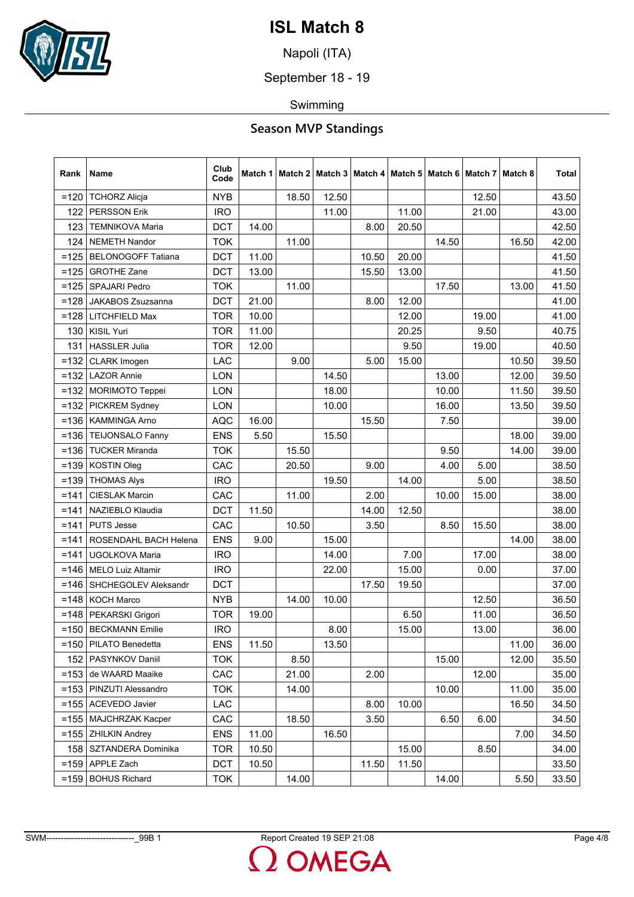# ISL Match 8

Napoli (ITA)

September 18 - 19

Swimming

## Season MVP Standings

| Rank | Name | Club Code | Match 1 | Match 2 | Match 3 | Match 4 | Match 5 | Match 6 | Match 7 | Match 8 | Total |
|---|---|---|---|---|---|---|---|---|---|---|---|
| =120 | TCHORZ Alicja | NYB | | 18.50 | 12.50 | | | | 12.50 | | 43.50 |
| 122 | PERSSON Erik | IRO | | | 11.00 | | 11.00 | | 21.00 | | 43.00 |
| 123 | TEMNIKOVA Maria | DCT | 14.00 | | | 8.00 | 20.50 | | | | 42.50 |
| 124 | NEMETH Nandor | TOK | | 11.00 | | | | 14.50 | | 16.50 | 42.00 |
| =125 | BELONOGOFF Tatiana | DCT | 11.00 | | | 10.50 | 20.00 | | | | 41.50 |
| =125 | GROTHE Zane | DCT | 13.00 | | | 15.50 | 13.00 | | | | 41.50 |
| =125 | SPAJARI Pedro | TOK | | 11.00 | | | | 17.50 | | 13.00 | 41.50 |
| =128 | JAKABOS Zsuzsanna | DCT | 21.00 | | | 8.00 | 12.00 | | | | 41.00 |
| =128 | LITCHFIELD Max | TOR | 10.00 | | | | 12.00 | | 19.00 | | 41.00 |
| 130 | KISIL Yuri | TOR | 11.00 | | | | 20.25 | | 9.50 | | 40.75 |
| 131 | HASSLER Julia | TOR | 12.00 | | | | 9.50 | | 19.00 | | 40.50 |
| =132 | CLARK Imogen | LAC | | 9.00 | | 5.00 | 15.00 | | | 10.50 | 39.50 |
| =132 | LAZOR Annie | LON | | | 14.50 | | | 13.00 | | 12.00 | 39.50 |
| =132 | MORIMOTO Teppei | LON | | | 18.00 | | | 10.00 | | 11.50 | 39.50 |
| =132 | PICKREM Sydney | LON | | | 10.00 | | | 16.00 | | 13.50 | 39.50 |
| =136 | KAMMINGA Arno | AQC | 16.00 | | | 15.50 | | 7.50 | | | 39.00 |
| =136 | TEIJONSALO Fanny | ENS | 5.50 | | 15.50 | | | | | 18.00 | 39.00 |
| =136 | TUCKER Miranda | TOK | | 15.50 | | | | 9.50 | | 14.00 | 39.00 |
| =139 | KOSTIN Oleg | CAC | | 20.50 | | 9.00 | | 4.00 | 5.00 | | 38.50 |
| =139 | THOMAS Alys | IRO | | | 19.50 | | 14.00 | | 5.00 | | 38.50 |
| =141 | CIESLAK Marcin | CAC | | 11.00 | | 2.00 | | 10.00 | 15.00 | | 38.00 |
| =141 | NAZIEBLO Klaudia | DCT | 11.50 | | | 14.00 | 12.50 | | | | 38.00 |
| =141 | PUTS Jesse | CAC | | 10.50 | | 3.50 | | 8.50 | 15.50 | | 38.00 |
| =141 | ROSENDAHL BACH Helena | ENS | 9.00 | | 15.00 | | | | | 14.00 | 38.00 |
| =141 | UGOLKOVA Maria | IRO | | | 14.00 | | 7.00 | | 17.00 | | 38.00 |
| =146 | MELO Luiz Altamir | IRO | | | 22.00 | | 15.00 | | 0.00 | | 37.00 |
| =146 | SHCHEGOLEV Aleksandr | DCT | | | | 17.50 | 19.50 | | | | 37.00 |
| =148 | KOCH Marco | NYB | | 14.00 | 10.00 | | | | 12.50 | | 36.50 |
| =148 | PEKARSKI Grigori | TOR | 19.00 | | | | 6.50 | | 11.00 | | 36.50 |
| =150 | BECKMANN Emilie | IRO | | | 8.00 | | 15.00 | | 13.00 | | 36.00 |
| =150 | PILATO Benedetta | ENS | 11.50 | | 13.50 | | | | | 11.00 | 36.00 |
| 152 | PASYNKOV Daniil | TOK | | 8.50 | | | | 15.00 | | 12.00 | 35.50 |
| =153 | de WAARD Maaike | CAC | | 21.00 | | 2.00 | | | 12.00 | | 35.00 |
| =153 | PINZUTI Alessandro | TOK | | 14.00 | | | | 10.00 | | 11.00 | 35.00 |
| =155 | ACEVEDO Javier | LAC | | | | 8.00 | 10.00 | | | 16.50 | 34.50 |
| =155 | MAJCHRZAK Kacper | CAC | | 18.50 | | 3.50 | | 6.50 | 6.00 | | 34.50 |
| =155 | ZHILKIN Andrey | ENS | 11.00 | | 16.50 | | | | | 7.00 | 34.50 |
| 158 | SZTANDERA Dominika | TOR | 10.50 | | | | 15.00 | | 8.50 | | 34.00 |
| =159 | APPLE Zach | DCT | 10.50 | | | 11.50 | 11.50 | | | | 33.50 |
| =159 | BOHUS Richard | TOK | | 14.00 | | | | 14.00 | | 5.50 | 33.50 |

SWM-------------------------------_99B 1 Report Created 19 SEP 21:08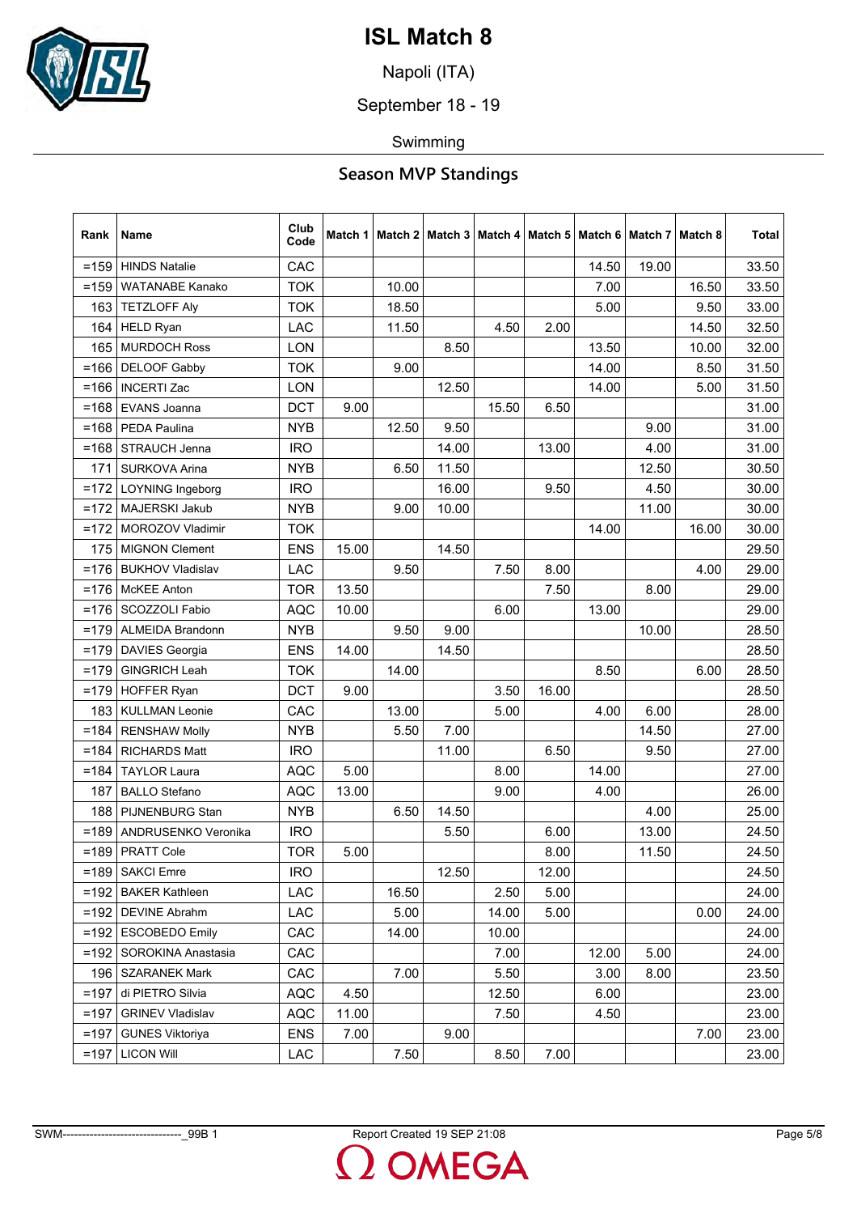# ISL Match 8

Napoli (ITA)

September 18 - 19

Swimming

## Season MVP Standings

| Rank | Name | Club Code | Match 1 | Match 2 | Match 3 | Match 4 | Match 5 | Match 6 | Match 7 | Match 8 | Total |
|---|---|---|---|---|---|---|---|---|---|---|---|
| =159 | HINDS Natalie | CAC | | | | | | 14.50 | 19.00 | | 33.50 |
| =159 | WATANABE Kanako | TOK | | 10.00 | | | | 7.00 | | 16.50 | 33.50 |
| 163 | TETZLOFF Aly | TOK | | 18.50 | | | | 5.00 | | 9.50 | 33.00 |
| 164 | HELD Ryan | LAC | | 11.50 | | 4.50 | 2.00 | | | 14.50 | 32.50 |
| 165 | MURDOCH Ross | LON | | | 8.50 | | | 13.50 | | 10.00 | 32.00 |
| =166 | DELOOF Gabby | TOK | | 9.00 | | | | 14.00 | | 8.50 | 31.50 |
| =166 | INCERTI Zac | LON | | | 12.50 | | | 14.00 | | 5.00 | 31.50 |
| =168 | EVANS Joanna | DCT | 9.00 | | | 15.50 | 6.50 | | | | 31.00 |
| =168 | PEDA Paulina | NYB | | 12.50 | 9.50 | | | | 9.00 | | 31.00 |
| =168 | STRAUCH Jenna | IRO | | | 14.00 | | 13.00 | | 4.00 | | 31.00 |
| 171 | SURKOVA Arina | NYB | | 6.50 | 11.50 | | | | 12.50 | | 30.50 |
| =172 | LOYNING Ingeborg | IRO | | | 16.00 | | 9.50 | | 4.50 | | 30.00 |
| =172 | MAJERSKI Jakub | NYB | | 9.00 | 10.00 | | | | 11.00 | | 30.00 |
| =172 | MOROZOV Vladimir | TOK | | | | | | 14.00 | | 16.00 | 30.00 |
| 175 | MIGNON Clement | ENS | 15.00 | | 14.50 | | | | | | 29.50 |
| =176 | BUKHOV Vladislav | LAC | | 9.50 | | 7.50 | 8.00 | | | 4.00 | 29.00 |
| =176 | McKEE Anton | TOR | 13.50 | | | | 7.50 | | 8.00 | | 29.00 |
| =176 | SCOZZOLI Fabio | AQC | 10.00 | | | 6.00 | | 13.00 | | | 29.00 |
| =179 | ALMEIDA Brandonn | NYB | | 9.50 | 9.00 | | | | 10.00 | | 28.50 |
| =179 | DAVIES Georgia | ENS | 14.00 | | 14.50 | | | | | | 28.50 |
| =179 | GINGRICH Leah | TOK | | 14.00 | | | | 8.50 | | 6.00 | 28.50 |
| =179 | HOFFER Ryan | DCT | 9.00 | | | 3.50 | 16.00 | | | | 28.50 |
| 183 | KULLMAN Leonie | CAC | | 13.00 | | 5.00 | | 4.00 | 6.00 | | 28.00 |
| =184 | RENSHAW Molly | NYB | | 5.50 | 7.00 | | | | 14.50 | | 27.00 |
| =184 | RICHARDS Matt | IRO | | | 11.00 | | 6.50 | | 9.50 | | 27.00 |
| =184 | TAYLOR Laura | AQC | 5.00 | | | 8.00 | | 14.00 | | | 27.00 |
| 187 | BALLO Stefano | AQC | 13.00 | | | 9.00 | | 4.00 | | | 26.00 |
| 188 | PIJNENBURG Stan | NYB | | 6.50 | 14.50 | | | | 4.00 | | 25.00 |
| =189 | ANDRUSENKO Veronika | IRO | | | 5.50 | | 6.00 | | 13.00 | | 24.50 |
| =189 | PRATT Cole | TOR | 5.00 | | | | 8.00 | | 11.50 | | 24.50 |
| =189 | SAKCI Emre | IRO | | | 12.50 | | 12.00 | | | | 24.50 |
| =192 | BAKER Kathleen | LAC | | 16.50 | | 2.50 | 5.00 | | | | 24.00 |
| =192 | DEVINE Abrahm | LAC | | 5.00 | | 14.00 | 5.00 | | | 0.00 | 24.00 |
| =192 | ESCOBEDO Emily | CAC | | 14.00 | | 10.00 | | | | | 24.00 |
| =192 | SOROKINA Anastasia | CAC | | | | 7.00 | | 12.00 | 5.00 | | 24.00 |
| 196 | SZARANEK Mark | CAC | | 7.00 | | 5.50 | | 3.00 | 8.00 | | 23.50 |
| =197 | di PIETRO Silvia | AQC | 4.50 | | | 12.50 | | 6.00 | | | 23.00 |
| =197 | GRINEV Vladislav | AQC | 11.00 | | | 7.50 | | 4.50 | | | 23.00 |
| =197 | GUNES Viktoriya | ENS | 7.00 | | 9.00 | | | | | 7.00 | 23.00 |
| =197 | LICON Will | LAC | | 7.50 | | 8.50 | 7.00 | | | | 23.00 |

SWM-------------------------------_99B 1 Report Created 19 SEP 21:08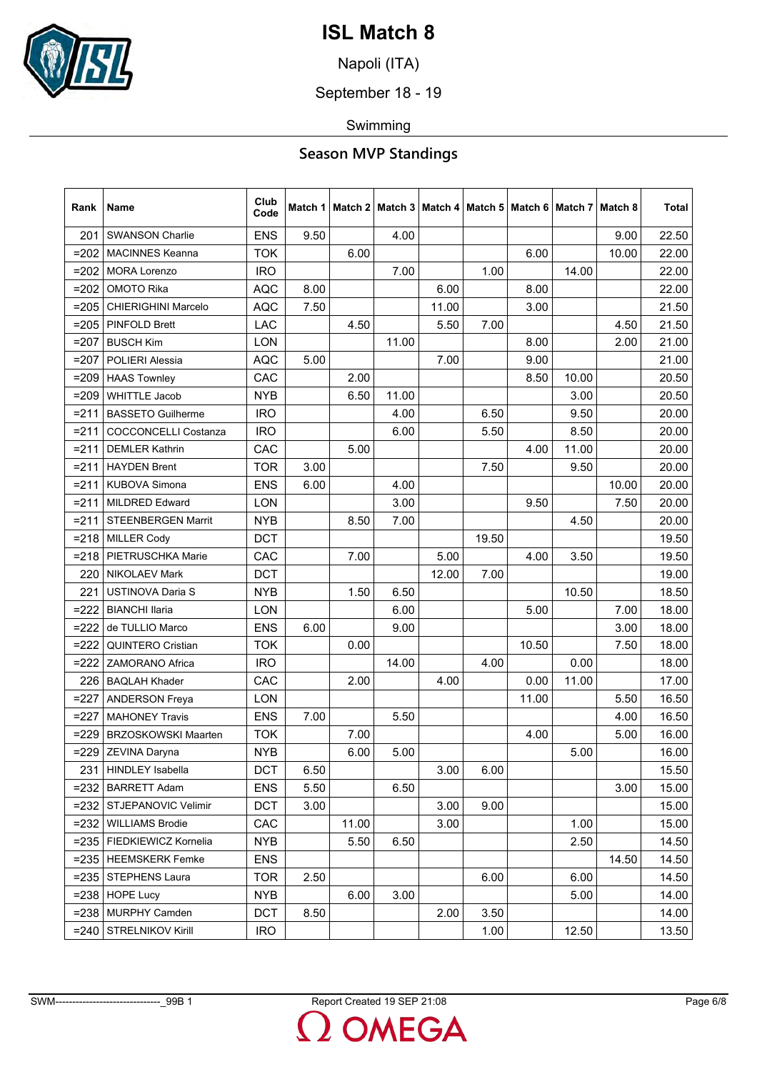# ISL Match 8

Napoli (ITA)

September 18 - 19

Swimming

## Season MVP Standings

| Rank | Name | Club Code | Match 1 | Match 2 | Match 3 | Match 4 | Match 5 | Match 6 | Match 7 | Match 8 | Total |
|---|---|---|---|---|---|---|---|---|---|---|---|
| 201 | SWANSON Charlie | ENS | 9.50 | | 4.00 | | | | | 9.00 | 22.50 |
| =202 | MACINNES Keanna | TOK | | 6.00 | | | | 6.00 | | 10.00 | 22.00 |
| =202 | MORA Lorenzo | IRO | | | 7.00 | | 1.00 | | 14.00 | | 22.00 |
| =202 | OMOTO Rika | AQC | 8.00 | | | 6.00 | | 8.00 | | | 22.00 |
| =205 | CHIERIGHINI Marcelo | AQC | 7.50 | | | 11.00 | | 3.00 | | | 21.50 |
| =205 | PINFOLD Brett | LAC | | 4.50 | | 5.50 | 7.00 | | | 4.50 | 21.50 |
| =207 | BUSCH Kim | LON | | | 11.00 | | | 8.00 | | 2.00 | 21.00 |
| =207 | POLIERI Alessia | AQC | 5.00 | | | 7.00 | | 9.00 | | | 21.00 |
| =209 | HAAS Townley | CAC | | 2.00 | | | | 8.50 | 10.00 | | 20.50 |
| =209 | WHITTLE Jacob | NYB | | 6.50 | 11.00 | | | | 3.00 | | 20.50 |
| =211 | BASSETO Guilherme | IRO | | | 4.00 | | 6.50 | | 9.50 | | 20.00 |
| =211 | COCCONCELLI Costanza | IRO | | | 6.00 | | 5.50 | | 8.50 | | 20.00 |
| =211 | DEMLER Kathrin | CAC | | 5.00 | | | | 4.00 | 11.00 | | 20.00 |
| =211 | HAYDEN Brent | TOR | 3.00 | | | | 7.50 | | 9.50 | | 20.00 |
| =211 | KUBOVA Simona | ENS | 6.00 | | 4.00 | | | | | 10.00 | 20.00 |
| =211 | MILDRED Edward | LON | | | 3.00 | | | 9.50 | | 7.50 | 20.00 |
| =211 | STEENBERGEN Marrit | NYB | | 8.50 | 7.00 | | | | 4.50 | | 20.00 |
| =218 | MILLER Cody | DCT | | | | | 19.50 | | | | 19.50 |
| =218 | PIETRUSCHKA Marie | CAC | | 7.00 | | 5.00 | | 4.00 | 3.50 | | 19.50 |
| 220 | NIKOLAEV Mark | DCT | | | | 12.00 | 7.00 | | | | 19.00 |
| 221 | USTINOVA Daria S | NYB | | 1.50 | 6.50 | | | | 10.50 | | 18.50 |
| =222 | BIANCHI Ilaria | LON | | | 6.00 | | | 5.00 | | 7.00 | 18.00 |
| =222 | de TULLIO Marco | ENS | 6.00 | | 9.00 | | | | | 3.00 | 18.00 |
| =222 | QUINTERO Cristian | TOK | | 0.00 | | | | 10.50 | | 7.50 | 18.00 |
| =222 | ZAMORANO Africa | IRO | | | 14.00 | | 4.00 | | 0.00 | | 18.00 |
| 226 | BAQLAH Khader | CAC | | 2.00 | | 4.00 | | 0.00 | 11.00 | | 17.00 |
| =227 | ANDERSON Freya | LON | | | | | | 11.00 | | 5.50 | 16.50 |
| =227 | MAHONEY Travis | ENS | 7.00 | | 5.50 | | | | | 4.00 | 16.50 |
| =229 | BRZOSKOWSKI Maarten | TOK | | 7.00 | | | | 4.00 | | 5.00 | 16.00 |
| =229 | ZEVINA Daryna | NYB | | 6.00 | 5.00 | | | | 5.00 | | 16.00 |
| 231 | HINDLEY Isabella | DCT | 6.50 | | | 3.00 | 6.00 | | | | 15.50 |
| =232 | BARRETT Adam | ENS | 5.50 | | 6.50 | | | | | 3.00 | 15.00 |
| =232 | STJEPANOVIC Velimir | DCT | 3.00 | | | 3.00 | 9.00 | | | | 15.00 |
| =232 | WILLIAMS Brodie | CAC | | 11.00 | | 3.00 | | | 1.00 | | 15.00 |
| =235 | FIEDKIEWICZ Kornelia | NYB | | 5.50 | 6.50 | | | | 2.50 | | 14.50 |
| =235 | HEEMSKERK Femke | ENS | | | | | | | | 14.50 | 14.50 |
| =235 | STEPHENS Laura | TOR | 2.50 | | | | 6.00 | | 6.00 | | 14.50 |
| =238 | HOPE Lucy | NYB | | 6.00 | 3.00 | | | | 5.00 | | 14.00 |
| =238 | MURPHY Camden | DCT | 8.50 | | | 2.00 | 3.50 | | | | 14.00 |
| =240 | STRELNIKOV Kirill | IRO | | | | | 1.00 | | 12.50 | | 13.50 |

SWM-------------------------------_99B 1 Report Created 19 SEP 21:08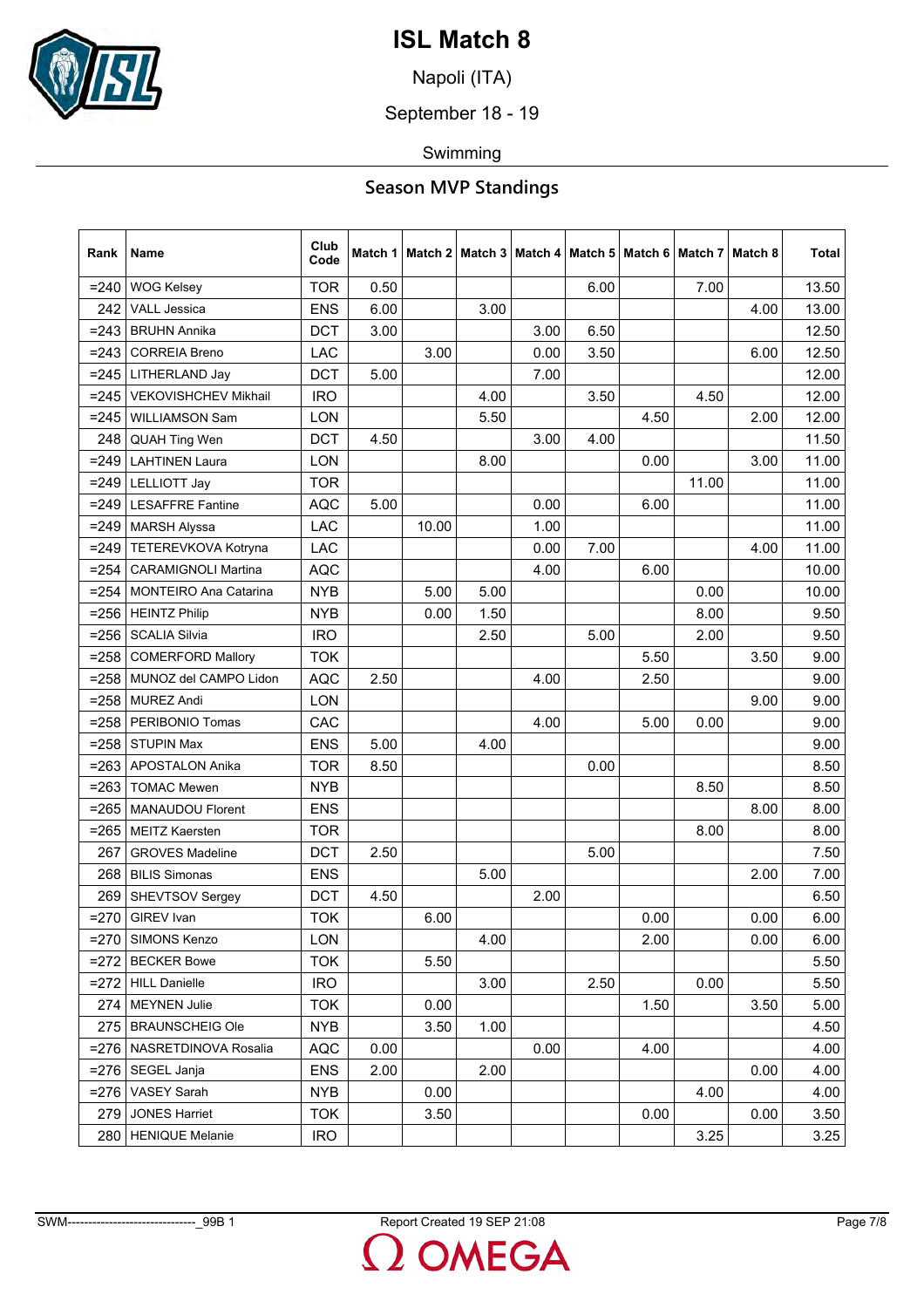# ISL Match 8

Napoli (ITA)

September 18 - 19

Swimming

## Season MVP Standings

| Rank | Name | Club Code | Match 1 | Match 2 | Match 3 | Match 4 | Match 5 | Match 6 | Match 7 | Match 8 | Total |
|---|---|---|---|---|---|---|---|---|---|---|---|
| =240 | WOG Kelsey | TOR | 0.50 | | | | 6.00 | | 7.00 | | 13.50 |
| 242 | VALL Jessica | ENS | 6.00 | | 3.00 | | | | | 4.00 | 13.00 |
| =243 | BRUHN Annika | DCT | 3.00 | | | 3.00 | 6.50 | | | | 12.50 |
| =243 | CORREIA Breno | LAC | | 3.00 | | 0.00 | 3.50 | | | 6.00 | 12.50 |
| =245 | LITHERLAND Jay | DCT | 5.00 | | | 7.00 | | | | | 12.00 |
| =245 | VEKOVISHCHEV Mikhail | IRO | | | 4.00 | | 3.50 | | 4.50 | | 12.00 |
| =245 | WILLIAMSON Sam | LON | | | 5.50 | | | 4.50 | | 2.00 | 12.00 |
| 248 | QUAH Ting Wen | DCT | 4.50 | | | 3.00 | 4.00 | | | | 11.50 |
| =249 | LAHTINEN Laura | LON | | | 8.00 | | | 0.00 | | 3.00 | 11.00 |
| =249 | LELLIOTT Jay | TOR | | | | | | | 11.00 | | 11.00 |
| =249 | LESAFFRE Fantine | AQC | 5.00 | | | 0.00 | | 6.00 | | | 11.00 |
| =249 | MARSH Alyssa | LAC | | 10.00 | | 1.00 | | | | | 11.00 |
| =249 | TETEREVKOVA Kotryna | LAC | | | | 0.00 | 7.00 | | | 4.00 | 11.00 |
| =254 | CARAMIGNOLI Martina | AQC | | | | 4.00 | | 6.00 | | | 10.00 |
| =254 | MONTEIRO Ana Catarina | NYB | | 5.00 | 5.00 | | | | 0.00 | | 10.00 |
| =256 | HEINTZ Philip | NYB | | 0.00 | 1.50 | | | | 8.00 | | 9.50 |
| =256 | SCALIA Silvia | IRO | | | 2.50 | | 5.00 | | 2.00 | | 9.50 |
| =258 | COMERFORD Mallory | TOK | | | | | | 5.50 | | 3.50 | 9.00 |
| =258 | MUNOZ del CAMPO Lidon | AQC | 2.50 | | | 4.00 | | 2.50 | | | 9.00 |
| =258 | MUREZ Andi | LON | | | | | | | | 9.00 | 9.00 |
| =258 | PERIBONIO Tomas | CAC | | | | 4.00 | | 5.00 | 0.00 | | 9.00 |
| =258 | STUPIN Max | ENS | 5.00 | | 4.00 | | | | | | 9.00 |
| =263 | APOSTALON Anika | TOR | 8.50 | | | | 0.00 | | | | 8.50 |
| =263 | TOMAC Mewen | NYB | | | | | | | 8.50 | | 8.50 |
| =265 | MANAUDOU Florent | ENS | | | | | | | | 8.00 | 8.00 |
| =265 | MEITZ Kaersten | TOR | | | | | | | 8.00 | | 8.00 |
| 267 | GROVES Madeline | DCT | 2.50 | | | | 5.00 | | | | 7.50 |
| 268 | BILIS Simonas | ENS | | | 5.00 | | | | | 2.00 | 7.00 |
| 269 | SHEVTSOV Sergey | DCT | 4.50 | | | 2.00 | | | | | 6.50 |
| =270 | GIREV Ivan | TOK | | 6.00 | | | | 0.00 | | 0.00 | 6.00 |
| =270 | SIMONS Kenzo | LON | | | 4.00 | | | 2.00 | | 0.00 | 6.00 |
| =272 | BECKER Bowe | TOK | | 5.50 | | | | | | | 5.50 |
| =272 | HILL Danielle | IRO | | | 3.00 | | 2.50 | | 0.00 | | 5.50 |
| 274 | MEYNEN Julie | TOK | | 0.00 | | | | 1.50 | | 3.50 | 5.00 |
| 275 | BRAUNSCHEIG Ole | NYB | | 3.50 | 1.00 | | | | | | 4.50 |
| =276 | NASRETDINOVA Rosalia | AQC | 0.00 | | | 0.00 | | 4.00 | | | 4.00 |
| =276 | SEGEL Janja | ENS | 2.00 | | 2.00 | | | | | 0.00 | 4.00 |
| =276 | VASEY Sarah | NYB | | 0.00 | | | | | 4.00 | | 4.00 |
| 279 | JONES Harriet | TOK | | 3.50 | | | | 0.00 | | 0.00 | 3.50 |
| 280 | HENIQUE Melanie | IRO | | | | | | | 3.25 | | 3.25 |

SWM-------------------------------_99B 1 Report Created 19 SEP 21:08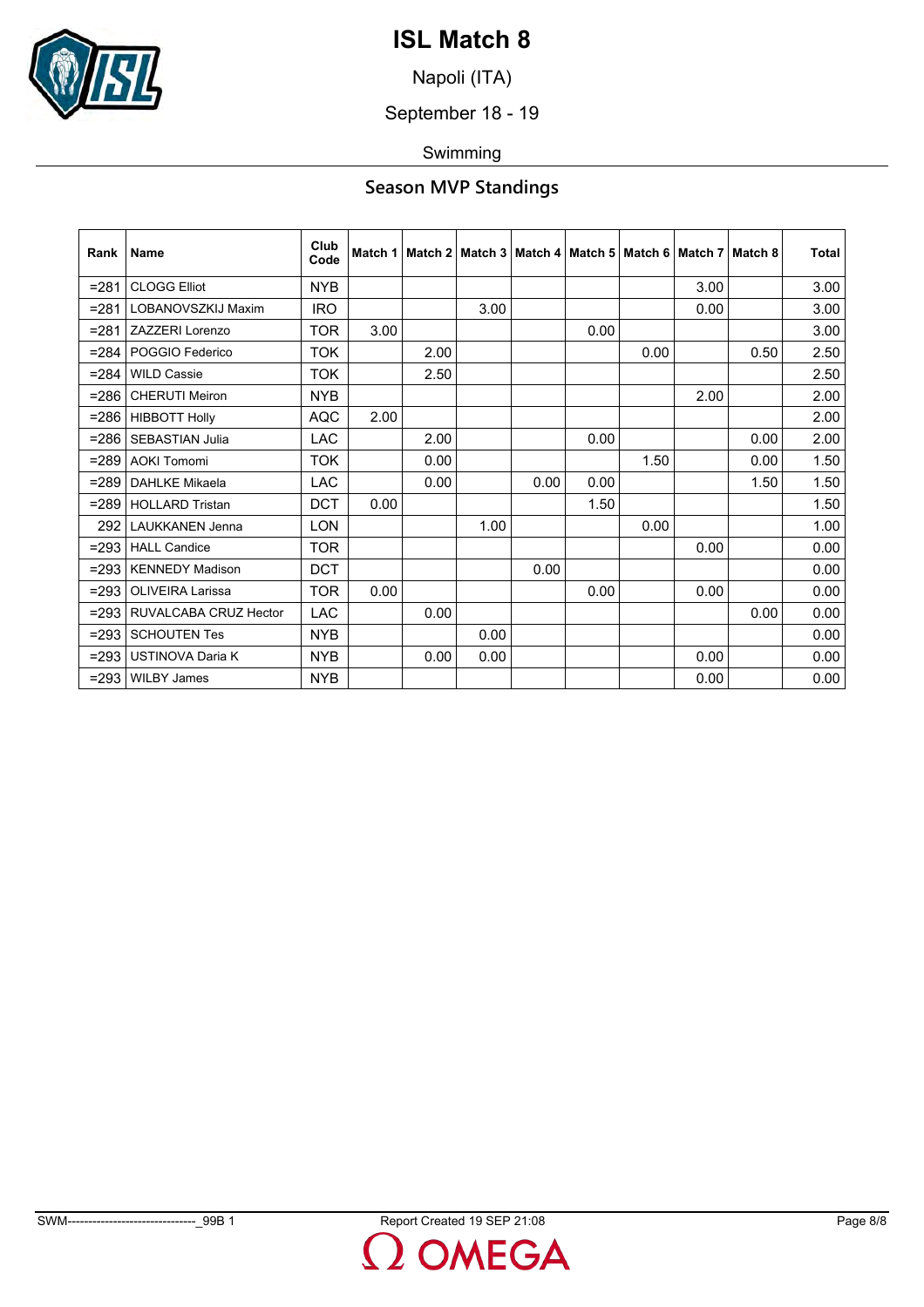# ISL Match 8

Napoli (ITA)

September 18 - 19

Swimming

## Season MVP Standings

| Rank | Name | Club Code | Match 1 | Match 2 | Match 3 | Match 4 | Match 5 | Match 6 | Match 7 | Match 8 | Total |
|---|---|---|---|---|---|---|---|---|---|---|---|
| =281 | CLOGG Elliot | NYB | | | | | | | 3.00 | | 3.00 |
| =281 | LOBANOVSZKIJ Maxim | IRO | | | 3.00 | | | | 0.00 | | 3.00 |
| =281 | ZAZZERI Lorenzo | TOR | 3.00 | | | | 0.00 | | | | 3.00 |
| =284 | POGGIO Federico | TOK | | 2.00 | | | | 0.00 | | 0.50 | 2.50 |
| =284 | WILD Cassie | TOK | | 2.50 | | | | | | | 2.50 |
| =286 | CHERUTI Meiron | NYB | | | | | | | 2.00 | | 2.00 |
| =286 | HIBBOTT Holly | AQC | 2.00 | | | | | | | | 2.00 |
| =286 | SEBASTIAN Julia | LAC | | 2.00 | | | 0.00 | | | 0.00 | 2.00 |
| =289 | AOKI Tomomi | TOK | | 0.00 | | | | 1.50 | | 0.00 | 1.50 |
| =289 | DAHLKE Mikaela | LAC | | 0.00 | | 0.00 | 0.00 | | | 1.50 | 1.50 |
| =289 | HOLLARD Tristan | DCT | 0.00 | | | | 1.50 | | | | 1.50 |
| 292 | LAUKKANEN Jenna | LON | | | 1.00 | | | 0.00 | | | 1.00 |
| =293 | HALL Candice | TOR | | | | | | | 0.00 | | 0.00 |
| =293 | KENNEDY Madison | DCT | | | | 0.00 | | | | | 0.00 |
| =293 | OLIVEIRA Larissa | TOR | 0.00 | | | | 0.00 | | 0.00 | | 0.00 |
| =293 | RUVALCABA CRUZ Hector | LAC | | 0.00 | | | | | | 0.00 | 0.00 |
| =293 | SCHOUTEN Tes | NYB | | | 0.00 | | | | | | 0.00 |
| =293 | USTINOVA Daria K | NYB | | 0.00 | 0.00 | | | | 0.00 | | 0.00 |
| =293 | WILBY James | NYB | | | | | | | 0.00 | | 0.00 |

SWM------------------------------_99B 1 Report Created 19 SEP 21:08